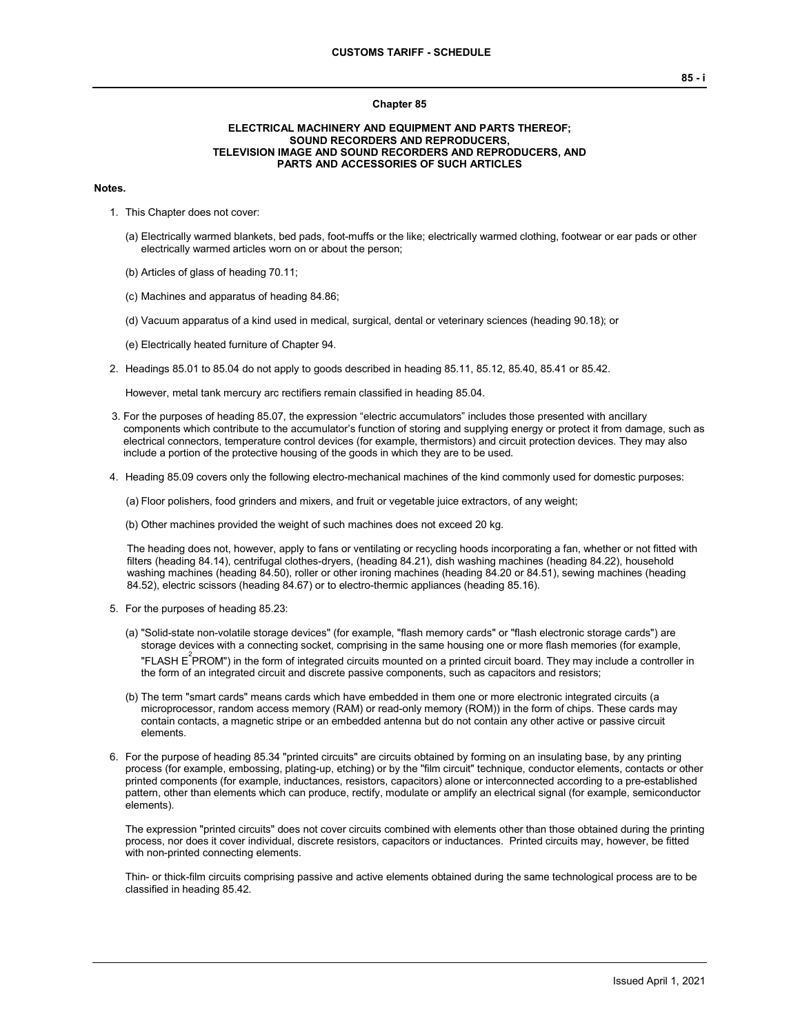# Chapter 85

## ELECTRICAL MACHINERY AND EQUIPMENT AND PARTS THEREOF; SOUND RECORDERS AND REPRODUCERS, TELEVISION IMAGE AND SOUND RECORDERS AND REPRODUCERS, AND PARTS AND ACCESSORIES OF SUCH ARTICLES

**Notes.**

1. This Chapter does not cover:

   (a) Electrically warmed blankets, bed pads, foot-muffs or the like; electrically warmed clothing, footwear or ear pads or other electrically warmed articles worn on or about the person;

   (b) Articles of glass of heading 70.11;

   (c) Machines and apparatus of heading 84.86;

   (d) Vacuum apparatus of a kind used in medical, surgical, dental or veterinary sciences (heading 90.18); or

   (e) Electrically heated furniture of Chapter 94.

2. Headings 85.01 to 85.04 do not apply to goods described in heading 85.11, 85.12, 85.40, 85.41 or 85.42.

   However, metal tank mercury arc rectifiers remain classified in heading 85.04.

3. For the purposes of heading 85.07, the expression "electric accumulators" includes those presented with ancillary components which contribute to the accumulator's function of storing and supplying energy or protect it from damage, such as electrical connectors, temperature control devices (for example, thermistors) and circuit protection devices. They may also include a portion of the protective housing of the goods in which they are to be used.

4. Heading 85.09 covers only the following electro-mechanical machines of the kind commonly used for domestic purposes:

   (a) Floor polishers, food grinders and mixers, and fruit or vegetable juice extractors, of any weight;

   (b) Other machines provided the weight of such machines does not exceed 20 kg.

   The heading does not, however, apply to fans or ventilating or recycling hoods incorporating a fan, whether or not fitted with filters (heading 84.14), centrifugal clothes-dryers, (heading 84.21), dish washing machines (heading 84.22), household washing machines (heading 84.50), roller or other ironing machines (heading 84.20 or 84.51), sewing machines (heading 84.52), electric scissors (heading 84.67) or to electro-thermic appliances (heading 85.16).

5. For the purposes of heading 85.23:

   (a) "Solid-state non-volatile storage devices" (for example, "flash memory cards" or "flash electronic storage cards") are storage devices with a connecting socket, comprising in the same housing one or more flash memories (for example, "FLASH $E^2$PROM") in the form of integrated circuits mounted on a printed circuit board. They may include a controller in the form of an integrated circuit and discrete passive components, such as capacitors and resistors;

   (b) The term "smart cards" means cards which have embedded in them one or more electronic integrated circuits (a microprocessor, random access memory (RAM) or read-only memory (ROM)) in the form of chips. These cards may contain contacts, a magnetic stripe or an embedded antenna but do not contain any other active or passive circuit elements.

6. For the purpose of heading 85.34 "printed circuits" are circuits obtained by forming on an insulating base, by any printing process (for example, embossing, plating-up, etching) or by the "film circuit" technique, conductor elements, contacts or other printed components (for example, inductances, resistors, capacitors) alone or interconnected according to a pre-established pattern, other than elements which can produce, rectify, modulate or amplify an electrical signal (for example, semiconductor elements).

   The expression "printed circuits" does not cover circuits combined with elements other than those obtained during the printing process, nor does it cover individual, discrete resistors, capacitors or inductances. Printed circuits may, however, be fitted with non-printed connecting elements.

   Thin- or thick-film circuits comprising passive and active elements obtained during the same technological process are to be classified in heading 85.42.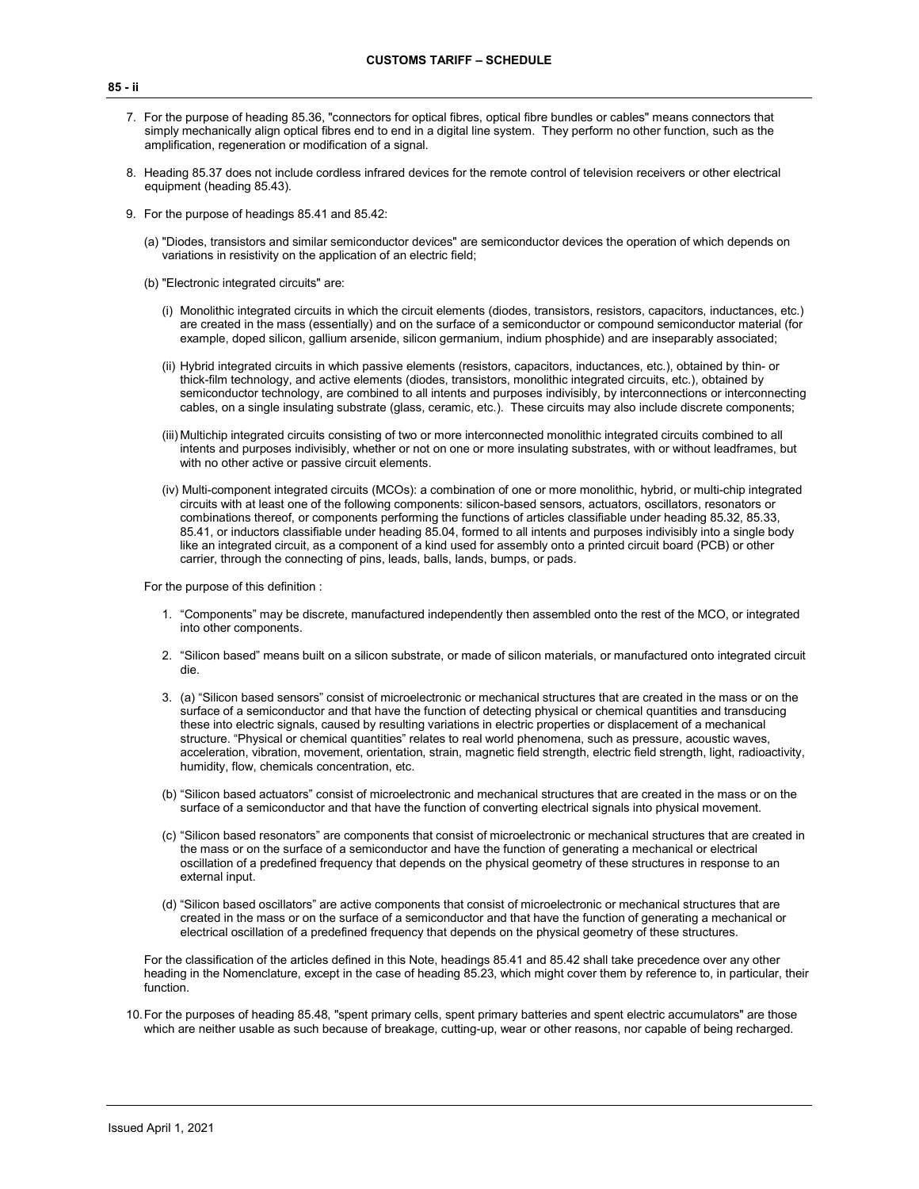7. For the purpose of heading 85.36, "connectors for optical fibres, optical fibre bundles or cables" means connectors that simply mechanically align optical fibres end to end in a digital line system. They perform no other function, such as the amplification, regeneration or modification of a signal.

8. Heading 85.37 does not include cordless infrared devices for the remote control of television receivers or other electrical equipment (heading 85.43).

9. For the purpose of headings 85.41 and 85.42:

   (a) "Diodes, transistors and similar semiconductor devices" are semiconductor devices the operation of which depends on variations in resistivity on the application of an electric field;

   (b) "Electronic integrated circuits" are:

      (i) Monolithic integrated circuits in which the circuit elements (diodes, transistors, resistors, capacitors, inductances, etc.) are created in the mass (essentially) and on the surface of a semiconductor or compound semiconductor material (for example, doped silicon, gallium arsenide, silicon germanium, indium phosphide) and are inseparably associated;

      (ii) Hybrid integrated circuits in which passive elements (resistors, capacitors, inductances, etc.), obtained by thin- or thick-film technology, and active elements (diodes, transistors, monolithic integrated circuits, etc.), obtained by semiconductor technology, are combined to all intents and purposes indivisibly, by interconnections or interconnecting cables, on a single insulating substrate (glass, ceramic, etc.). These circuits may also include discrete components;

      (iii) Multichip integrated circuits consisting of two or more interconnected monolithic integrated circuits combined to all intents and purposes indivisibly, whether or not on one or more insulating substrates, with or without leadframes, but with no other active or passive circuit elements.

      (iv) Multi-component integrated circuits (MCOs): a combination of one or more monolithic, hybrid, or multi-chip integrated circuits with at least one of the following components: silicon-based sensors, actuators, oscillators, resonators or combinations thereof, or components performing the functions of articles classifiable under heading 85.32, 85.33, 85.41, or inductors classifiable under heading 85.04, formed to all intents and purposes indivisibly into a single body like an integrated circuit, as a component of a kind used for assembly onto a printed circuit board (PCB) or other carrier, through the connecting of pins, leads, balls, lands, bumps, or pads.

   For the purpose of this definition :

   1. “Components” may be discrete, manufactured independently then assembled onto the rest of the MCO, or integrated into other components.

   2. “Silicon based” means built on a silicon substrate, or made of silicon materials, or manufactured onto integrated circuit die.

   3. (a) “Silicon based sensors” consist of microelectronic or mechanical structures that are created in the mass or on the surface of a semiconductor and that have the function of detecting physical or chemical quantities and transducing these into electric signals, caused by resulting variations in electric properties or displacement of a mechanical structure. “Physical or chemical quantities” relates to real world phenomena, such as pressure, acoustic waves, acceleration, vibration, movement, orientation, strain, magnetic field strength, electric field strength, light, radioactivity, humidity, flow, chemicals concentration, etc.

      (b) “Silicon based actuators” consist of microelectronic and mechanical structures that are created in the mass or on the surface of a semiconductor and that have the function of converting electrical signals into physical movement.

      (c) “Silicon based resonators” are components that consist of microelectronic or mechanical structures that are created in the mass or on the surface of a semiconductor and have the function of generating a mechanical or electrical oscillation of a predefined frequency that depends on the physical geometry of these structures in response to an external input.

      (d) “Silicon based oscillators” are active components that consist of microelectronic or mechanical structures that are created in the mass or on the surface of a semiconductor and that have the function of generating a mechanical or electrical oscillation of a predefined frequency that depends on the physical geometry of these structures.

   For the classification of the articles defined in this Note, headings 85.41 and 85.42 shall take precedence over any other heading in the Nomenclature, except in the case of heading 85.23, which might cover them by reference to, in particular, their function.

10. For the purposes of heading 85.48, "spent primary cells, spent primary batteries and spent electric accumulators" are those which are neither usable as such because of breakage, cutting-up, wear or other reasons, nor capable of being recharged.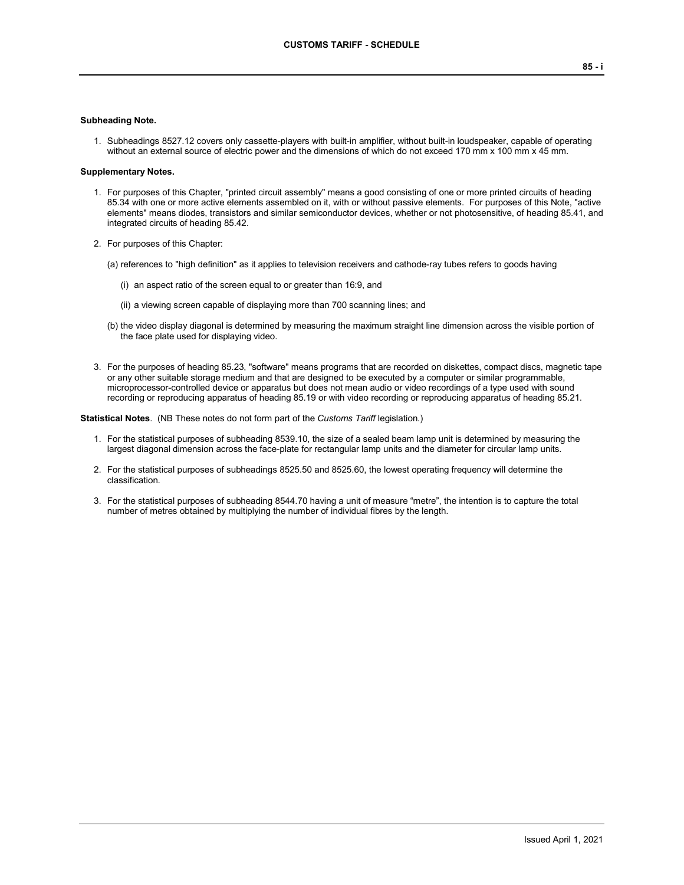**Subheading Note.**

1. Subheadings 8527.12 covers only cassette-players with built-in amplifier, without built-in loudspeaker, capable of operating without an external source of electric power and the dimensions of which do not exceed 170 mm x 100 mm x 45 mm.

**Supplementary Notes.**

1. For purposes of this Chapter, "printed circuit assembly" means a good consisting of one or more printed circuits of heading 85.34 with one or more active elements assembled on it, with or without passive elements. For purposes of this Note, "active elements" means diodes, transistors and similar semiconductor devices, whether or not photosensitive, of heading 85.41, and integrated circuits of heading 85.42.

2. For purposes of this Chapter:

   (a) references to "high definition" as it applies to television receivers and cathode-ray tubes refers to goods having

      (i) an aspect ratio of the screen equal to or greater than 16:9, and

      (ii) a viewing screen capable of displaying more than 700 scanning lines; and

   (b) the video display diagonal is determined by measuring the maximum straight line dimension across the visible portion of the face plate used for displaying video.

3. For the purposes of heading 85.23, "software" means programs that are recorded on diskettes, compact discs, magnetic tape or any other suitable storage medium and that are designed to be executed by a computer or similar programmable, microprocessor-controlled device or apparatus but does not mean audio or video recordings of a type used with sound recording or reproducing apparatus of heading 85.19 or with video recording or reproducing apparatus of heading 85.21.

**Statistical Notes**. (NB These notes do not form part of the *Customs Tariff* legislation.)

1. For the statistical purposes of subheading 8539.10, the size of a sealed beam lamp unit is determined by measuring the largest diagonal dimension across the face-plate for rectangular lamp units and the diameter for circular lamp units.

2. For the statistical purposes of subheadings 8525.50 and 8525.60, the lowest operating frequency will determine the classification.

3. For the statistical purposes of subheading 8544.70 having a unit of measure "metre", the intention is to capture the total number of metres obtained by multiplying the number of individual fibres by the length.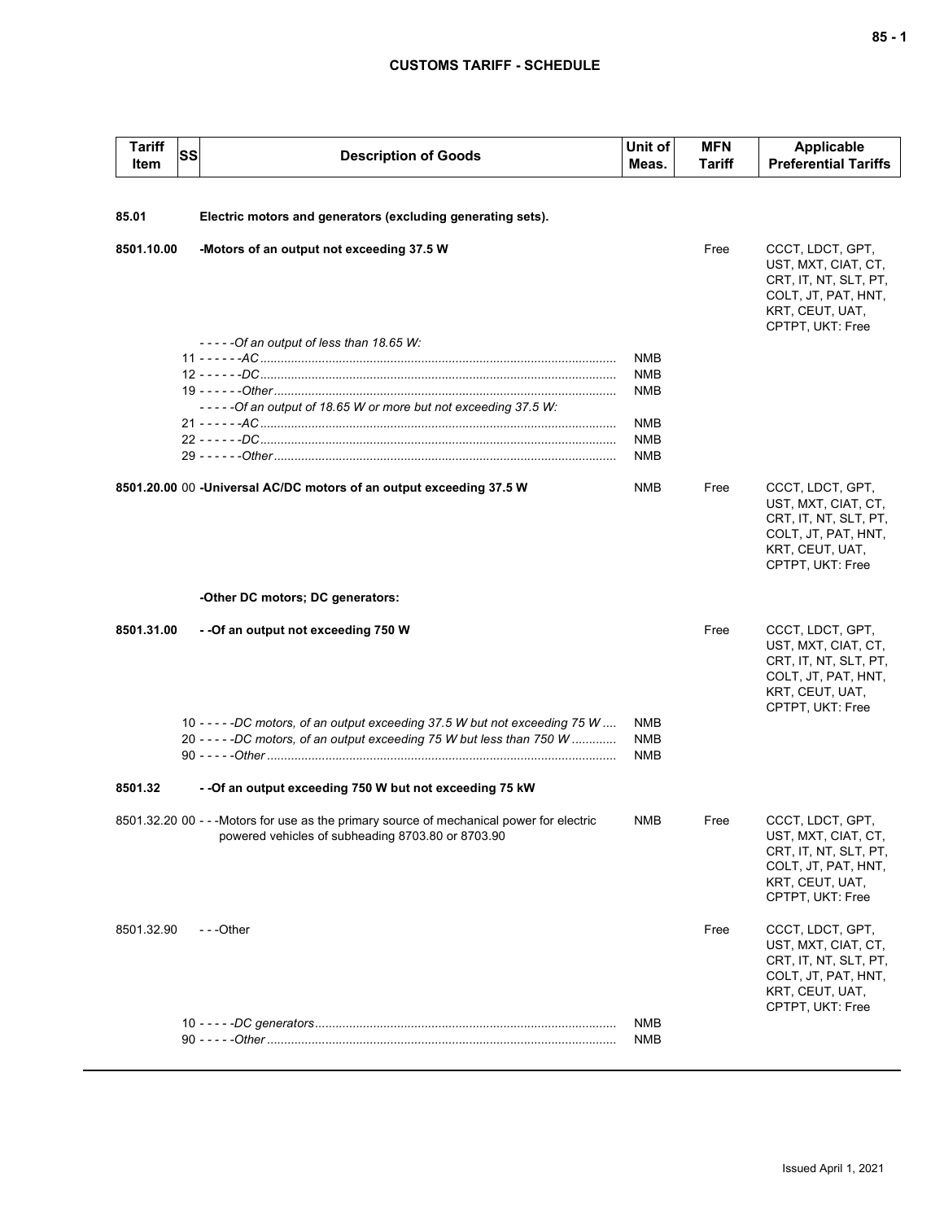| Tariff Item | SS | Description of Goods | Unit of Meas. | MFN Tariff | Applicable Preferential Tariffs |
|---|---|---|---|---|---|
| **85.01** | | **Electric motors and generators (excluding generating sets).** | | | |
| **8501.10.00** | | **-Motors of an output not exceeding 37.5 W** | | Free | CCCT, LDCT, GPT, UST, MXT, CIAT, CT, CRT, IT, NT, SLT, PT, COLT, JT, PAT, HNT, KRT, CEUT, UAT, CPTPT, UKT: Free |
| | | *- - - - -Of an output of less than 18.65 W:* | | | |
| | 11 | *- - - - - -AC* | NMB | | |
| | 12 | *- - - - - -DC* | NMB | | |
| | 19 | *- - - - - -Other* | NMB | | |
| | | *- - - - -Of an output of 18.65 W or more but not exceeding 37.5 W:* | | | |
| | 21 | *- - - - - -AC* | NMB | | |
| | 22 | *- - - - - -DC* | NMB | | |
| | 29 | *- - - - - -Other* | NMB | | |
| **8501.20.00** | 00 | **-Universal AC/DC motors of an output exceeding 37.5 W** | NMB | Free | CCCT, LDCT, GPT, UST, MXT, CIAT, CT, CRT, IT, NT, SLT, PT, COLT, JT, PAT, HNT, KRT, CEUT, UAT, CPTPT, UKT: Free |
| | | **-Other DC motors; DC generators:** | | | |
| **8501.31.00** | | **- -Of an output not exceeding 750 W** | | Free | CCCT, LDCT, GPT, UST, MXT, CIAT, CT, CRT, IT, NT, SLT, PT, COLT, JT, PAT, HNT, KRT, CEUT, UAT, CPTPT, UKT: Free |
| | 10 | *- - - - -DC motors, of an output exceeding 37.5 W but not exceeding 75 W* | NMB | | |
| | 20 | *- - - - -DC motors, of an output exceeding 75 W but less than 750 W* | NMB | | |
| | 90 | *- - - - -Other* | NMB | | |
| **8501.32** | | **- -Of an output exceeding 750 W but not exceeding 75 kW** | | | |
| 8501.32.20 | 00 | - - -Motors for use as the primary source of mechanical power for electric powered vehicles of subheading 8703.80 or 8703.90 | NMB | Free | CCCT, LDCT, GPT, UST, MXT, CIAT, CT, CRT, IT, NT, SLT, PT, COLT, JT, PAT, HNT, KRT, CEUT, UAT, CPTPT, UKT: Free |
| 8501.32.90 | | - - -Other | | Free | CCCT, LDCT, GPT, UST, MXT, CIAT, CT, CRT, IT, NT, SLT, PT, COLT, JT, PAT, HNT, KRT, CEUT, UAT, CPTPT, UKT: Free |
| | 10 | *- - - - -DC generators* | NMB | | |
| | 90 | *- - - - -Other* | NMB | | |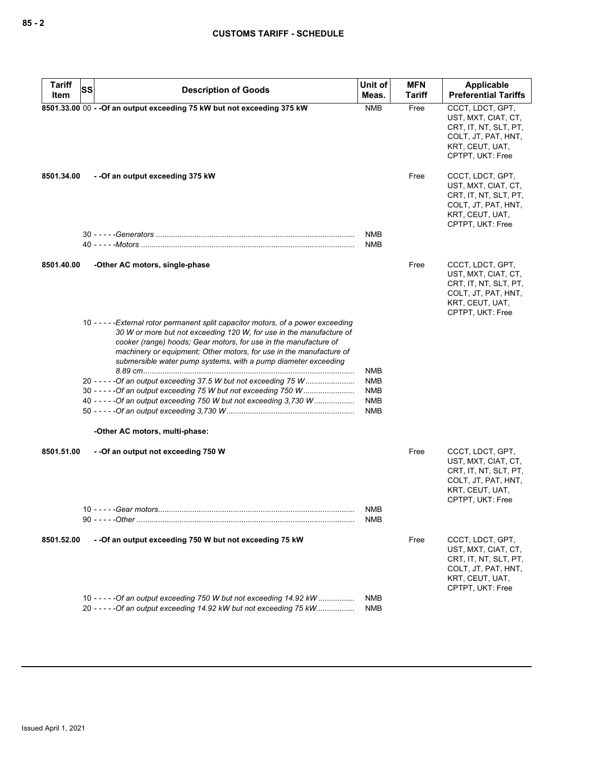| Tariff Item | SS | Description of Goods | Unit of Meas. | MFN Tariff | Applicable Preferential Tariffs |
|---|---|---|---|---|---|
| **8501.33.00** | 00 | **- -Of an output exceeding 75 kW but not exceeding 375 kW** | NMB | Free | CCCT, LDCT, GPT, UST, MXT, CIAT, CT, CRT, IT, NT, SLT, PT, COLT, JT, PAT, HNT, KRT, CEUT, UAT, CPTPT, UKT: Free |
| **8501.34.00** | | **- -Of an output exceeding 375 kW** | | Free | CCCT, LDCT, GPT, UST, MXT, CIAT, CT, CRT, IT, NT, SLT, PT, COLT, JT, PAT, HNT, KRT, CEUT, UAT, CPTPT, UKT: Free |
| | 30 | - - - - -*Generators* | NMB | | |
| | 40 | - - - - -*Motors* | NMB | | |
| **8501.40.00** | | **-Other AC motors, single-phase** | | Free | CCCT, LDCT, GPT, UST, MXT, CIAT, CT, CRT, IT, NT, SLT, PT, COLT, JT, PAT, HNT, KRT, CEUT, UAT, CPTPT, UKT: Free |
| | 10 | - - - - -*External rotor permanent split capacitor motors, of a power exceeding 30 W or more but not exceeding 120 W, for use in the manufacture of cooker (range) hoods; Gear motors, for use in the manufacture of machinery or equipment; Other motors, for use in the manufacture of submersible water pump systems, with a pump diameter exceeding 8.89 cm* | NMB | | |
| | 20 | - - - - -*Of an output exceeding 37.5 W but not exceeding 75 W* | NMB | | |
| | 30 | - - - - -*Of an output exceeding 75 W but not exceeding 750 W* | NMB | | |
| | 40 | - - - - -*Of an output exceeding 750 W but not exceeding 3,730 W* | NMB | | |
| | 50 | - - - - -*Of an output exceeding 3,730 W* | NMB | | |
| | | **-Other AC motors, multi-phase:** | | | |
| **8501.51.00** | | **- -Of an output not exceeding 750 W** | | Free | CCCT, LDCT, GPT, UST, MXT, CIAT, CT, CRT, IT, NT, SLT, PT, COLT, JT, PAT, HNT, KRT, CEUT, UAT, CPTPT, UKT: Free |
| | 10 | - - - - -*Gear motors* | NMB | | |
| | 90 | - - - - -*Other* | NMB | | |
| **8501.52.00** | | **- -Of an output exceeding 750 W but not exceeding 75 kW** | | Free | CCCT, LDCT, GPT, UST, MXT, CIAT, CT, CRT, IT, NT, SLT, PT, COLT, JT, PAT, HNT, KRT, CEUT, UAT, CPTPT, UKT: Free |
| | 10 | - - - - -*Of an output exceeding 750 W but not exceeding 14.92 kW* | NMB | | |
| | 20 | - - - - -*Of an output exceeding 14.92 kW but not exceeding 75 kW* | NMB | | |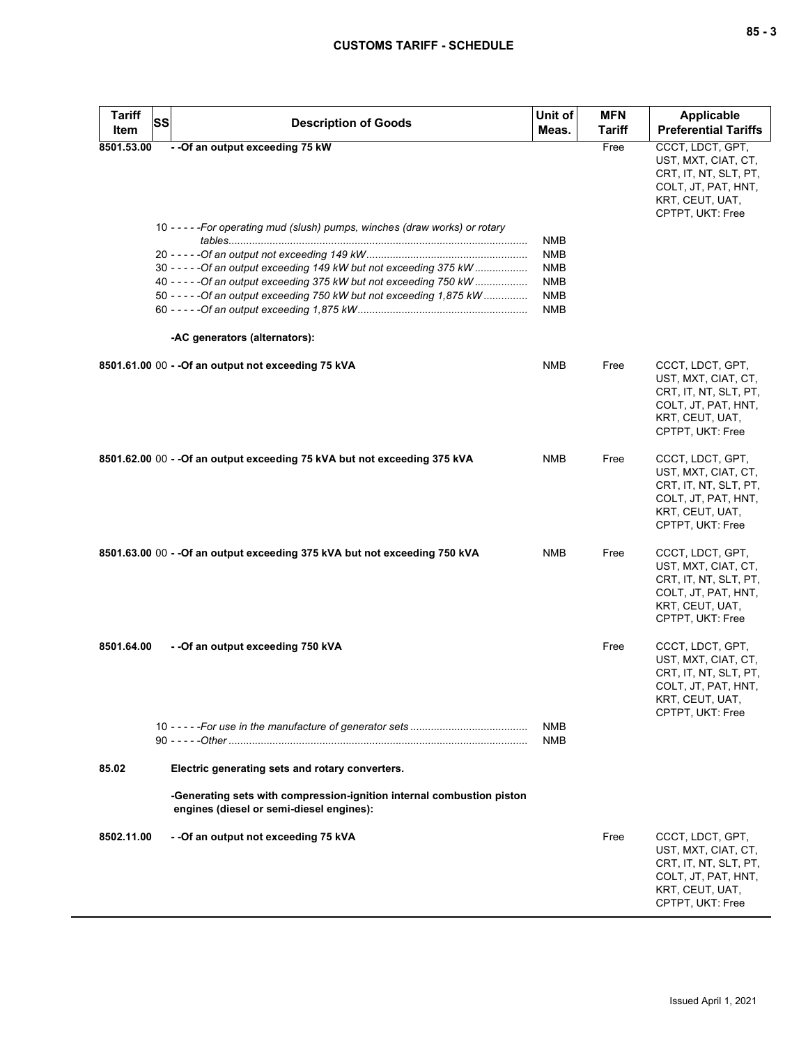| Tariff Item | SS | Description of Goods | Unit of Meas. | MFN Tariff | Applicable Preferential Tariffs |
|---|---|---|---|---|---|
| 8501.53.00 | | - -Of an output exceeding 75 kW | | Free | CCCT, LDCT, GPT, UST, MXT, CIAT, CT, CRT, IT, NT, SLT, PT, COLT, JT, PAT, HNT, KRT, CEUT, UAT, CPTPT, UKT: Free |
| | 10 | - - - - -For operating mud (slush) pumps, winches (draw works) or rotary tables | NMB | | |
| | 20 | - - - - -Of an output not exceeding 149 kW | NMB | | |
| | 30 | - - - - -Of an output exceeding 149 kW but not exceeding 375 kW | NMB | | |
| | 40 | - - - - -Of an output exceeding 375 kW but not exceeding 750 kW | NMB | | |
| | 50 | - - - - -Of an output exceeding 750 kW but not exceeding 1,875 kW | NMB | | |
| | 60 | - - - - -Of an output exceeding 1,875 kW | NMB | | |
| | | -AC generators (alternators): | | | |
| 8501.61.00 | 00 | - -Of an output not exceeding 75 kVA | NMB | Free | CCCT, LDCT, GPT, UST, MXT, CIAT, CT, CRT, IT, NT, SLT, PT, COLT, JT, PAT, HNT, KRT, CEUT, UAT, CPTPT, UKT: Free |
| 8501.62.00 | 00 | - -Of an output exceeding 75 kVA but not exceeding 375 kVA | NMB | Free | CCCT, LDCT, GPT, UST, MXT, CIAT, CT, CRT, IT, NT, SLT, PT, COLT, JT, PAT, HNT, KRT, CEUT, UAT, CPTPT, UKT: Free |
| 8501.63.00 | 00 | - -Of an output exceeding 375 kVA but not exceeding 750 kVA | NMB | Free | CCCT, LDCT, GPT, UST, MXT, CIAT, CT, CRT, IT, NT, SLT, PT, COLT, JT, PAT, HNT, KRT, CEUT, UAT, CPTPT, UKT: Free |
| 8501.64.00 | | - -Of an output exceeding 750 kVA | | Free | CCCT, LDCT, GPT, UST, MXT, CIAT, CT, CRT, IT, NT, SLT, PT, COLT, JT, PAT, HNT, KRT, CEUT, UAT, CPTPT, UKT: Free |
| | 10 | - - - - -For use in the manufacture of generator sets | NMB | | |
| | 90 | - - - - -Other | NMB | | |
| 85.02 | | Electric generating sets and rotary converters. | | | |
| | | -Generating sets with compression-ignition internal combustion piston engines (diesel or semi-diesel engines): | | | |
| 8502.11.00 | | - -Of an output not exceeding 75 kVA | | Free | CCCT, LDCT, GPT, UST, MXT, CIAT, CT, CRT, IT, NT, SLT, PT, COLT, JT, PAT, HNT, KRT, CEUT, UAT, CPTPT, UKT: Free |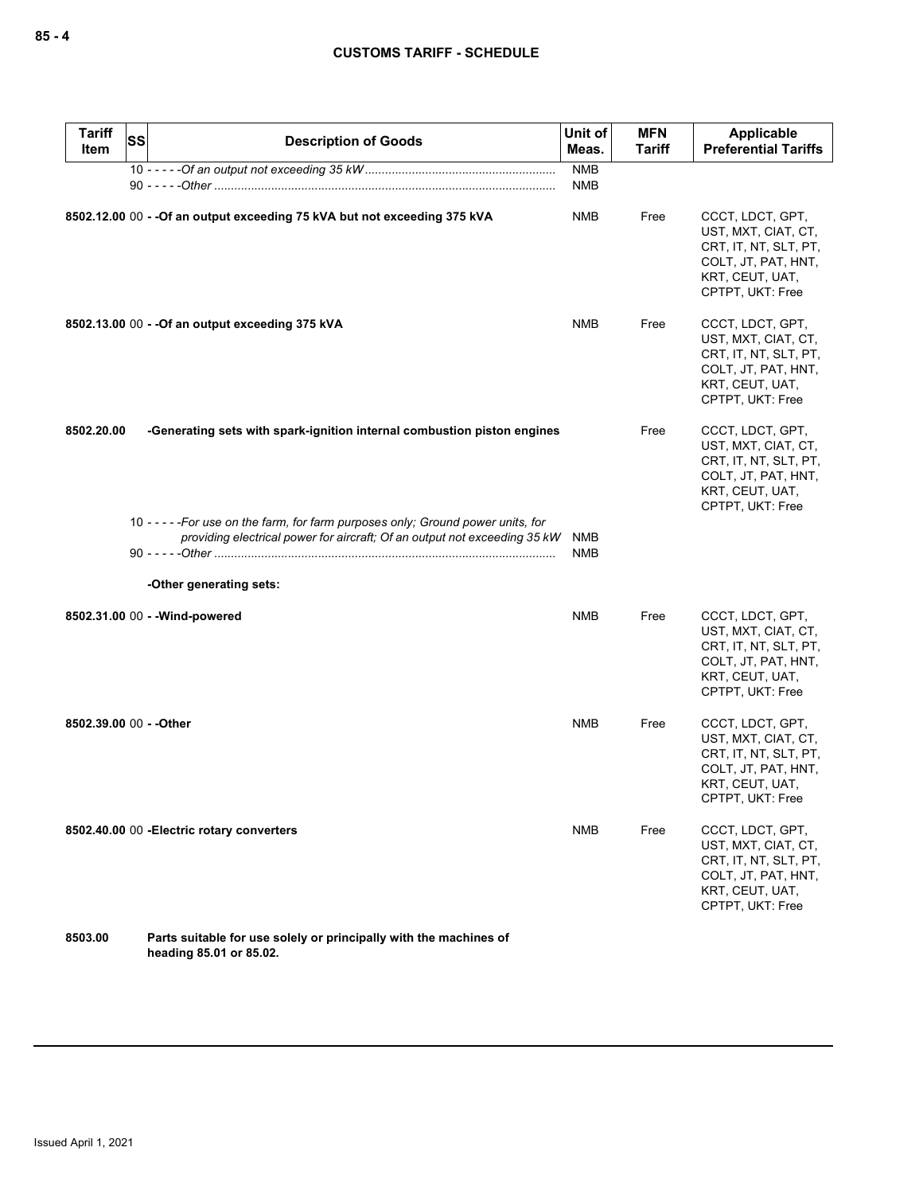| Tariff Item | SS | Description of Goods | Unit of Meas. | MFN Tariff | Applicable Preferential Tariffs |
|---|---|---|---|---|---|
| | | 10 - - - - -*Of an output not exceeding 35 kW* | NMB | | |
| | | 90 - - - - -*Other* | NMB | | |
| **8502.12.00** | 00 | **- -Of an output exceeding 75 kVA but not exceeding 375 kVA** | NMB | Free | CCCT, LDCT, GPT, UST, MXT, CIAT, CT, CRT, IT, NT, SLT, PT, COLT, JT, PAT, HNT, KRT, CEUT, UAT, CPTPT, UKT: Free |
| **8502.13.00** | 00 | **- -Of an output exceeding 375 kVA** | NMB | Free | CCCT, LDCT, GPT, UST, MXT, CIAT, CT, CRT, IT, NT, SLT, PT, COLT, JT, PAT, HNT, KRT, CEUT, UAT, CPTPT, UKT: Free |
| **8502.20.00** | | **-Generating sets with spark-ignition internal combustion piston engines** | | Free | CCCT, LDCT, GPT, UST, MXT, CIAT, CT, CRT, IT, NT, SLT, PT, COLT, JT, PAT, HNT, KRT, CEUT, UAT, CPTPT, UKT: Free |
| | | 10 - - - - -*For use on the farm, for farm purposes only; Ground power units, for providing electrical power for aircraft; Of an output not exceeding 35 kW* | NMB | | |
| | | 90 - - - - -*Other* | NMB | | |
| | | **-Other generating sets:** | | | |
| **8502.31.00** | 00 | **- -Wind-powered** | NMB | Free | CCCT, LDCT, GPT, UST, MXT, CIAT, CT, CRT, IT, NT, SLT, PT, COLT, JT, PAT, HNT, KRT, CEUT, UAT, CPTPT, UKT: Free |
| **8502.39.00** | 00 | **- -Other** | NMB | Free | CCCT, LDCT, GPT, UST, MXT, CIAT, CT, CRT, IT, NT, SLT, PT, COLT, JT, PAT, HNT, KRT, CEUT, UAT, CPTPT, UKT: Free |
| **8502.40.00** | 00 | **-Electric rotary converters** | NMB | Free | CCCT, LDCT, GPT, UST, MXT, CIAT, CT, CRT, IT, NT, SLT, PT, COLT, JT, PAT, HNT, KRT, CEUT, UAT, CPTPT, UKT: Free |
| **8503.00** | | **Parts suitable for use solely or principally with the machines of heading 85.01 or 85.02.** | | | |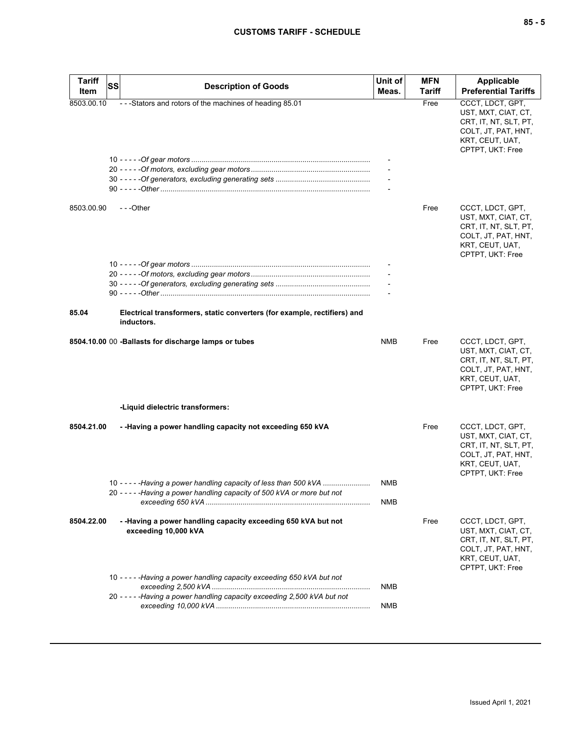| Tariff Item | SS | Description of Goods | Unit of Meas. | MFN Tariff | Applicable Preferential Tariffs |
|---|---|---|---|---|---|
| 8503.00.10 | | - - -Stators and rotors of the machines of heading 85.01 | | Free | CCCT, LDCT, GPT, UST, MXT, CIAT, CT, CRT, IT, NT, SLT, PT, COLT, JT, PAT, HNT, KRT, CEUT, UAT, CPTPT, UKT: Free |
| | 10 | - - - - -*Of gear motors* | - | | |
| | 20 | - - - - -*Of motors, excluding gear motors* | - | | |
| | 30 | - - - - -*Of generators, excluding generating sets* | - | | |
| | 90 | - - - - -*Other* | - | | |
| 8503.00.90 | | - - -Other | | Free | CCCT, LDCT, GPT, UST, MXT, CIAT, CT, CRT, IT, NT, SLT, PT, COLT, JT, PAT, HNT, KRT, CEUT, UAT, CPTPT, UKT: Free |
| | 10 | - - - - -*Of gear motors* | - | | |
| | 20 | - - - - -*Of motors, excluding gear motors* | - | | |
| | 30 | - - - - -*Of generators, excluding generating sets* | - | | |
| | 90 | - - - - -*Other* | - | | |
| **85.04** | | **Electrical transformers, static converters (for example, rectifiers) and inductors.** | | | |
| **8504.10.00** | 00 | **-Ballasts for discharge lamps or tubes** | NMB | Free | CCCT, LDCT, GPT, UST, MXT, CIAT, CT, CRT, IT, NT, SLT, PT, COLT, JT, PAT, HNT, KRT, CEUT, UAT, CPTPT, UKT: Free |
| | | **-Liquid dielectric transformers:** | | | |
| **8504.21.00** | | **- -Having a power handling capacity not exceeding 650 kVA** | | Free | CCCT, LDCT, GPT, UST, MXT, CIAT, CT, CRT, IT, NT, SLT, PT, COLT, JT, PAT, HNT, KRT, CEUT, UAT, CPTPT, UKT: Free |
| | 10 | - - - - -*Having a power handling capacity of less than 500 kVA* | NMB | | |
| | 20 | - - - - -*Having a power handling capacity of 500 kVA or more but not exceeding 650 kVA* | NMB | | |
| **8504.22.00** | | **- -Having a power handling capacity exceeding 650 kVA but not exceeding 10,000 kVA** | | Free | CCCT, LDCT, GPT, UST, MXT, CIAT, CT, CRT, IT, NT, SLT, PT, COLT, JT, PAT, HNT, KRT, CEUT, UAT, CPTPT, UKT: Free |
| | 10 | - - - - -*Having a power handling capacity exceeding 650 kVA but not exceeding 2,500 kVA* | NMB | | |
| | 20 | - - - - -*Having a power handling capacity exceeding 2,500 kVA but not exceeding 10,000 kVA* | NMB | | |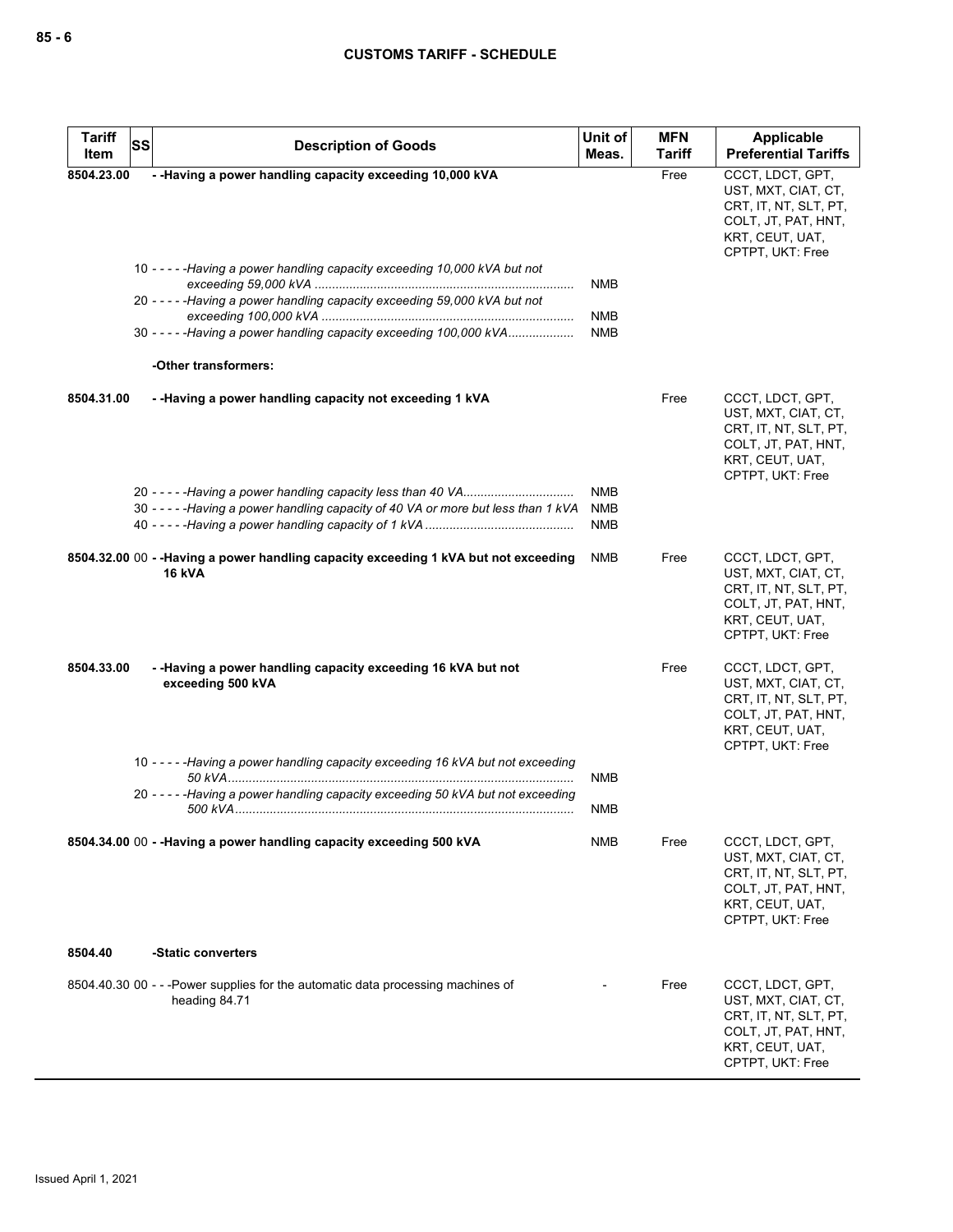| Tariff Item | SS | Description of Goods | Unit of Meas. | MFN Tariff | Applicable Preferential Tariffs |
|---|---|---|---|---|---|
| 8504.23.00 | | **- -Having a power handling capacity exceeding 10,000 kVA** | | Free | CCCT, LDCT, GPT, UST, MXT, CIAT, CT, CRT, IT, NT, SLT, PT, COLT, JT, PAT, HNT, KRT, CEUT, UAT, CPTPT, UKT: Free |
| | 10 | - - - - -*Having a power handling capacity exceeding 10,000 kVA but not exceeding 59,000 kVA* | NMB | | |
| | 20 | - - - - -*Having a power handling capacity exceeding 59,000 kVA but not exceeding 100,000 kVA* | NMB | | |
| | 30 | - - - - -*Having a power handling capacity exceeding 100,000 kVA* | NMB | | |
| | | **-Other transformers:** | | | |
| 8504.31.00 | | **- -Having a power handling capacity not exceeding 1 kVA** | | Free | CCCT, LDCT, GPT, UST, MXT, CIAT, CT, CRT, IT, NT, SLT, PT, COLT, JT, PAT, HNT, KRT, CEUT, UAT, CPTPT, UKT: Free |
| | 20 | - - - - -*Having a power handling capacity less than 40 VA* | NMB | | |
| | 30 | - - - - -*Having a power handling capacity of 40 VA or more but less than 1 kVA* | NMB | | |
| | 40 | - - - - -*Having a power handling capacity of 1 kVA* | NMB | | |
| 8504.32.00 | 00 | **- -Having a power handling capacity exceeding 1 kVA but not exceeding 16 kVA** | NMB | Free | CCCT, LDCT, GPT, UST, MXT, CIAT, CT, CRT, IT, NT, SLT, PT, COLT, JT, PAT, HNT, KRT, CEUT, UAT, CPTPT, UKT: Free |
| 8504.33.00 | | **- -Having a power handling capacity exceeding 16 kVA but not exceeding 500 kVA** | | Free | CCCT, LDCT, GPT, UST, MXT, CIAT, CT, CRT, IT, NT, SLT, PT, COLT, JT, PAT, HNT, KRT, CEUT, UAT, CPTPT, UKT: Free |
| | 10 | - - - - -*Having a power handling capacity exceeding 16 kVA but not exceeding 50 kVA* | NMB | | |
| | 20 | - - - - -*Having a power handling capacity exceeding 50 kVA but not exceeding 500 kVA* | NMB | | |
| 8504.34.00 | 00 | **- -Having a power handling capacity exceeding 500 kVA** | NMB | Free | CCCT, LDCT, GPT, UST, MXT, CIAT, CT, CRT, IT, NT, SLT, PT, COLT, JT, PAT, HNT, KRT, CEUT, UAT, CPTPT, UKT: Free |
| 8504.40 | | **-Static converters** | | | |
| 8504.40.30 | 00 | - - -Power supplies for the automatic data processing machines of heading 84.71 | - | Free | CCCT, LDCT, GPT, UST, MXT, CIAT, CT, CRT, IT, NT, SLT, PT, COLT, JT, PAT, HNT, KRT, CEUT, UAT, CPTPT, UKT: Free |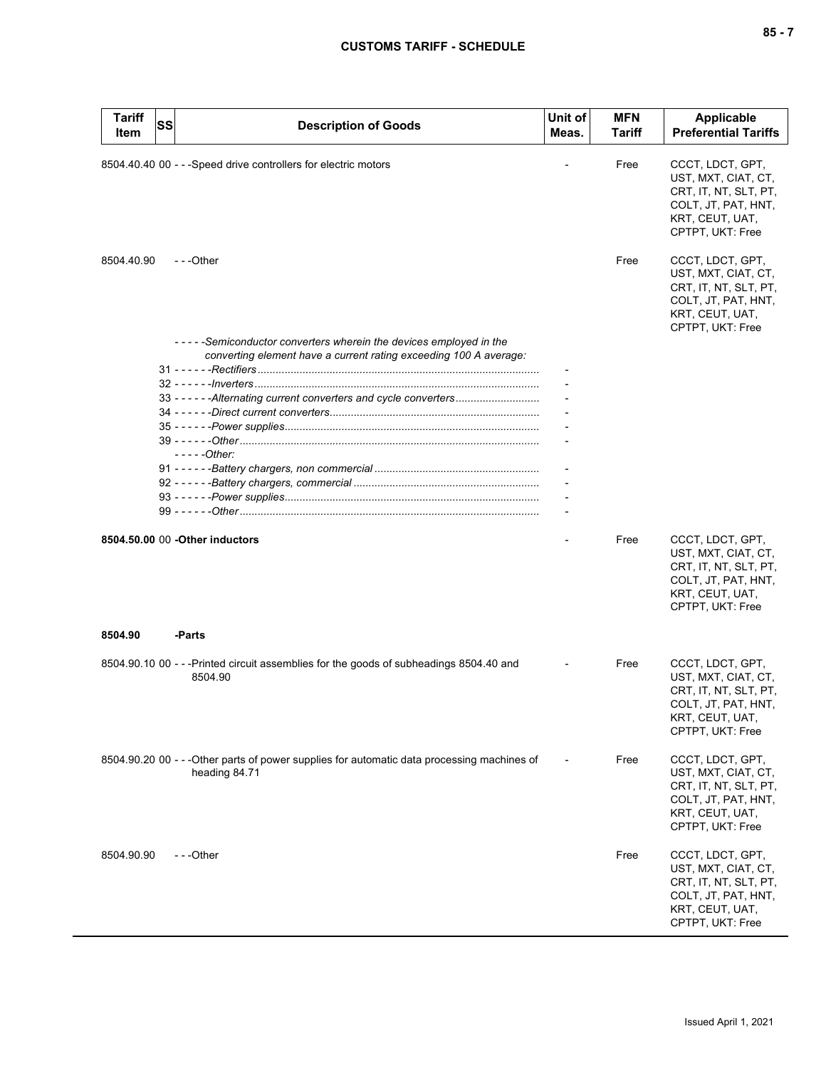| Tariff Item | SS | Description of Goods | Unit of Meas. | MFN Tariff | Applicable Preferential Tariffs |
|---|---|---|---|---|---|
| 8504.40.40 | 00 | - - -Speed drive controllers for electric motors | - | Free | CCCT, LDCT, GPT, UST, MXT, CIAT, CT, CRT, IT, NT, SLT, PT, COLT, JT, PAT, HNT, KRT, CEUT, UAT, CPTPT, UKT: Free |
| 8504.40.90 | | - - -Other | | Free | CCCT, LDCT, GPT, UST, MXT, CIAT, CT, CRT, IT, NT, SLT, PT, COLT, JT, PAT, HNT, KRT, CEUT, UAT, CPTPT, UKT: Free |
| | | - - - - -*Semiconductor converters wherein the devices employed in the converting element have a current rating exceeding 100 A average:* | | | |
| | 31 | - - - - - -*Rectifiers* | - | | |
| | 32 | - - - - - -*Inverters* | - | | |
| | 33 | - - - - - -*Alternating current converters and cycle converters* | - | | |
| | 34 | - - - - - -*Direct current converters* | - | | |
| | 35 | - - - - - -*Power supplies* | - | | |
| | 39 | - - - - - -*Other* | - | | |
| | | - - - - -*Other:* | | | |
| | 91 | - - - - - -*Battery chargers, non commercial* | - | | |
| | 92 | - - - - - -*Battery chargers, commercial* | - | | |
| | 93 | - - - - - -*Power supplies* | - | | |
| | 99 | - - - - - -*Other* | - | | |
| **8504.50.00** | 00 | **-Other inductors** | - | Free | CCCT, LDCT, GPT, UST, MXT, CIAT, CT, CRT, IT, NT, SLT, PT, COLT, JT, PAT, HNT, KRT, CEUT, UAT, CPTPT, UKT: Free |
| **8504.90** | | **-Parts** | | | |
| 8504.90.10 | 00 | - - -Printed circuit assemblies for the goods of subheadings 8504.40 and 8504.90 | - | Free | CCCT, LDCT, GPT, UST, MXT, CIAT, CT, CRT, IT, NT, SLT, PT, COLT, JT, PAT, HNT, KRT, CEUT, UAT, CPTPT, UKT: Free |
| 8504.90.20 | 00 | - - -Other parts of power supplies for automatic data processing machines of heading 84.71 | - | Free | CCCT, LDCT, GPT, UST, MXT, CIAT, CT, CRT, IT, NT, SLT, PT, COLT, JT, PAT, HNT, KRT, CEUT, UAT, CPTPT, UKT: Free |
| 8504.90.90 | | - - -Other | | Free | CCCT, LDCT, GPT, UST, MXT, CIAT, CT, CRT, IT, NT, SLT, PT, COLT, JT, PAT, HNT, KRT, CEUT, UAT, CPTPT, UKT: Free |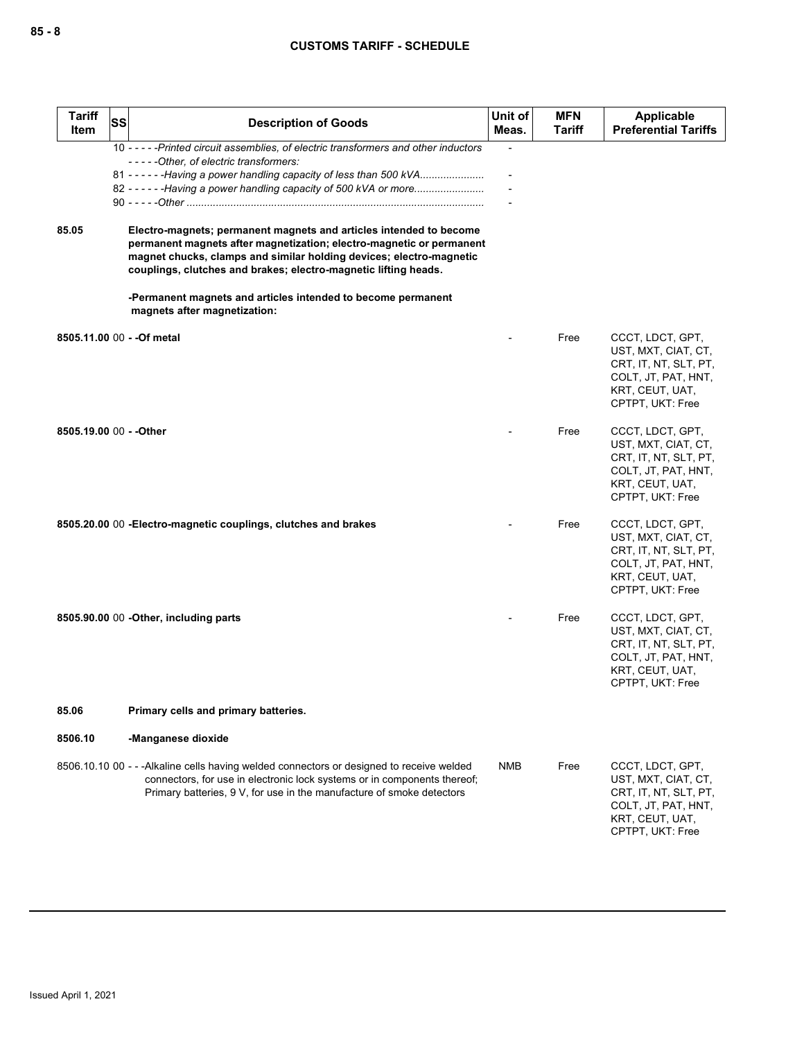| Tariff Item | SS | Description of Goods | Unit of Meas. | MFN Tariff | Applicable Preferential Tariffs |
|---|---|---|---|---|---|
| | | 10 - - - - -*Printed circuit assemblies, of electric transformers and other inductors* | - | | |
| | | - - - - -*Other, of electric transformers:* | | | |
| | | 81 - - - - - -*Having a power handling capacity of less than 500 kVA......................* | - | | |
| | | 82 - - - - - -*Having a power handling capacity of 500 kVA or more........................* | - | | |
| | | 90 - - - - -*Other ......................................................................................................* | - | | |
| **85.05** | | **Electro-magnets; permanent magnets and articles intended to become permanent magnets after magnetization; electro-magnetic or permanent magnet chucks, clamps and similar holding devices; electro-magnetic couplings, clutches and brakes; electro-magnetic lifting heads.** | | | |
| | | **-Permanent magnets and articles intended to become permanent magnets after magnetization:** | | | |
| **8505.11.00** | 00 | **- -Of metal** | - | Free | CCCT, LDCT, GPT, UST, MXT, CIAT, CT, CRT, IT, NT, SLT, PT, COLT, JT, PAT, HNT, KRT, CEUT, UAT, CPTPT, UKT: Free |
| **8505.19.00** | 00 | **- -Other** | - | Free | CCCT, LDCT, GPT, UST, MXT, CIAT, CT, CRT, IT, NT, SLT, PT, COLT, JT, PAT, HNT, KRT, CEUT, UAT, CPTPT, UKT: Free |
| **8505.20.00** | 00 | **-Electro-magnetic couplings, clutches and brakes** | - | Free | CCCT, LDCT, GPT, UST, MXT, CIAT, CT, CRT, IT, NT, SLT, PT, COLT, JT, PAT, HNT, KRT, CEUT, UAT, CPTPT, UKT: Free |
| **8505.90.00** | 00 | **-Other, including parts** | - | Free | CCCT, LDCT, GPT, UST, MXT, CIAT, CT, CRT, IT, NT, SLT, PT, COLT, JT, PAT, HNT, KRT, CEUT, UAT, CPTPT, UKT: Free |
| **85.06** | | **Primary cells and primary batteries.** | | | |
| **8506.10** | | **-Manganese dioxide** | | | |
| 8506.10.10 | 00 | - - -Alkaline cells having welded connectors or designed to receive welded connectors, for use in electronic lock systems or in components thereof; Primary batteries, 9 V, for use in the manufacture of smoke detectors | NMB | Free | CCCT, LDCT, GPT, UST, MXT, CIAT, CT, CRT, IT, NT, SLT, PT, COLT, JT, PAT, HNT, KRT, CEUT, UAT, CPTPT, UKT: Free |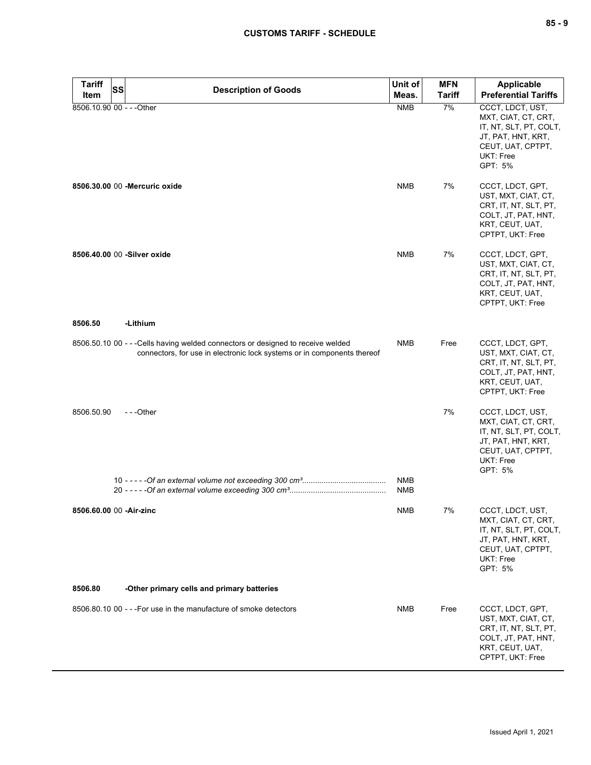| Tariff Item | SS | Description of Goods | Unit of Meas. | MFN Tariff | Applicable Preferential Tariffs |
|---|---|---|---|---|---|
| 8506.10.90 | 00 | - - -Other | NMB | 7% | CCCT, LDCT, UST, MXT, CIAT, CT, CRT, IT, NT, SLT, PT, COLT, JT, PAT, HNT, KRT, CEUT, UAT, CPTPT, UKT: Free<br>GPT: 5% |
| **8506.30.00** | 00 | **-Mercuric oxide** | NMB | 7% | CCCT, LDCT, GPT, UST, MXT, CIAT, CT, CRT, IT, NT, SLT, PT, COLT, JT, PAT, HNT, KRT, CEUT, UAT, CPTPT, UKT: Free |
| **8506.40.00** | 00 | **-Silver oxide** | NMB | 7% | CCCT, LDCT, GPT, UST, MXT, CIAT, CT, CRT, IT, NT, SLT, PT, COLT, JT, PAT, HNT, KRT, CEUT, UAT, CPTPT, UKT: Free |
| **8506.50** | | **-Lithium** | | | |
| 8506.50.10 | 00 | - - -Cells having welded connectors or designed to receive welded connectors, for use in electronic lock systems or in components thereof | NMB | Free | CCCT, LDCT, GPT, UST, MXT, CIAT, CT, CRT, IT, NT, SLT, PT, COLT, JT, PAT, HNT, KRT, CEUT, UAT, CPTPT, UKT: Free |
| 8506.50.90 | | - - -Other | | 7% | CCCT, LDCT, UST, MXT, CIAT, CT, CRT, IT, NT, SLT, PT, COLT, JT, PAT, HNT, KRT, CEUT, UAT, CPTPT, UKT: Free<br>GPT: 5% |
| | 10 | - - - - -*Of an external volume not exceeding 300 cm³* | NMB | | |
| | 20 | - - - - -*Of an external volume exceeding 300 cm³* | NMB | | |
| **8506.60.00** | 00 | **-Air-zinc** | NMB | 7% | CCCT, LDCT, UST, MXT, CIAT, CT, CRT, IT, NT, SLT, PT, COLT, JT, PAT, HNT, KRT, CEUT, UAT, CPTPT, UKT: Free<br>GPT: 5% |
| **8506.80** | | **-Other primary cells and primary batteries** | | | |
| 8506.80.10 | 00 | - - -For use in the manufacture of smoke detectors | NMB | Free | CCCT, LDCT, GPT, UST, MXT, CIAT, CT, CRT, IT, NT, SLT, PT, COLT, JT, PAT, HNT, KRT, CEUT, UAT, CPTPT, UKT: Free |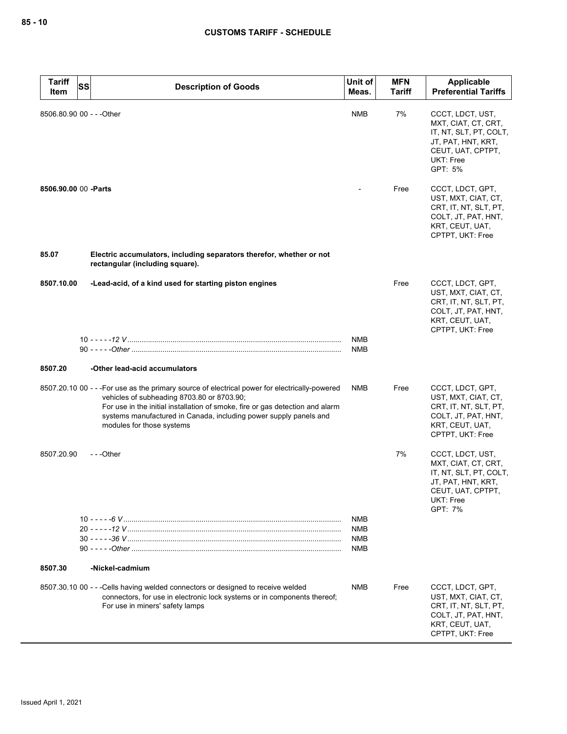| Tariff Item | SS | Description of Goods | Unit of Meas. | MFN Tariff | Applicable Preferential Tariffs |
|---|---|---|---|---|---|
| 8506.80.90 | 00 | - - -Other | NMB | 7% | CCCT, LDCT, UST, MXT, CIAT, CT, CRT, IT, NT, SLT, PT, COLT, JT, PAT, HNT, KRT, CEUT, UAT, CPTPT, UKT: Free<br>GPT: 5% |
| **8506.90.00** | 00 | **-Parts** | - | Free | CCCT, LDCT, GPT, UST, MXT, CIAT, CT, CRT, IT, NT, SLT, PT, COLT, JT, PAT, HNT, KRT, CEUT, UAT, CPTPT, UKT: Free |
| **85.07** | | **Electric accumulators, including separators therefor, whether or not rectangular (including square).** | | | |
| **8507.10.00** | | **-Lead-acid, of a kind used for starting piston engines** | | Free | CCCT, LDCT, GPT, UST, MXT, CIAT, CT, CRT, IT, NT, SLT, PT, COLT, JT, PAT, HNT, KRT, CEUT, UAT, CPTPT, UKT: Free |
| | 10 | - - - - -*12 V* | NMB | | |
| | 90 | - - - - -*Other* | NMB | | |
| **8507.20** | | **-Other lead-acid accumulators** | | | |
| 8507.20.10 | 00 | - - -For use as the primary source of electrical power for electrically-powered vehicles of subheading 8703.80 or 8703.90;<br>For use in the initial installation of smoke, fire or gas detection and alarm systems manufactured in Canada, including power supply panels and modules for those systems | NMB | Free | CCCT, LDCT, GPT, UST, MXT, CIAT, CT, CRT, IT, NT, SLT, PT, COLT, JT, PAT, HNT, KRT, CEUT, UAT, CPTPT, UKT: Free |
| 8507.20.90 | | - - -Other | | 7% | CCCT, LDCT, UST, MXT, CIAT, CT, CRT, IT, NT, SLT, PT, COLT, JT, PAT, HNT, KRT, CEUT, UAT, CPTPT, UKT: Free<br>GPT: 7% |
| | 10 | - - - - -*6 V* | NMB | | |
| | 20 | - - - - -*12 V* | NMB | | |
| | 30 | - - - - -*36 V* | NMB | | |
| | 90 | - - - - -*Other* | NMB | | |
| **8507.30** | | **-Nickel-cadmium** | | | |
| 8507.30.10 | 00 | - - -Cells having welded connectors or designed to receive welded connectors, for use in electronic lock systems or in components thereof;<br>For use in miners' safety lamps | NMB | Free | CCCT, LDCT, GPT, UST, MXT, CIAT, CT, CRT, IT, NT, SLT, PT, COLT, JT, PAT, HNT, KRT, CEUT, UAT, CPTPT, UKT: Free |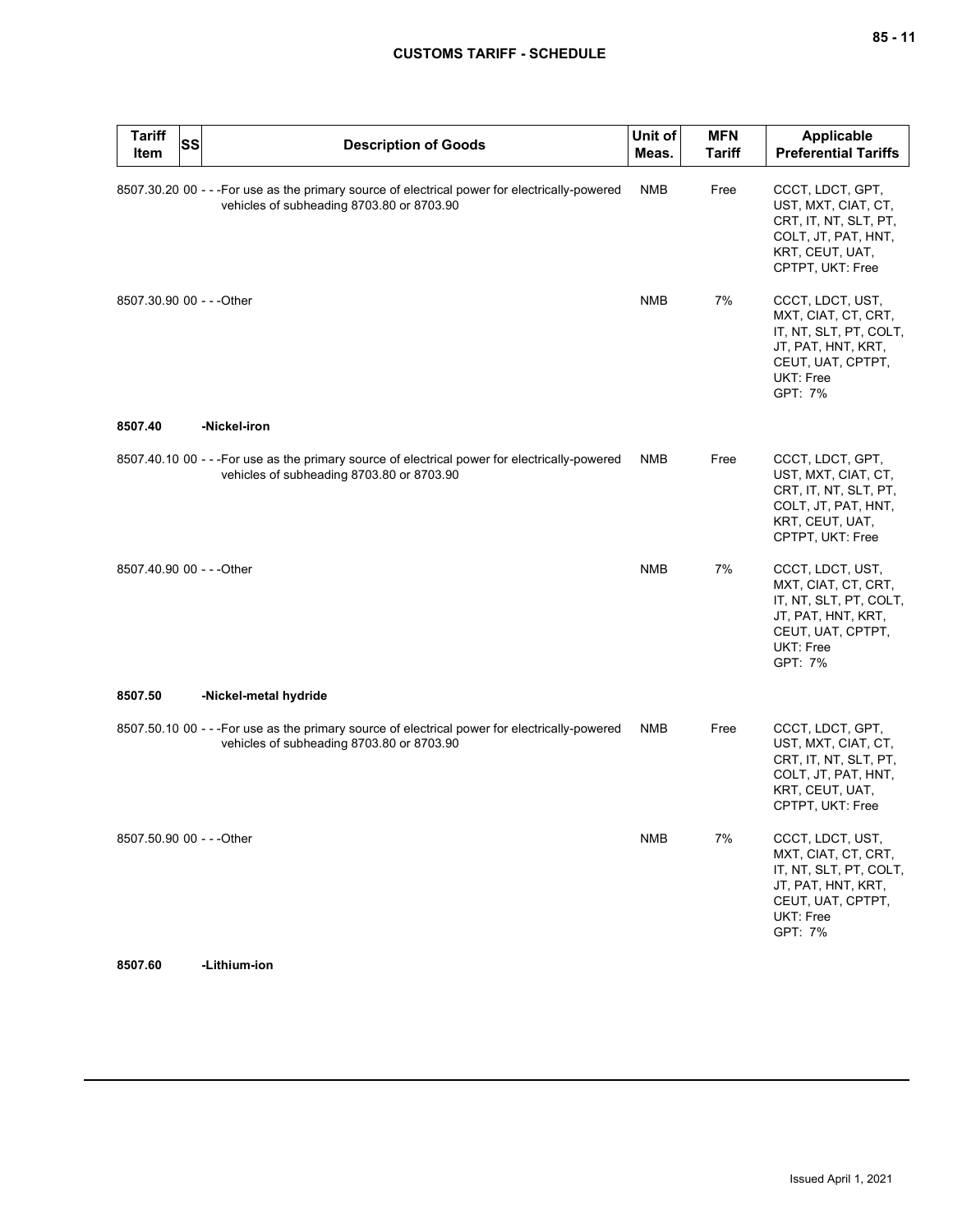| Tariff Item | SS | Description of Goods | Unit of Meas. | MFN Tariff | Applicable Preferential Tariffs |
|---|---|---|---|---|---|
| 8507.30.20 | 00 | - - -For use as the primary source of electrical power for electrically-powered vehicles of subheading 8703.80 or 8703.90 | NMB | Free | CCCT, LDCT, GPT, UST, MXT, CIAT, CT, CRT, IT, NT, SLT, PT, COLT, JT, PAT, HNT, KRT, CEUT, UAT, CPTPT, UKT: Free |
| 8507.30.90 | 00 | - - -Other | NMB | 7% | CCCT, LDCT, UST, MXT, CIAT, CT, CRT, IT, NT, SLT, PT, COLT, JT, PAT, HNT, KRT, CEUT, UAT, CPTPT, UKT: Free GPT: 7% |
| **8507.40** | | **-Nickel-iron** | | | |
| 8507.40.10 | 00 | - - -For use as the primary source of electrical power for electrically-powered vehicles of subheading 8703.80 or 8703.90 | NMB | Free | CCCT, LDCT, GPT, UST, MXT, CIAT, CT, CRT, IT, NT, SLT, PT, COLT, JT, PAT, HNT, KRT, CEUT, UAT, CPTPT, UKT: Free |
| 8507.40.90 | 00 | - - -Other | NMB | 7% | CCCT, LDCT, UST, MXT, CIAT, CT, CRT, IT, NT, SLT, PT, COLT, JT, PAT, HNT, KRT, CEUT, UAT, CPTPT, UKT: Free GPT: 7% |
| **8507.50** | | **-Nickel-metal hydride** | | | |
| 8507.50.10 | 00 | - - -For use as the primary source of electrical power for electrically-powered vehicles of subheading 8703.80 or 8703.90 | NMB | Free | CCCT, LDCT, GPT, UST, MXT, CIAT, CT, CRT, IT, NT, SLT, PT, COLT, JT, PAT, HNT, KRT, CEUT, UAT, CPTPT, UKT: Free |
| 8507.50.90 | 00 | - - -Other | NMB | 7% | CCCT, LDCT, UST, MXT, CIAT, CT, CRT, IT, NT, SLT, PT, COLT, JT, PAT, HNT, KRT, CEUT, UAT, CPTPT, UKT: Free GPT: 7% |
| **8507.60** | | **-Lithium-ion** | | | |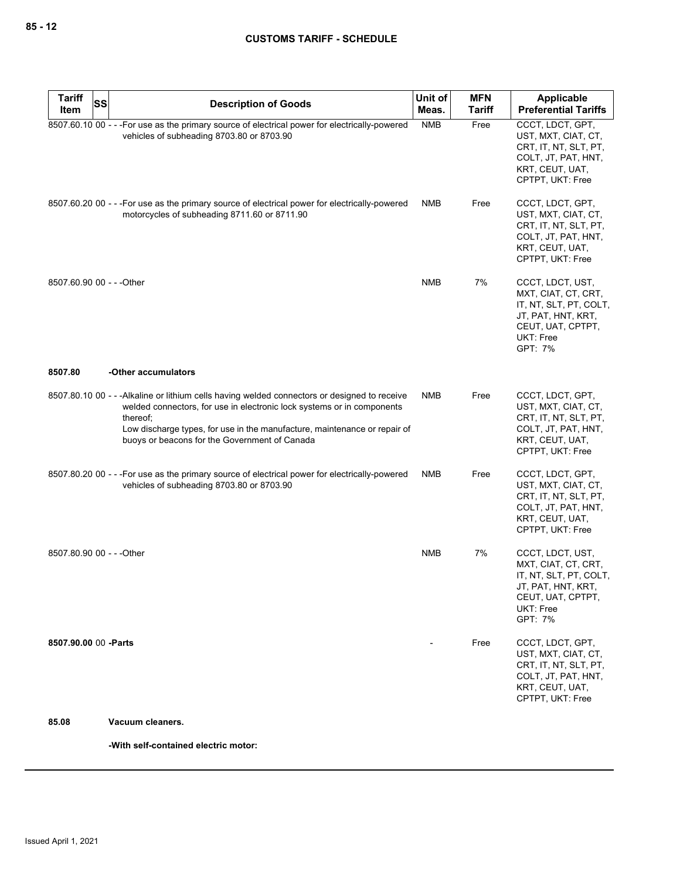| Tariff Item | SS | Description of Goods | Unit of Meas. | MFN Tariff | Applicable Preferential Tariffs |
|---|---|---|---|---|---|
| 8507.60.10 | 00 | - - -For use as the primary source of electrical power for electrically-powered vehicles of subheading 8703.80 or 8703.90 | NMB | Free | CCCT, LDCT, GPT, UST, MXT, CIAT, CT, CRT, IT, NT, SLT, PT, COLT, JT, PAT, HNT, KRT, CEUT, UAT, CPTPT, UKT: Free |
| 8507.60.20 | 00 | - - -For use as the primary source of electrical power for electrically-powered motorcycles of subheading 8711.60 or 8711.90 | NMB | Free | CCCT, LDCT, GPT, UST, MXT, CIAT, CT, CRT, IT, NT, SLT, PT, COLT, JT, PAT, HNT, KRT, CEUT, UAT, CPTPT, UKT: Free |
| 8507.60.90 | 00 | - - -Other | NMB | 7% | CCCT, LDCT, UST, MXT, CIAT, CT, CRT, IT, NT, SLT, PT, COLT, JT, PAT, HNT, KRT, CEUT, UAT, CPTPT, UKT: Free<br>GPT: 7% |
| **8507.80** | | **-Other accumulators** | | | |
| 8507.80.10 | 00 | - - -Alkaline or lithium cells having welded connectors or designed to receive welded connectors, for use in electronic lock systems or in components thereof;<br>Low discharge types, for use in the manufacture, maintenance or repair of buoys or beacons for the Government of Canada | NMB | Free | CCCT, LDCT, GPT, UST, MXT, CIAT, CT, CRT, IT, NT, SLT, PT, COLT, JT, PAT, HNT, KRT, CEUT, UAT, CPTPT, UKT: Free |
| 8507.80.20 | 00 | - - -For use as the primary source of electrical power for electrically-powered vehicles of subheading 8703.80 or 8703.90 | NMB | Free | CCCT, LDCT, GPT, UST, MXT, CIAT, CT, CRT, IT, NT, SLT, PT, COLT, JT, PAT, HNT, KRT, CEUT, UAT, CPTPT, UKT: Free |
| 8507.80.90 | 00 | - - -Other | NMB | 7% | CCCT, LDCT, UST, MXT, CIAT, CT, CRT, IT, NT, SLT, PT, COLT, JT, PAT, HNT, KRT, CEUT, UAT, CPTPT, UKT: Free<br>GPT: 7% |
| **8507.90.00** | 00 | **-Parts** | - | Free | CCCT, LDCT, GPT, UST, MXT, CIAT, CT, CRT, IT, NT, SLT, PT, COLT, JT, PAT, HNT, KRT, CEUT, UAT, CPTPT, UKT: Free |
| **85.08** | | **Vacuum cleaners.** | | | |
| | | **-With self-contained electric motor:** | | | |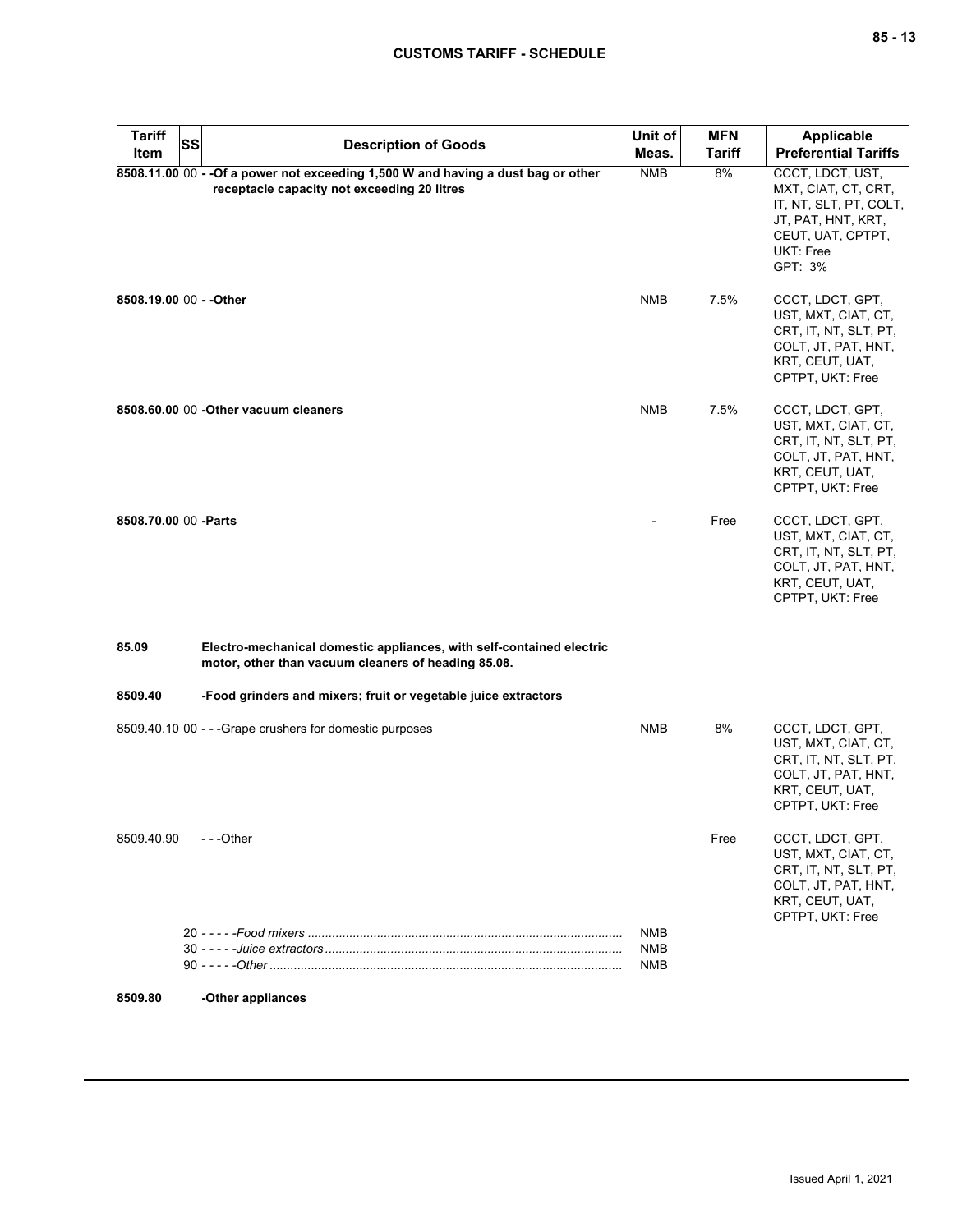| Tariff Item | SS | Description of Goods | Unit of Meas. | MFN Tariff | Applicable Preferential Tariffs |
|---|---|---|---|---|---|
| **8508.11.00** | 00 | **- -Of a power not exceeding 1,500 W and having a dust bag or other receptacle capacity not exceeding 20 litres** | NMB | 8% | CCCT, LDCT, UST, MXT, CIAT, CT, CRT, IT, NT, SLT, PT, COLT, JT, PAT, HNT, KRT, CEUT, UAT, CPTPT, UKT: Free<br>GPT: 3% |
| **8508.19.00** | 00 | **- -Other** | NMB | 7.5% | CCCT, LDCT, GPT, UST, MXT, CIAT, CT, CRT, IT, NT, SLT, PT, COLT, JT, PAT, HNT, KRT, CEUT, UAT, CPTPT, UKT: Free |
| **8508.60.00** | 00 | **-Other vacuum cleaners** | NMB | 7.5% | CCCT, LDCT, GPT, UST, MXT, CIAT, CT, CRT, IT, NT, SLT, PT, COLT, JT, PAT, HNT, KRT, CEUT, UAT, CPTPT, UKT: Free |
| **8508.70.00** | 00 | **-Parts** | - | Free | CCCT, LDCT, GPT, UST, MXT, CIAT, CT, CRT, IT, NT, SLT, PT, COLT, JT, PAT, HNT, KRT, CEUT, UAT, CPTPT, UKT: Free |
| **85.09** | | **Electro-mechanical domestic appliances, with self-contained electric motor, other than vacuum cleaners of heading 85.08.** | | | |
| **8509.40** | | **-Food grinders and mixers; fruit or vegetable juice extractors** | | | |
| 8509.40.10 | 00 | - - -Grape crushers for domestic purposes | NMB | 8% | CCCT, LDCT, GPT, UST, MXT, CIAT, CT, CRT, IT, NT, SLT, PT, COLT, JT, PAT, HNT, KRT, CEUT, UAT, CPTPT, UKT: Free |
| 8509.40.90 | | - - -Other | | Free | CCCT, LDCT, GPT, UST, MXT, CIAT, CT, CRT, IT, NT, SLT, PT, COLT, JT, PAT, HNT, KRT, CEUT, UAT, CPTPT, UKT: Free |
| | 20 | - - - - -*Food mixers* | NMB | | |
| | 30 | - - - - -*Juice extractors* | NMB | | |
| | 90 | - - - - -*Other* | NMB | | |
| **8509.80** | | **-Other appliances** | | | |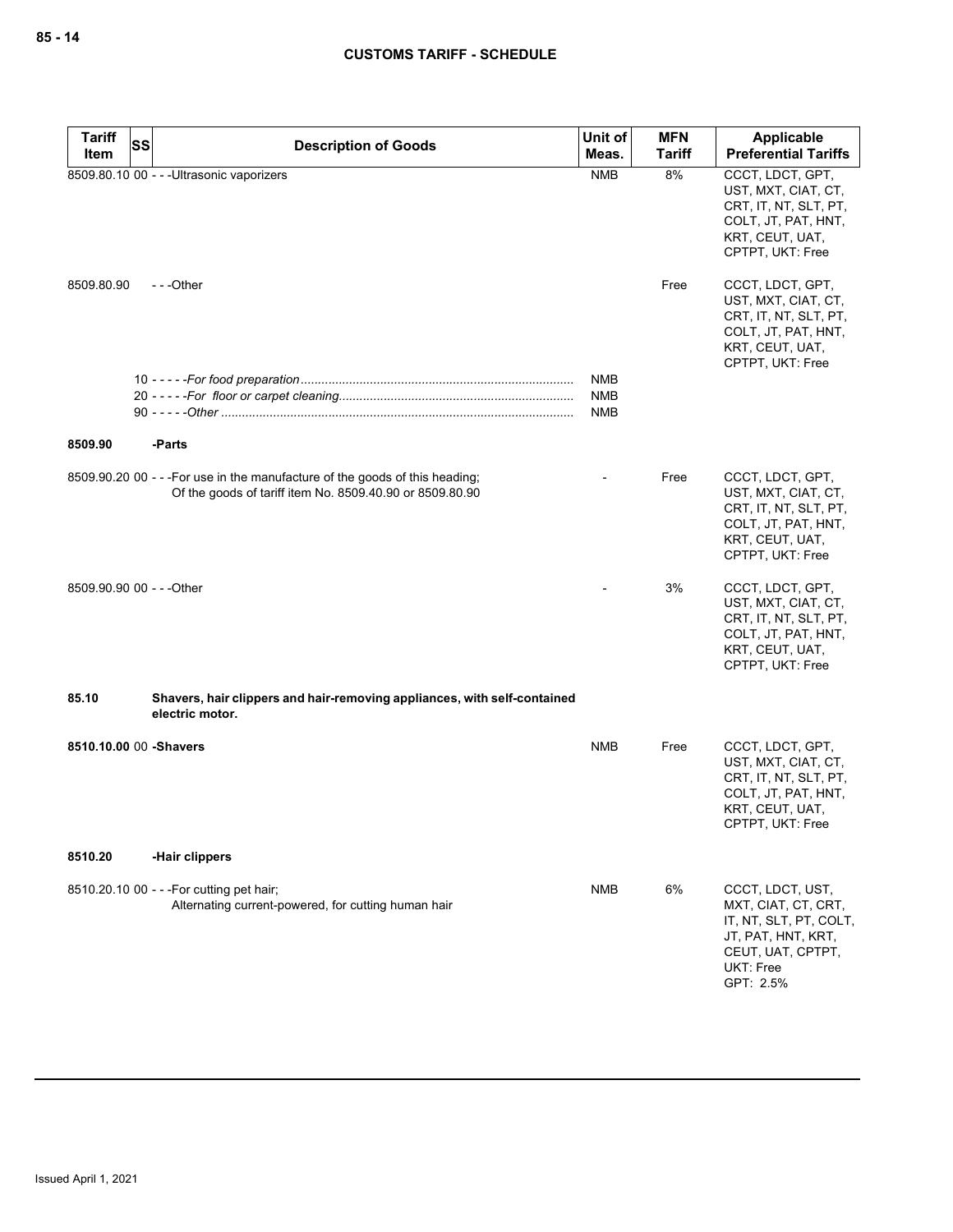| Tariff Item | SS | Description of Goods | Unit of Meas. | MFN Tariff | Applicable Preferential Tariffs |
|---|---|---|---|---|---|
| 8509.80.10 | 00 | - - -Ultrasonic vaporizers | NMB | 8% | CCCT, LDCT, GPT, UST, MXT, CIAT, CT, CRT, IT, NT, SLT, PT, COLT, JT, PAT, HNT, KRT, CEUT, UAT, CPTPT, UKT: Free |
| 8509.80.90 | | - - -Other | | Free | CCCT, LDCT, GPT, UST, MXT, CIAT, CT, CRT, IT, NT, SLT, PT, COLT, JT, PAT, HNT, KRT, CEUT, UAT, CPTPT, UKT: Free |
| | 10 | - - - - -*For food preparation* | NMB | | |
| | 20 | - - - - -*For floor or carpet cleaning* | NMB | | |
| | 90 | - - - - -*Other* | NMB | | |
| **8509.90** | | **-Parts** | | | |
| 8509.90.20 | 00 | - - -For use in the manufacture of the goods of this heading; Of the goods of tariff item No. 8509.40.90 or 8509.80.90 | - | Free | CCCT, LDCT, GPT, UST, MXT, CIAT, CT, CRT, IT, NT, SLT, PT, COLT, JT, PAT, HNT, KRT, CEUT, UAT, CPTPT, UKT: Free |
| 8509.90.90 | 00 | - - -Other | - | 3% | CCCT, LDCT, GPT, UST, MXT, CIAT, CT, CRT, IT, NT, SLT, PT, COLT, JT, PAT, HNT, KRT, CEUT, UAT, CPTPT, UKT: Free |
| **85.10** | | **Shavers, hair clippers and hair-removing appliances, with self-contained electric motor.** | | | |
| **8510.10.00** | **00** | **-Shavers** | NMB | Free | CCCT, LDCT, GPT, UST, MXT, CIAT, CT, CRT, IT, NT, SLT, PT, COLT, JT, PAT, HNT, KRT, CEUT, UAT, CPTPT, UKT: Free |
| **8510.20** | | **-Hair clippers** | | | |
| 8510.20.10 | 00 | - - -For cutting pet hair; Alternating current-powered, for cutting human hair | NMB | 6% | CCCT, LDCT, UST, MXT, CIAT, CT, CRT, IT, NT, SLT, PT, COLT, JT, PAT, HNT, KRT, CEUT, UAT, CPTPT, UKT: Free<br>GPT: 2.5% |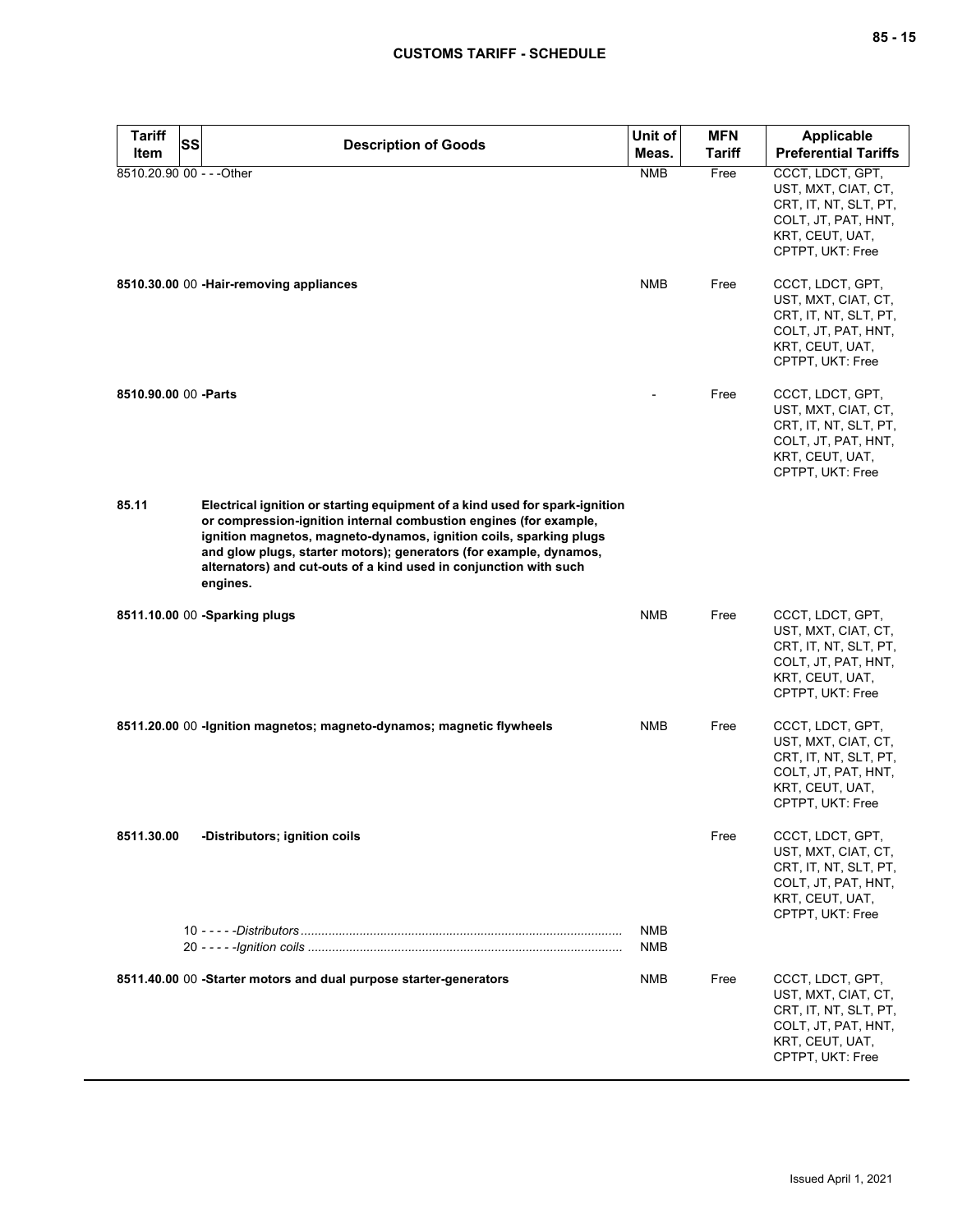| Tariff Item | SS | Description of Goods | Unit of Meas. | MFN Tariff | Applicable Preferential Tariffs |
|---|---|---|---|---|---|
| 8510.20.90 | 00 | - - -Other | NMB | Free | CCCT, LDCT, GPT, UST, MXT, CIAT, CT, CRT, IT, NT, SLT, PT, COLT, JT, PAT, HNT, KRT, CEUT, UAT, CPTPT, UKT: Free |
| **8510.30.00** | 00 | **-Hair-removing appliances** | NMB | Free | CCCT, LDCT, GPT, UST, MXT, CIAT, CT, CRT, IT, NT, SLT, PT, COLT, JT, PAT, HNT, KRT, CEUT, UAT, CPTPT, UKT: Free |
| **8510.90.00** | 00 | **-Parts** | - | Free | CCCT, LDCT, GPT, UST, MXT, CIAT, CT, CRT, IT, NT, SLT, PT, COLT, JT, PAT, HNT, KRT, CEUT, UAT, CPTPT, UKT: Free |
| **85.11** | | **Electrical ignition or starting equipment of a kind used for spark-ignition or compression-ignition internal combustion engines (for example, ignition magnetos, magneto-dynamos, ignition coils, sparking plugs and glow plugs, starter motors); generators (for example, dynamos, alternators) and cut-outs of a kind used in conjunction with such engines.** | | | |
| **8511.10.00** | 00 | **-Sparking plugs** | NMB | Free | CCCT, LDCT, GPT, UST, MXT, CIAT, CT, CRT, IT, NT, SLT, PT, COLT, JT, PAT, HNT, KRT, CEUT, UAT, CPTPT, UKT: Free |
| **8511.20.00** | 00 | **-Ignition magnetos; magneto-dynamos; magnetic flywheels** | NMB | Free | CCCT, LDCT, GPT, UST, MXT, CIAT, CT, CRT, IT, NT, SLT, PT, COLT, JT, PAT, HNT, KRT, CEUT, UAT, CPTPT, UKT: Free |
| **8511.30.00** | | **-Distributors; ignition coils** | | Free | CCCT, LDCT, GPT, UST, MXT, CIAT, CT, CRT, IT, NT, SLT, PT, COLT, JT, PAT, HNT, KRT, CEUT, UAT, CPTPT, UKT: Free |
| | 10 | - - - - -*Distributors* | NMB | | |
| | 20 | - - - - -*Ignition coils* | NMB | | |
| **8511.40.00** | 00 | **-Starter motors and dual purpose starter-generators** | NMB | Free | CCCT, LDCT, GPT, UST, MXT, CIAT, CT, CRT, IT, NT, SLT, PT, COLT, JT, PAT, HNT, KRT, CEUT, UAT, CPTPT, UKT: Free |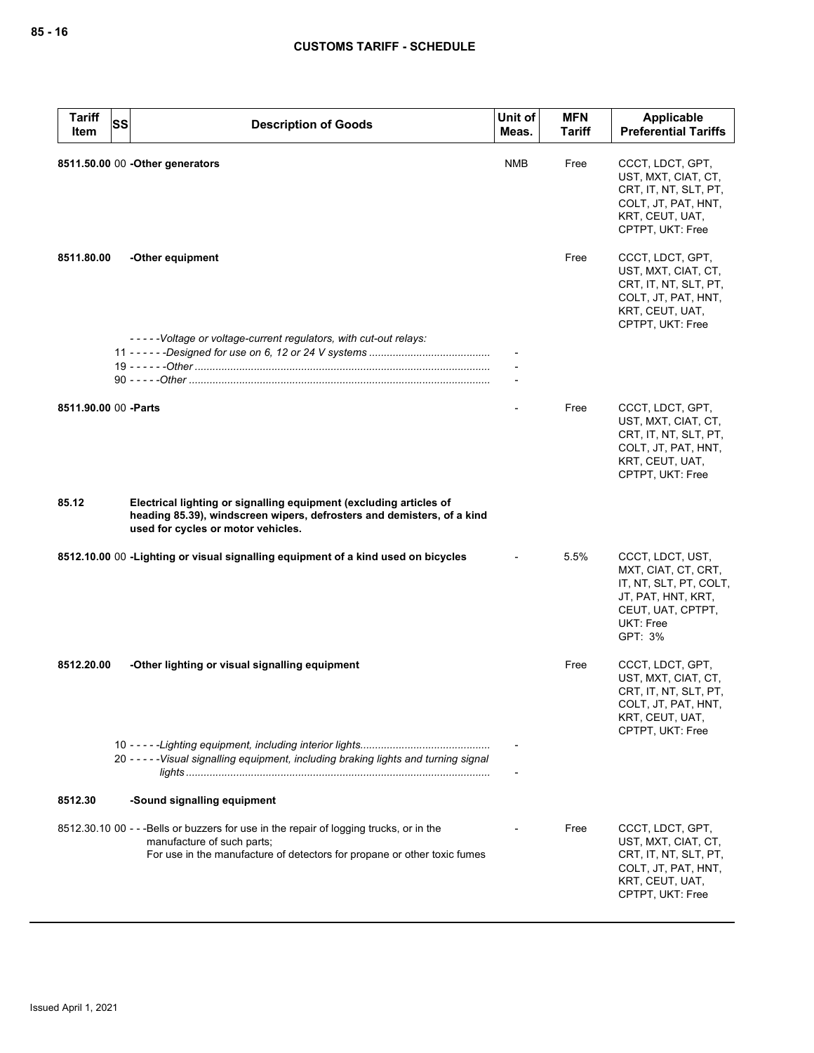| Tariff Item | SS | Description of Goods | Unit of Meas. | MFN Tariff | Applicable Preferential Tariffs |
|---|---|---|---|---|---|
| **8511.50.00** | 00 | **-Other generators** | NMB | Free | CCCT, LDCT, GPT, UST, MXT, CIAT, CT, CRT, IT, NT, SLT, PT, COLT, JT, PAT, HNT, KRT, CEUT, UAT, CPTPT, UKT: Free |
| **8511.80.00** | | **-Other equipment** | | Free | CCCT, LDCT, GPT, UST, MXT, CIAT, CT, CRT, IT, NT, SLT, PT, COLT, JT, PAT, HNT, KRT, CEUT, UAT, CPTPT, UKT: Free |
| | | - - - - -*Voltage or voltage-current regulators, with cut-out relays:* | | | |
| | 11 | - - - - - -*Designed for use on 6, 12 or 24 V systems* | - | | |
| | 19 | - - - - - -*Other* | - | | |
| | 90 | - - - - -*Other* | - | | |
| **8511.90.00** | 00 | **-Parts** | - | Free | CCCT, LDCT, GPT, UST, MXT, CIAT, CT, CRT, IT, NT, SLT, PT, COLT, JT, PAT, HNT, KRT, CEUT, UAT, CPTPT, UKT: Free |
| **85.12** | | **Electrical lighting or signalling equipment (excluding articles of heading 85.39), windscreen wipers, defrosters and demisters, of a kind used for cycles or motor vehicles.** | | | |
| **8512.10.00** | 00 | **-Lighting or visual signalling equipment of a kind used on bicycles** | - | 5.5% | CCCT, LDCT, UST, MXT, CIAT, CT, CRT, IT, NT, SLT, PT, COLT, JT, PAT, HNT, KRT, CEUT, UAT, CPTPT, UKT: Free<br>GPT: 3% |
| **8512.20.00** | | **-Other lighting or visual signalling equipment** | | Free | CCCT, LDCT, GPT, UST, MXT, CIAT, CT, CRT, IT, NT, SLT, PT, COLT, JT, PAT, HNT, KRT, CEUT, UAT, CPTPT, UKT: Free |
| | 10 | - - - - -*Lighting equipment, including interior lights* | - | | |
| | 20 | - - - - -*Visual signalling equipment, including braking lights and turning signal lights* | - | | |
| **8512.30** | | **-Sound signalling equipment** | | | |
| 8512.30.10 | 00 | - - -Bells or buzzers for use in the repair of logging trucks, or in the manufacture of such parts;<br>For use in the manufacture of detectors for propane or other toxic fumes | - | Free | CCCT, LDCT, GPT, UST, MXT, CIAT, CT, CRT, IT, NT, SLT, PT, COLT, JT, PAT, HNT, KRT, CEUT, UAT, CPTPT, UKT: Free |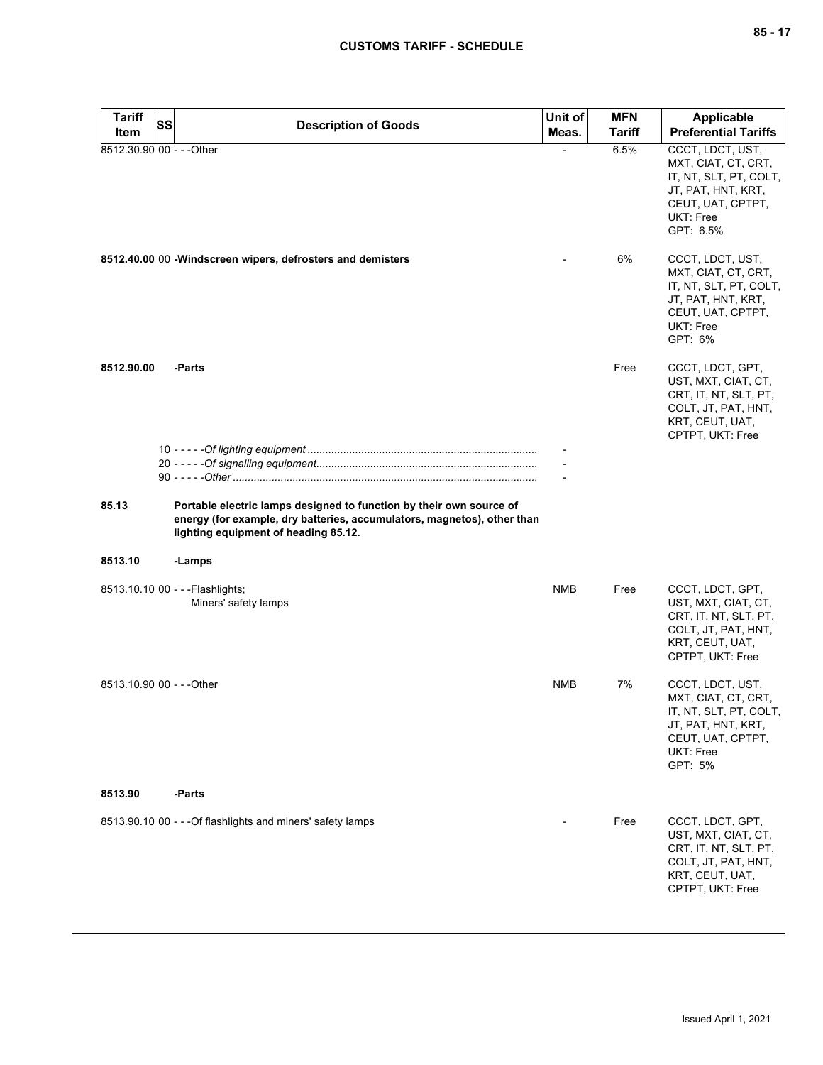| Tariff Item | SS | Description of Goods | Unit of Meas. | MFN Tariff | Applicable Preferential Tariffs |
|---|---|---|---|---|---|
| 8512.30.90 | 00 | - - -Other | - | 6.5% | CCCT, LDCT, UST, MXT, CIAT, CT, CRT, IT, NT, SLT, PT, COLT, JT, PAT, HNT, KRT, CEUT, UAT, CPTPT, UKT: Free<br>GPT: 6.5% |
| 8512.40.00 | 00 | **-Windscreen wipers, defrosters and demisters** | - | 6% | CCCT, LDCT, UST, MXT, CIAT, CT, CRT, IT, NT, SLT, PT, COLT, JT, PAT, HNT, KRT, CEUT, UAT, CPTPT, UKT: Free<br>GPT: 6% |
| **8512.90.00** | | **-Parts** | | Free | CCCT, LDCT, GPT, UST, MXT, CIAT, CT, CRT, IT, NT, SLT, PT, COLT, JT, PAT, HNT, KRT, CEUT, UAT, CPTPT, UKT: Free |
| | 10 | - - - - -*Of lighting equipment* | - | | |
| | 20 | - - - - -*Of signalling equipment* | - | | |
| | 90 | - - - - -*Other* | - | | |
| **85.13** | | **Portable electric lamps designed to function by their own source of energy (for example, dry batteries, accumulators, magnetos), other than lighting equipment of heading 85.12.** | | | |
| **8513.10** | | **-Lamps** | | | |
| 8513.10.10 | 00 | - - -Flashlights;<br>Miners' safety lamps | NMB | Free | CCCT, LDCT, GPT, UST, MXT, CIAT, CT, CRT, IT, NT, SLT, PT, COLT, JT, PAT, HNT, KRT, CEUT, UAT, CPTPT, UKT: Free |
| 8513.10.90 | 00 | - - -Other | NMB | 7% | CCCT, LDCT, UST, MXT, CIAT, CT, CRT, IT, NT, SLT, PT, COLT, JT, PAT, HNT, KRT, CEUT, UAT, CPTPT, UKT: Free<br>GPT: 5% |
| **8513.90** | | **-Parts** | | | |
| 8513.90.10 | 00 | - - -Of flashlights and miners' safety lamps | - | Free | CCCT, LDCT, GPT, UST, MXT, CIAT, CT, CRT, IT, NT, SLT, PT, COLT, JT, PAT, HNT, KRT, CEUT, UAT, CPTPT, UKT: Free |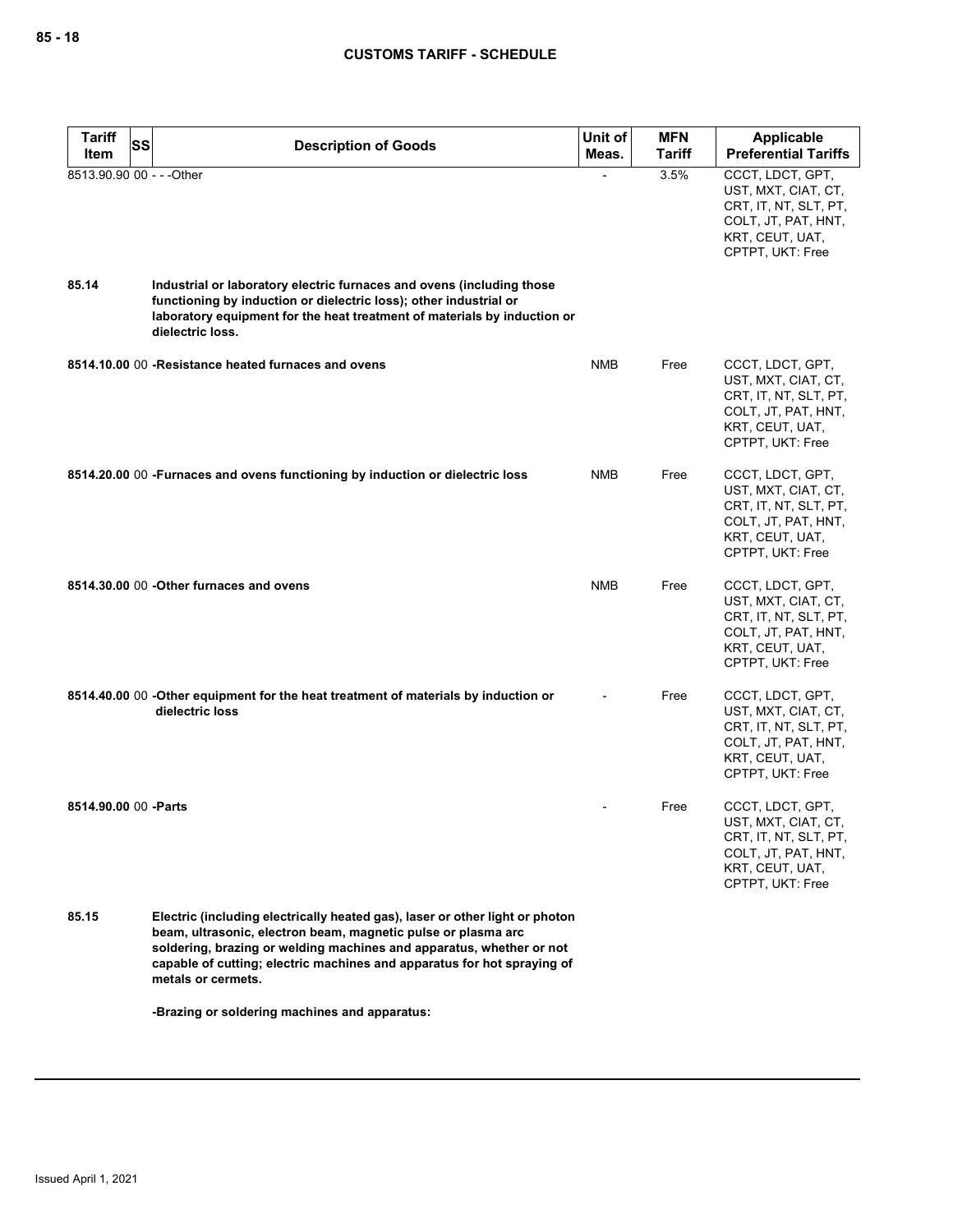| Tariff Item | SS | Description of Goods | Unit of Meas. | MFN Tariff | Applicable Preferential Tariffs |
|---|---|---|---|---|---|
| 8513.90.90 | 00 | - - -Other | - | 3.5% | CCCT, LDCT, GPT, UST, MXT, CIAT, CT, CRT, IT, NT, SLT, PT, COLT, JT, PAT, HNT, KRT, CEUT, UAT, CPTPT, UKT: Free |
| **85.14** | | **Industrial or laboratory electric furnaces and ovens (including those functioning by induction or dielectric loss); other industrial or laboratory equipment for the heat treatment of materials by induction or dielectric loss.** | | | |
| **8514.10.00** | 00 | **-Resistance heated furnaces and ovens** | NMB | Free | CCCT, LDCT, GPT, UST, MXT, CIAT, CT, CRT, IT, NT, SLT, PT, COLT, JT, PAT, HNT, KRT, CEUT, UAT, CPTPT, UKT: Free |
| **8514.20.00** | 00 | **-Furnaces and ovens functioning by induction or dielectric loss** | NMB | Free | CCCT, LDCT, GPT, UST, MXT, CIAT, CT, CRT, IT, NT, SLT, PT, COLT, JT, PAT, HNT, KRT, CEUT, UAT, CPTPT, UKT: Free |
| **8514.30.00** | 00 | **-Other furnaces and ovens** | NMB | Free | CCCT, LDCT, GPT, UST, MXT, CIAT, CT, CRT, IT, NT, SLT, PT, COLT, JT, PAT, HNT, KRT, CEUT, UAT, CPTPT, UKT: Free |
| **8514.40.00** | 00 | **-Other equipment for the heat treatment of materials by induction or dielectric loss** | - | Free | CCCT, LDCT, GPT, UST, MXT, CIAT, CT, CRT, IT, NT, SLT, PT, COLT, JT, PAT, HNT, KRT, CEUT, UAT, CPTPT, UKT: Free |
| **8514.90.00** | 00 | **-Parts** | - | Free | CCCT, LDCT, GPT, UST, MXT, CIAT, CT, CRT, IT, NT, SLT, PT, COLT, JT, PAT, HNT, KRT, CEUT, UAT, CPTPT, UKT: Free |
| **85.15** | | **Electric (including electrically heated gas), laser or other light or photon beam, ultrasonic, electron beam, magnetic pulse or plasma arc soldering, brazing or welding machines and apparatus, whether or not capable of cutting; electric machines and apparatus for hot spraying of metals or cermets.** | | | |
| | | **-Brazing or soldering machines and apparatus:** | | | |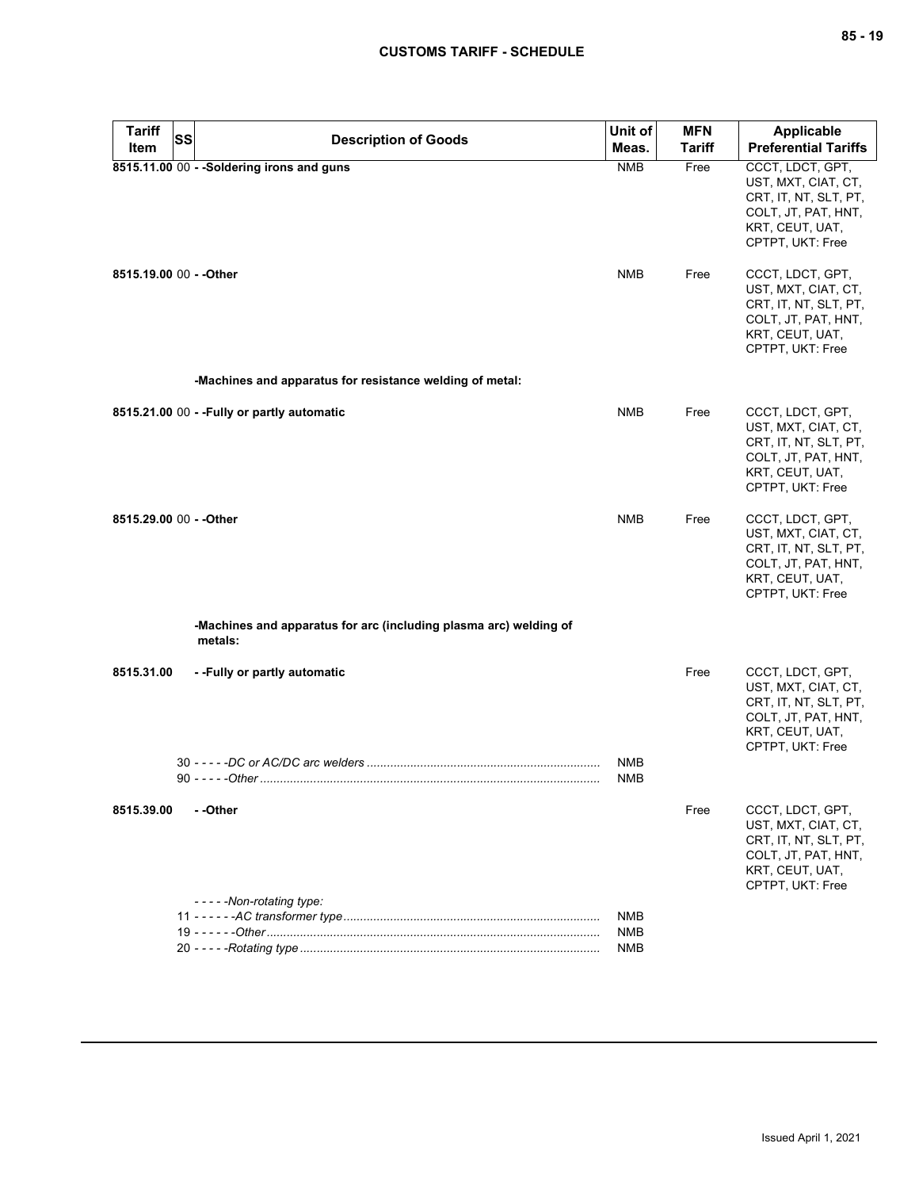| Tariff Item | SS | Description of Goods | Unit of Meas. | MFN Tariff | Applicable Preferential Tariffs |
|---|---|---|---|---|---|
| **8515.11.00** | 00 | **- -Soldering irons and guns** | NMB | Free | CCCT, LDCT, GPT, UST, MXT, CIAT, CT, CRT, IT, NT, SLT, PT, COLT, JT, PAT, HNT, KRT, CEUT, UAT, CPTPT, UKT: Free |
| **8515.19.00** | 00 | **- -Other** | NMB | Free | CCCT, LDCT, GPT, UST, MXT, CIAT, CT, CRT, IT, NT, SLT, PT, COLT, JT, PAT, HNT, KRT, CEUT, UAT, CPTPT, UKT: Free |
| | | **-Machines and apparatus for resistance welding of metal:** | | | |
| **8515.21.00** | 00 | **- -Fully or partly automatic** | NMB | Free | CCCT, LDCT, GPT, UST, MXT, CIAT, CT, CRT, IT, NT, SLT, PT, COLT, JT, PAT, HNT, KRT, CEUT, UAT, CPTPT, UKT: Free |
| **8515.29.00** | 00 | **- -Other** | NMB | Free | CCCT, LDCT, GPT, UST, MXT, CIAT, CT, CRT, IT, NT, SLT, PT, COLT, JT, PAT, HNT, KRT, CEUT, UAT, CPTPT, UKT: Free |
| | | **-Machines and apparatus for arc (including plasma arc) welding of metals:** | | | |
| **8515.31.00** | | **- -Fully or partly automatic** | | Free | CCCT, LDCT, GPT, UST, MXT, CIAT, CT, CRT, IT, NT, SLT, PT, COLT, JT, PAT, HNT, KRT, CEUT, UAT, CPTPT, UKT: Free |
| | 30 | - - - - -*DC or AC/DC arc welders* | NMB | | |
| | 90 | - - - - -*Other* | NMB | | |
| **8515.39.00** | | **- -Other** | | Free | CCCT, LDCT, GPT, UST, MXT, CIAT, CT, CRT, IT, NT, SLT, PT, COLT, JT, PAT, HNT, KRT, CEUT, UAT, CPTPT, UKT: Free |
| | | - - - - -*Non-rotating type:* | | | |
| | 11 | - - - - - -*AC transformer type* | NMB | | |
| | 19 | - - - - - -*Other* | NMB | | |
| | 20 | - - - - -*Rotating type* | NMB | | |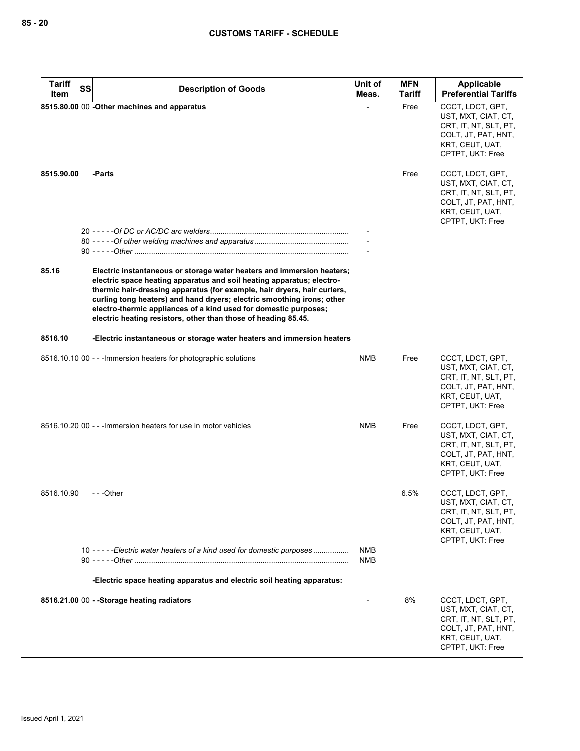| Tariff Item | SS | Description of Goods | Unit of Meas. | MFN Tariff | Applicable Preferential Tariffs |
|---|---|---|---|---|---|
| **8515.80.00** | 00 | **-Other machines and apparatus** | - | Free | CCCT, LDCT, GPT, UST, MXT, CIAT, CT, CRT, IT, NT, SLT, PT, COLT, JT, PAT, HNT, KRT, CEUT, UAT, CPTPT, UKT: Free |
| **8515.90.00** | | **-Parts** | | Free | CCCT, LDCT, GPT, UST, MXT, CIAT, CT, CRT, IT, NT, SLT, PT, COLT, JT, PAT, HNT, KRT, CEUT, UAT, CPTPT, UKT: Free |
| | 20 | - - - - -*Of DC or AC/DC arc welders* | - | | |
| | 80 | - - - - -*Of other welding machines and apparatus* | - | | |
| | 90 | - - - - -*Other* | - | | |
| **85.16** | | **Electric instantaneous or storage water heaters and immersion heaters; electric space heating apparatus and soil heating apparatus; electro-thermic hair-dressing apparatus (for example, hair dryers, hair curlers, curling tong heaters) and hand dryers; electric smoothing irons; other electro-thermic appliances of a kind used for domestic purposes; electric heating resistors, other than those of heading 85.45.** | | | |
| **8516.10** | | **-Electric instantaneous or storage water heaters and immersion heaters** | | | |
| 8516.10.10 | 00 | - - -Immersion heaters for photographic solutions | NMB | Free | CCCT, LDCT, GPT, UST, MXT, CIAT, CT, CRT, IT, NT, SLT, PT, COLT, JT, PAT, HNT, KRT, CEUT, UAT, CPTPT, UKT: Free |
| 8516.10.20 | 00 | - - -Immersion heaters for use in motor vehicles | NMB | Free | CCCT, LDCT, GPT, UST, MXT, CIAT, CT, CRT, IT, NT, SLT, PT, COLT, JT, PAT, HNT, KRT, CEUT, UAT, CPTPT, UKT: Free |
| 8516.10.90 | | - - -Other | | 6.5% | CCCT, LDCT, GPT, UST, MXT, CIAT, CT, CRT, IT, NT, SLT, PT, COLT, JT, PAT, HNT, KRT, CEUT, UAT, CPTPT, UKT: Free |
| | 10 | - - - - -*Electric water heaters of a kind used for domestic purposes* | NMB | | |
| | 90 | - - - - -*Other* | NMB | | |
| | | **-Electric space heating apparatus and electric soil heating apparatus:** | | | |
| **8516.21.00** | 00 | **- -Storage heating radiators** | - | 8% | CCCT, LDCT, GPT, UST, MXT, CIAT, CT, CRT, IT, NT, SLT, PT, COLT, JT, PAT, HNT, KRT, CEUT, UAT, CPTPT, UKT: Free |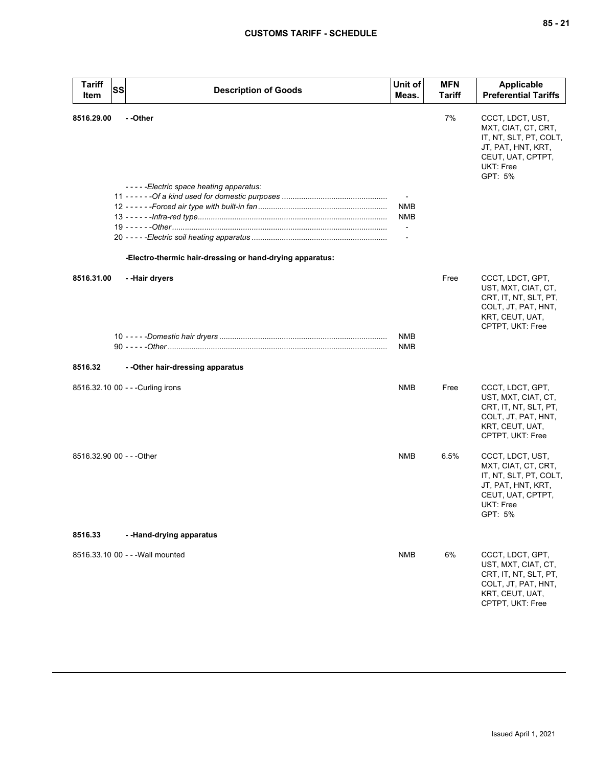| Tariff Item | SS | Description of Goods | Unit of Meas. | MFN Tariff | Applicable Preferential Tariffs |
|---|---|---|---|---|---|
| 8516.29.00 | | - -Other | | 7% | CCCT, LDCT, UST, MXT, CIAT, CT, CRT, IT, NT, SLT, PT, COLT, JT, PAT, HNT, KRT, CEUT, UAT, CPTPT, UKT: Free GPT: 5% |
| | | *- - - - -Electric space heating apparatus:* | | | |
| | 11 | *- - - - - -Of a kind used for domestic purposes* | - | | |
| | 12 | *- - - - - -Forced air type with built-in fan* | NMB | | |
| | 13 | *- - - - - -Infra-red type* | NMB | | |
| | 19 | *- - - - - -Other* | - | | |
| | 20 | *- - - - -Electric soil heating apparatus* | - | | |
| | | **-Electro-thermic hair-dressing or hand-drying apparatus:** | | | |
| 8516.31.00 | | **- -Hair dryers** | | Free | CCCT, LDCT, GPT, UST, MXT, CIAT, CT, CRT, IT, NT, SLT, PT, COLT, JT, PAT, HNT, KRT, CEUT, UAT, CPTPT, UKT: Free |
| | 10 | *- - - - -Domestic hair dryers* | NMB | | |
| | 90 | *- - - - -Other* | NMB | | |
| 8516.32 | | **- -Other hair-dressing apparatus** | | | |
| 8516.32.10 | 00 | - - -Curling irons | NMB | Free | CCCT, LDCT, GPT, UST, MXT, CIAT, CT, CRT, IT, NT, SLT, PT, COLT, JT, PAT, HNT, KRT, CEUT, UAT, CPTPT, UKT: Free |
| 8516.32.90 | 00 | - - -Other | NMB | 6.5% | CCCT, LDCT, UST, MXT, CIAT, CT, CRT, IT, NT, SLT, PT, COLT, JT, PAT, HNT, KRT, CEUT, UAT, CPTPT, UKT: Free GPT: 5% |
| 8516.33 | | **- -Hand-drying apparatus** | | | |
| 8516.33.10 | 00 | - - -Wall mounted | NMB | 6% | CCCT, LDCT, GPT, UST, MXT, CIAT, CT, CRT, IT, NT, SLT, PT, COLT, JT, PAT, HNT, KRT, CEUT, UAT, CPTPT, UKT: Free |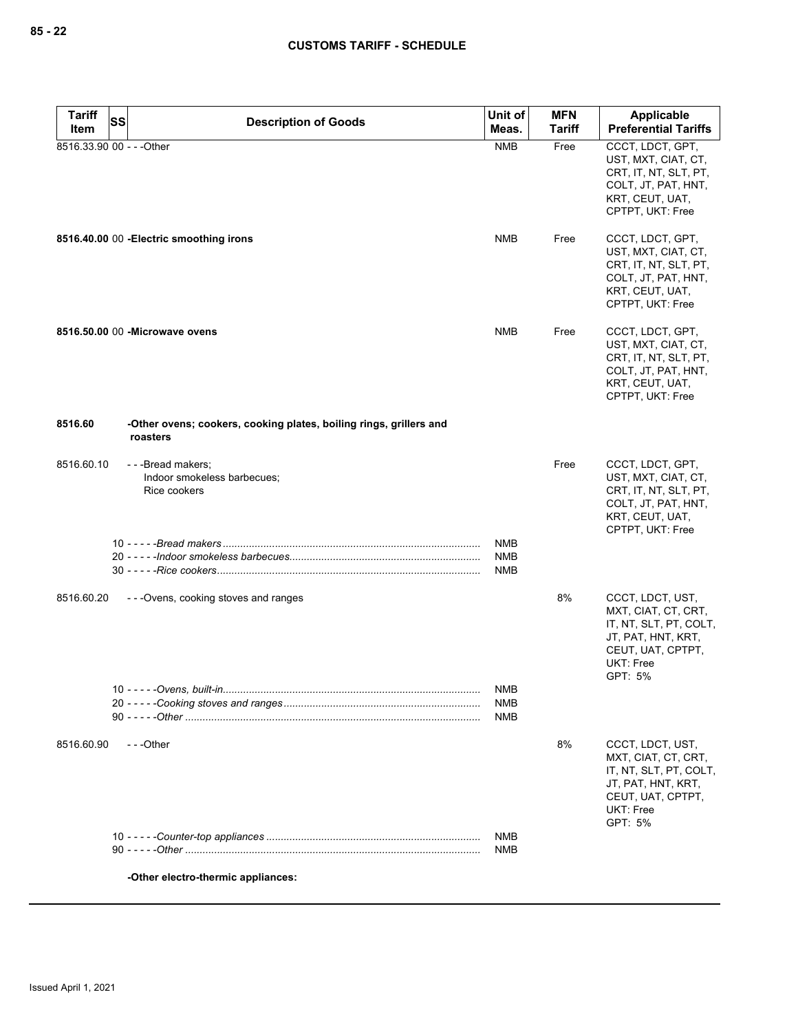| Tariff Item | SS | Description of Goods | Unit of Meas. | MFN Tariff | Applicable Preferential Tariffs |
|---|---|---|---|---|---|
| 8516.33.90 | 00 | - - -Other | NMB | Free | CCCT, LDCT, GPT, UST, MXT, CIAT, CT, CRT, IT, NT, SLT, PT, COLT, JT, PAT, HNT, KRT, CEUT, UAT, CPTPT, UKT: Free |
| **8516.40.00** | 00 | **-Electric smoothing irons** | NMB | Free | CCCT, LDCT, GPT, UST, MXT, CIAT, CT, CRT, IT, NT, SLT, PT, COLT, JT, PAT, HNT, KRT, CEUT, UAT, CPTPT, UKT: Free |
| **8516.50.00** | 00 | **-Microwave ovens** | NMB | Free | CCCT, LDCT, GPT, UST, MXT, CIAT, CT, CRT, IT, NT, SLT, PT, COLT, JT, PAT, HNT, KRT, CEUT, UAT, CPTPT, UKT: Free |
| **8516.60** | | **-Other ovens; cookers, cooking plates, boiling rings, grillers and roasters** | | | |
| 8516.60.10 | | - - -Bread makers;<br>Indoor smokeless barbecues;<br>Rice cookers | | Free | CCCT, LDCT, GPT, UST, MXT, CIAT, CT, CRT, IT, NT, SLT, PT, COLT, JT, PAT, HNT, KRT, CEUT, UAT, CPTPT, UKT: Free |
| | 10 | - - - - -*Bread makers* | NMB | | |
| | 20 | - - - - -*Indoor smokeless barbecues* | NMB | | |
| | 30 | - - - - -*Rice cookers* | NMB | | |
| 8516.60.20 | | - - -Ovens, cooking stoves and ranges | | 8% | CCCT, LDCT, UST, MXT, CIAT, CT, CRT, IT, NT, SLT, PT, COLT, JT, PAT, HNT, KRT, CEUT, UAT, CPTPT, UKT: Free<br>GPT: 5% |
| | 10 | - - - - -*Ovens, built-in* | NMB | | |
| | 20 | - - - - -*Cooking stoves and ranges* | NMB | | |
| | 90 | - - - - -*Other* | NMB | | |
| 8516.60.90 | | - - -Other | | 8% | CCCT, LDCT, UST, MXT, CIAT, CT, CRT, IT, NT, SLT, PT, COLT, JT, PAT, HNT, KRT, CEUT, UAT, CPTPT, UKT: Free<br>GPT: 5% |
| | 10 | - - - - -*Counter-top appliances* | NMB | | |
| | 90 | - - - - -*Other* | NMB | | |
| | | **-Other electro-thermic appliances:** | | | |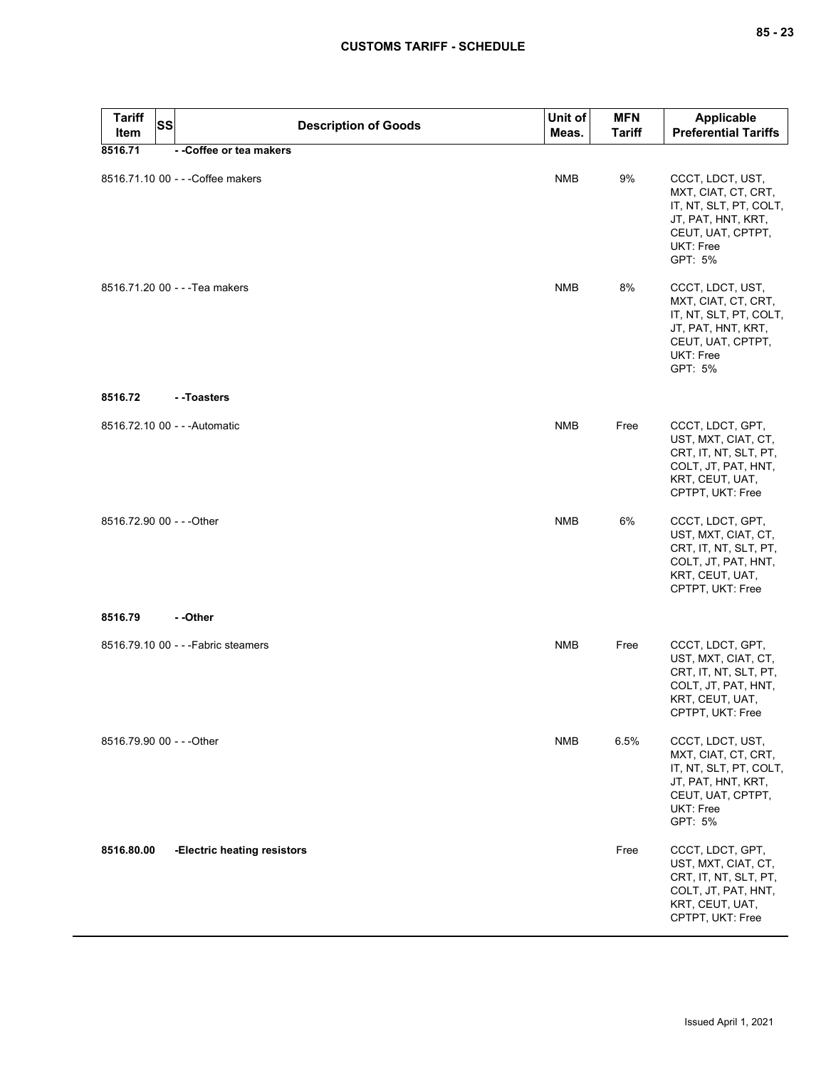| Tariff Item | SS | Description of Goods | Unit of Meas. | MFN Tariff | Applicable Preferential Tariffs |
|---|---|---|---|---|---|
| **8516.71** | | **- -Coffee or tea makers** | | | |
| 8516.71.10 | 00 | - - -Coffee makers | NMB | 9% | CCCT, LDCT, UST, MXT, CIAT, CT, CRT, IT, NT, SLT, PT, COLT, JT, PAT, HNT, KRT, CEUT, UAT, CPTPT, UKT: Free<br>GPT: 5% |
| 8516.71.20 | 00 | - - -Tea makers | NMB | 8% | CCCT, LDCT, UST, MXT, CIAT, CT, CRT, IT, NT, SLT, PT, COLT, JT, PAT, HNT, KRT, CEUT, UAT, CPTPT, UKT: Free<br>GPT: 5% |
| **8516.72** | | **- -Toasters** | | | |
| 8516.72.10 | 00 | - - -Automatic | NMB | Free | CCCT, LDCT, GPT, UST, MXT, CIAT, CT, CRT, IT, NT, SLT, PT, COLT, JT, PAT, HNT, KRT, CEUT, UAT, CPTPT, UKT: Free |
| 8516.72.90 | 00 | - - -Other | NMB | 6% | CCCT, LDCT, GPT, UST, MXT, CIAT, CT, CRT, IT, NT, SLT, PT, COLT, JT, PAT, HNT, KRT, CEUT, UAT, CPTPT, UKT: Free |
| **8516.79** | | **- -Other** | | | |
| 8516.79.10 | 00 | - - -Fabric steamers | NMB | Free | CCCT, LDCT, GPT, UST, MXT, CIAT, CT, CRT, IT, NT, SLT, PT, COLT, JT, PAT, HNT, KRT, CEUT, UAT, CPTPT, UKT: Free |
| 8516.79.90 | 00 | - - -Other | NMB | 6.5% | CCCT, LDCT, UST, MXT, CIAT, CT, CRT, IT, NT, SLT, PT, COLT, JT, PAT, HNT, KRT, CEUT, UAT, CPTPT, UKT: Free<br>GPT: 5% |
| **8516.80.00** | | **-Electric heating resistors** | | Free | CCCT, LDCT, GPT, UST, MXT, CIAT, CT, CRT, IT, NT, SLT, PT, COLT, JT, PAT, HNT, KRT, CEUT, UAT, CPTPT, UKT: Free |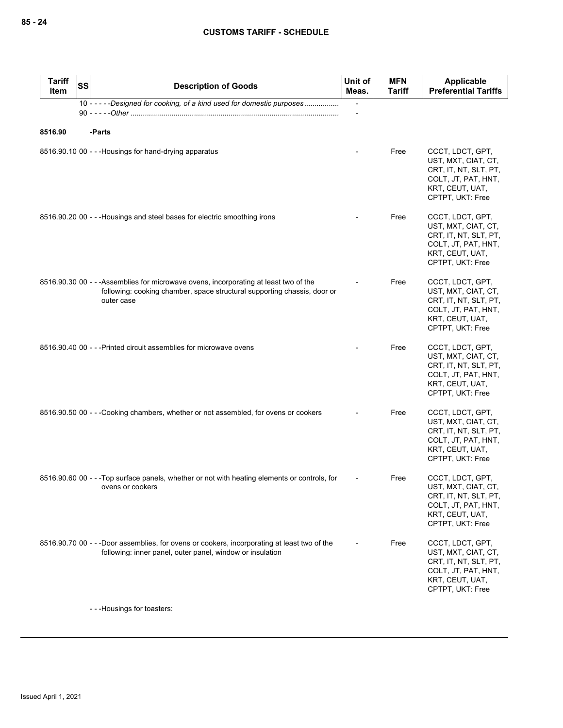| Tariff Item | SS | Description of Goods | Unit of Meas. | MFN Tariff | Applicable Preferential Tariffs |
|---|---|---|---|---|---|
| | | 10 - - - - -*Designed for cooking, of a kind used for domestic purposes*................ | - | | |
| | | 90 - - - - -*Other* ..................................................................................................... | - | | |
| **8516.90** | | **-Parts** | | | |
| 8516.90.10 | 00 | - - -Housings for hand-drying apparatus | - | Free | CCCT, LDCT, GPT, UST, MXT, CIAT, CT, CRT, IT, NT, SLT, PT, COLT, JT, PAT, HNT, KRT, CEUT, UAT, CPTPT, UKT: Free |
| 8516.90.20 | 00 | - - -Housings and steel bases for electric smoothing irons | - | Free | CCCT, LDCT, GPT, UST, MXT, CIAT, CT, CRT, IT, NT, SLT, PT, COLT, JT, PAT, HNT, KRT, CEUT, UAT, CPTPT, UKT: Free |
| 8516.90.30 | 00 | - - -Assemblies for microwave ovens, incorporating at least two of the following: cooking chamber, space structural supporting chassis, door or outer case | - | Free | CCCT, LDCT, GPT, UST, MXT, CIAT, CT, CRT, IT, NT, SLT, PT, COLT, JT, PAT, HNT, KRT, CEUT, UAT, CPTPT, UKT: Free |
| 8516.90.40 | 00 | - - -Printed circuit assemblies for microwave ovens | - | Free | CCCT, LDCT, GPT, UST, MXT, CIAT, CT, CRT, IT, NT, SLT, PT, COLT, JT, PAT, HNT, KRT, CEUT, UAT, CPTPT, UKT: Free |
| 8516.90.50 | 00 | - - -Cooking chambers, whether or not assembled, for ovens or cookers | - | Free | CCCT, LDCT, GPT, UST, MXT, CIAT, CT, CRT, IT, NT, SLT, PT, COLT, JT, PAT, HNT, KRT, CEUT, UAT, CPTPT, UKT: Free |
| 8516.90.60 | 00 | - - -Top surface panels, whether or not with heating elements or controls, for ovens or cookers | - | Free | CCCT, LDCT, GPT, UST, MXT, CIAT, CT, CRT, IT, NT, SLT, PT, COLT, JT, PAT, HNT, KRT, CEUT, UAT, CPTPT, UKT: Free |
| 8516.90.70 | 00 | - - -Door assemblies, for ovens or cookers, incorporating at least two of the following: inner panel, outer panel, window or insulation | - | Free | CCCT, LDCT, GPT, UST, MXT, CIAT, CT, CRT, IT, NT, SLT, PT, COLT, JT, PAT, HNT, KRT, CEUT, UAT, CPTPT, UKT: Free |
| | | - - -Housings for toasters: | | | |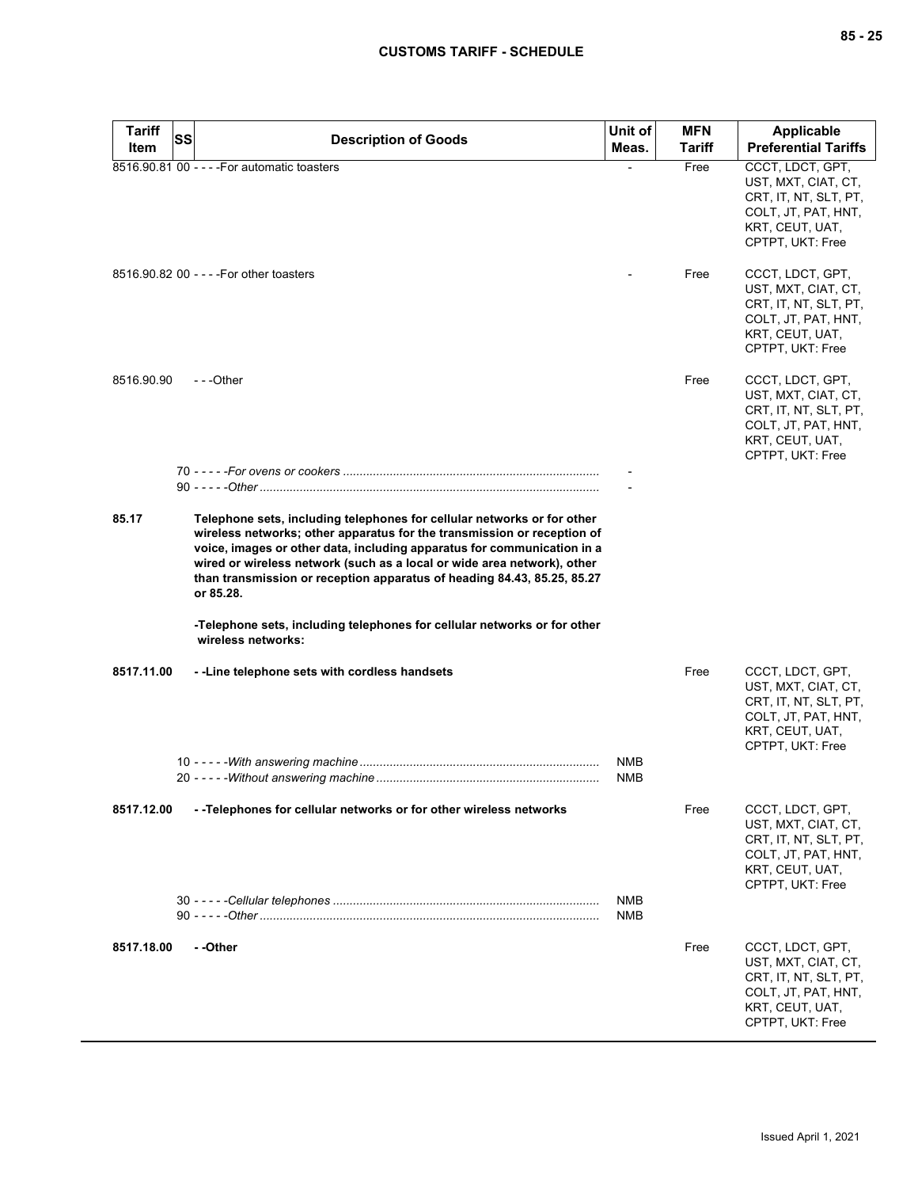| Tariff Item | SS | Description of Goods | Unit of Meas. | MFN Tariff | Applicable Preferential Tariffs |
|---|---|---|---|---|---|
| 8516.90.81 | 00 | - - - -For automatic toasters | - | Free | CCCT, LDCT, GPT, UST, MXT, CIAT, CT, CRT, IT, NT, SLT, PT, COLT, JT, PAT, HNT, KRT, CEUT, UAT, CPTPT, UKT: Free |
| 8516.90.82 | 00 | - - - -For other toasters | - | Free | CCCT, LDCT, GPT, UST, MXT, CIAT, CT, CRT, IT, NT, SLT, PT, COLT, JT, PAT, HNT, KRT, CEUT, UAT, CPTPT, UKT: Free |
| 8516.90.90 | | - - -Other | | Free | CCCT, LDCT, GPT, UST, MXT, CIAT, CT, CRT, IT, NT, SLT, PT, COLT, JT, PAT, HNT, KRT, CEUT, UAT, CPTPT, UKT: Free |
| | 70 | - - - - -*For ovens or cookers* | - | | |
| | 90 | - - - - -*Other* | - | | |
| **85.17** | | **Telephone sets, including telephones for cellular networks or for other wireless networks; other apparatus for the transmission or reception of voice, images or other data, including apparatus for communication in a wired or wireless network (such as a local or wide area network), other than transmission or reception apparatus of heading 84.43, 85.25, 85.27 or 85.28.** | | | |
| | | **-Telephone sets, including telephones for cellular networks or for other wireless networks:** | | | |
| **8517.11.00** | | **- -Line telephone sets with cordless handsets** | | Free | CCCT, LDCT, GPT, UST, MXT, CIAT, CT, CRT, IT, NT, SLT, PT, COLT, JT, PAT, HNT, KRT, CEUT, UAT, CPTPT, UKT: Free |
| | 10 | - - - - -*With answering machine* | NMB | | |
| | 20 | - - - - -*Without answering machine* | NMB | | |
| **8517.12.00** | | **- -Telephones for cellular networks or for other wireless networks** | | Free | CCCT, LDCT, GPT, UST, MXT, CIAT, CT, CRT, IT, NT, SLT, PT, COLT, JT, PAT, HNT, KRT, CEUT, UAT, CPTPT, UKT: Free |
| | 30 | - - - - -*Cellular telephones* | NMB | | |
| | 90 | - - - - -*Other* | NMB | | |
| **8517.18.00** | | **- -Other** | | Free | CCCT, LDCT, GPT, UST, MXT, CIAT, CT, CRT, IT, NT, SLT, PT, COLT, JT, PAT, HNT, KRT, CEUT, UAT, CPTPT, UKT: Free |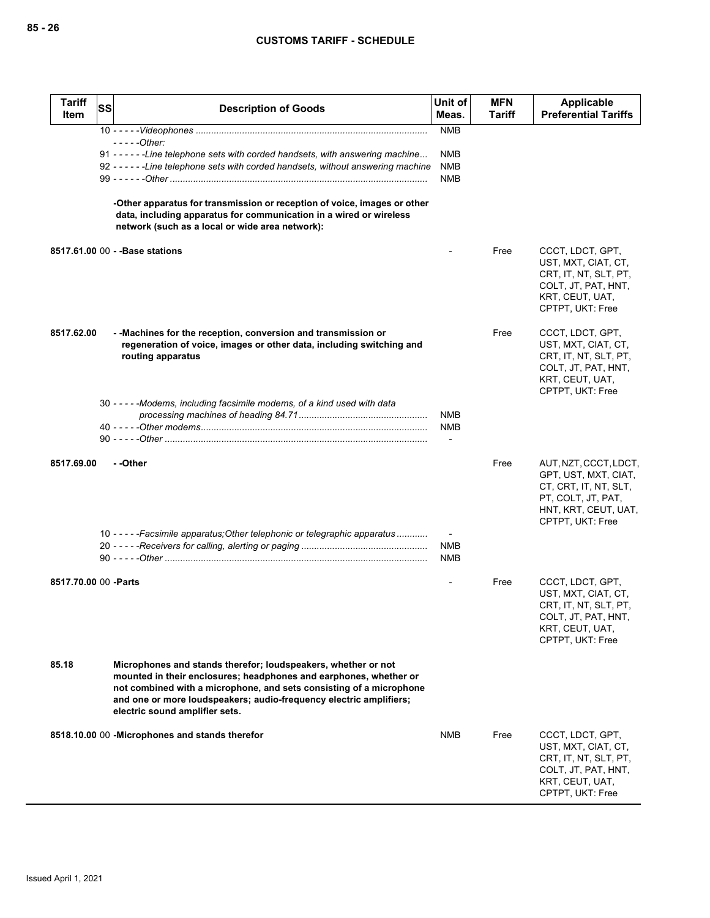| Tariff Item | SS | Description of Goods | Unit of Meas. | MFN Tariff | Applicable Preferential Tariffs |
|---|---|---|---|---|---|
| | | 10 - - - - -*Videophones* | NMB | | |
| | | - - - - -*Other:* | | | |
| | | 91 - - - - - -*Line telephone sets with corded handsets, with answering machine* | NMB | | |
| | | 92 - - - - - -*Line telephone sets with corded handsets, without answering machine* | NMB | | |
| | | 99 - - - - - -*Other* | NMB | | |
| | | **-Other apparatus for transmission or reception of voice, images or other data, including apparatus for communication in a wired or wireless network (such as a local or wide area network):** | | | |
| 8517.61.00 | 00 | **- -Base stations** | - | Free | CCCT, LDCT, GPT, UST, MXT, CIAT, CT, CRT, IT, NT, SLT, PT, COLT, JT, PAT, HNT, KRT, CEUT, UAT, CPTPT, UKT: Free |
| 8517.62.00 | | **- -Machines for the reception, conversion and transmission or regeneration of voice, images or other data, including switching and routing apparatus** | | Free | CCCT, LDCT, GPT, UST, MXT, CIAT, CT, CRT, IT, NT, SLT, PT, COLT, JT, PAT, HNT, KRT, CEUT, UAT, CPTPT, UKT: Free |
| | | 30 - - - - -*Modems, including facsimile modems, of a kind used with data processing machines of heading 84.71* | NMB | | |
| | | 40 - - - - -*Other modems* | NMB | | |
| | | 90 - - - - -*Other* | - | | |
| 8517.69.00 | | **- -Other** | | Free | AUT, NZT, CCCT, LDCT, GPT, UST, MXT, CIAT, CT, CRT, IT, NT, SLT, PT, COLT, JT, PAT, HNT, KRT, CEUT, UAT, CPTPT, UKT: Free |
| | | 10 - - - - -*Facsimile apparatus;Other telephonic or telegraphic apparatus* | - | | |
| | | 20 - - - - -*Receivers for calling, alerting or paging* | NMB | | |
| | | 90 - - - - -*Other* | NMB | | |
| 8517.70.00 | 00 | **-Parts** | - | Free | CCCT, LDCT, GPT, UST, MXT, CIAT, CT, CRT, IT, NT, SLT, PT, COLT, JT, PAT, HNT, KRT, CEUT, UAT, CPTPT, UKT: Free |
| 85.18 | | **Microphones and stands therefor; loudspeakers, whether or not mounted in their enclosures; headphones and earphones, whether or not combined with a microphone, and sets consisting of a microphone and one or more loudspeakers; audio-frequency electric amplifiers; electric sound amplifier sets.** | | | |
| 8518.10.00 | 00 | **-Microphones and stands therefor** | NMB | Free | CCCT, LDCT, GPT, UST, MXT, CIAT, CT, CRT, IT, NT, SLT, PT, COLT, JT, PAT, HNT, KRT, CEUT, UAT, CPTPT, UKT: Free |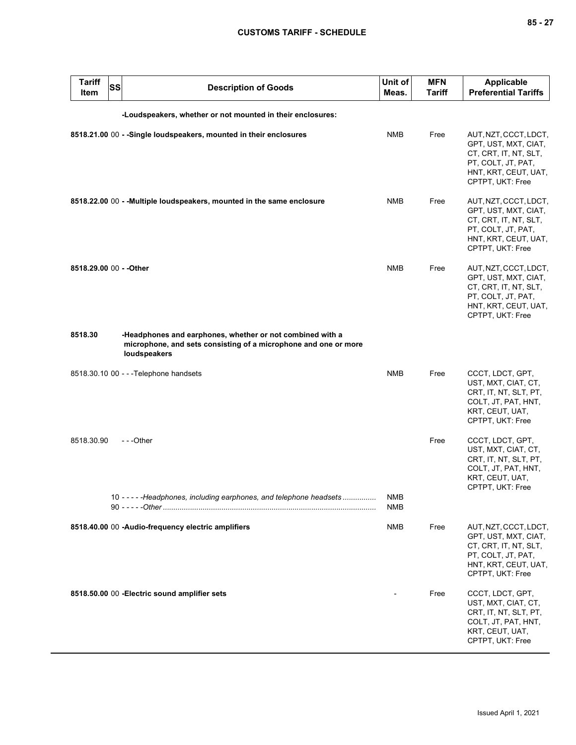| Tariff Item | SS | Description of Goods | Unit of Meas. | MFN Tariff | Applicable Preferential Tariffs |
|---|---|---|---|---|---|
| | | **-Loudspeakers, whether or not mounted in their enclosures:** | | | |
| **8518.21.00** | 00 | **- -Single loudspeakers, mounted in their enclosures** | NMB | Free | AUT, NZT, CCCT, LDCT, GPT, UST, MXT, CIAT, CT, CRT, IT, NT, SLT, PT, COLT, JT, PAT, HNT, KRT, CEUT, UAT, CPTPT, UKT: Free |
| **8518.22.00** | 00 | **- -Multiple loudspeakers, mounted in the same enclosure** | NMB | Free | AUT, NZT, CCCT, LDCT, GPT, UST, MXT, CIAT, CT, CRT, IT, NT, SLT, PT, COLT, JT, PAT, HNT, KRT, CEUT, UAT, CPTPT, UKT: Free |
| **8518.29.00** | 00 | **- -Other** | NMB | Free | AUT, NZT, CCCT, LDCT, GPT, UST, MXT, CIAT, CT, CRT, IT, NT, SLT, PT, COLT, JT, PAT, HNT, KRT, CEUT, UAT, CPTPT, UKT: Free |
| **8518.30** | | **-Headphones and earphones, whether or not combined with a microphone, and sets consisting of a microphone and one or more loudspeakers** | | | |
| 8518.30.10 | 00 | - - -Telephone handsets | NMB | Free | CCCT, LDCT, GPT, UST, MXT, CIAT, CT, CRT, IT, NT, SLT, PT, COLT, JT, PAT, HNT, KRT, CEUT, UAT, CPTPT, UKT: Free |
| 8518.30.90 | | - - -Other | | Free | CCCT, LDCT, GPT, UST, MXT, CIAT, CT, CRT, IT, NT, SLT, PT, COLT, JT, PAT, HNT, KRT, CEUT, UAT, CPTPT, UKT: Free |
| | 10 | - - - - -*Headphones, including earphones, and telephone headsets* | NMB | | |
| | 90 | - - - - -*Other* | NMB | | |
| **8518.40.00** | 00 | **-Audio-frequency electric amplifiers** | NMB | Free | AUT, NZT, CCCT, LDCT, GPT, UST, MXT, CIAT, CT, CRT, IT, NT, SLT, PT, COLT, JT, PAT, HNT, KRT, CEUT, UAT, CPTPT, UKT: Free |
| **8518.50.00** | 00 | **-Electric sound amplifier sets** | - | Free | CCCT, LDCT, GPT, UST, MXT, CIAT, CT, CRT, IT, NT, SLT, PT, COLT, JT, PAT, HNT, KRT, CEUT, UAT, CPTPT, UKT: Free |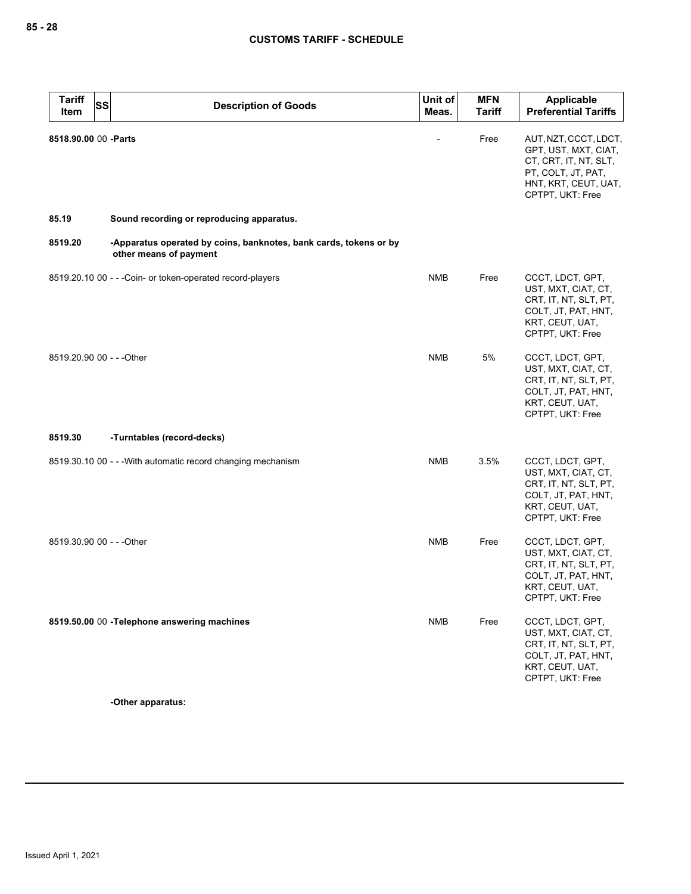| Tariff Item | SS | Description of Goods | Unit of Meas. | MFN Tariff | Applicable Preferential Tariffs |
|---|---|---|---|---|---|
| **8518.90.00** | 00 | **-Parts** | - | Free | AUT, NZT, CCCT, LDCT, GPT, UST, MXT, CIAT, CT, CRT, IT, NT, SLT, PT, COLT, JT, PAT, HNT, KRT, CEUT, UAT, CPTPT, UKT: Free |
| **85.19** | | **Sound recording or reproducing apparatus.** | | | |
| **8519.20** | | **-Apparatus operated by coins, banknotes, bank cards, tokens or by other means of payment** | | | |
| 8519.20.10 | 00 | - - -Coin- or token-operated record-players | NMB | Free | CCCT, LDCT, GPT, UST, MXT, CIAT, CT, CRT, IT, NT, SLT, PT, COLT, JT, PAT, HNT, KRT, CEUT, UAT, CPTPT, UKT: Free |
| 8519.20.90 | 00 | - - -Other | NMB | 5% | CCCT, LDCT, GPT, UST, MXT, CIAT, CT, CRT, IT, NT, SLT, PT, COLT, JT, PAT, HNT, KRT, CEUT, UAT, CPTPT, UKT: Free |
| **8519.30** | | **-Turntables (record-decks)** | | | |
| 8519.30.10 | 00 | - - -With automatic record changing mechanism | NMB | 3.5% | CCCT, LDCT, GPT, UST, MXT, CIAT, CT, CRT, IT, NT, SLT, PT, COLT, JT, PAT, HNT, KRT, CEUT, UAT, CPTPT, UKT: Free |
| 8519.30.90 | 00 | - - -Other | NMB | Free | CCCT, LDCT, GPT, UST, MXT, CIAT, CT, CRT, IT, NT, SLT, PT, COLT, JT, PAT, HNT, KRT, CEUT, UAT, CPTPT, UKT: Free |
| **8519.50.00** | 00 | **-Telephone answering machines** | NMB | Free | CCCT, LDCT, GPT, UST, MXT, CIAT, CT, CRT, IT, NT, SLT, PT, COLT, JT, PAT, HNT, KRT, CEUT, UAT, CPTPT, UKT: Free |
| | | **-Other apparatus:** | | | |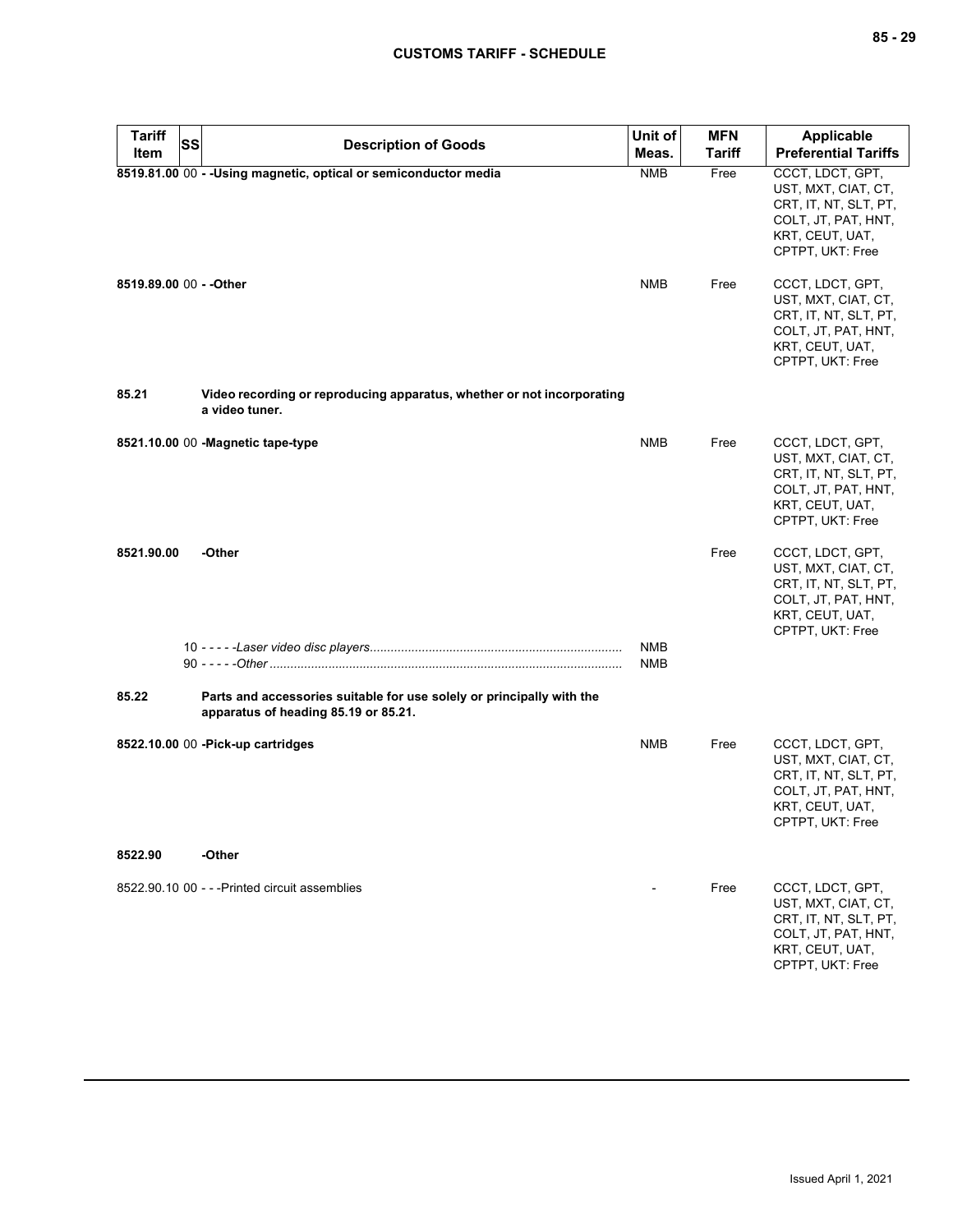| Tariff Item | SS | Description of Goods | Unit of Meas. | MFN Tariff | Applicable Preferential Tariffs |
|---|---|---|---|---|---|
| **8519.81.00** | 00 | **- -Using magnetic, optical or semiconductor media** | NMB | Free | CCCT, LDCT, GPT, UST, MXT, CIAT, CT, CRT, IT, NT, SLT, PT, COLT, JT, PAT, HNT, KRT, CEUT, UAT, CPTPT, UKT: Free |
| **8519.89.00** | 00 | **- -Other** | NMB | Free | CCCT, LDCT, GPT, UST, MXT, CIAT, CT, CRT, IT, NT, SLT, PT, COLT, JT, PAT, HNT, KRT, CEUT, UAT, CPTPT, UKT: Free |
| **85.21** | | **Video recording or reproducing apparatus, whether or not incorporating a video tuner.** | | | |
| **8521.10.00** | 00 | **-Magnetic tape-type** | NMB | Free | CCCT, LDCT, GPT, UST, MXT, CIAT, CT, CRT, IT, NT, SLT, PT, COLT, JT, PAT, HNT, KRT, CEUT, UAT, CPTPT, UKT: Free |
| **8521.90.00** | | **-Other** | | Free | CCCT, LDCT, GPT, UST, MXT, CIAT, CT, CRT, IT, NT, SLT, PT, COLT, JT, PAT, HNT, KRT, CEUT, UAT, CPTPT, UKT: Free |
| | 10 | - - - - -*Laser video disc players* | NMB | | |
| | 90 | - - - - -*Other* | NMB | | |
| **85.22** | | **Parts and accessories suitable for use solely or principally with the apparatus of heading 85.19 or 85.21.** | | | |
| **8522.10.00** | 00 | **-Pick-up cartridges** | NMB | Free | CCCT, LDCT, GPT, UST, MXT, CIAT, CT, CRT, IT, NT, SLT, PT, COLT, JT, PAT, HNT, KRT, CEUT, UAT, CPTPT, UKT: Free |
| **8522.90** | | **-Other** | | | |
| 8522.90.10 | 00 | - - -Printed circuit assemblies | - | Free | CCCT, LDCT, GPT, UST, MXT, CIAT, CT, CRT, IT, NT, SLT, PT, COLT, JT, PAT, HNT, KRT, CEUT, UAT, CPTPT, UKT: Free |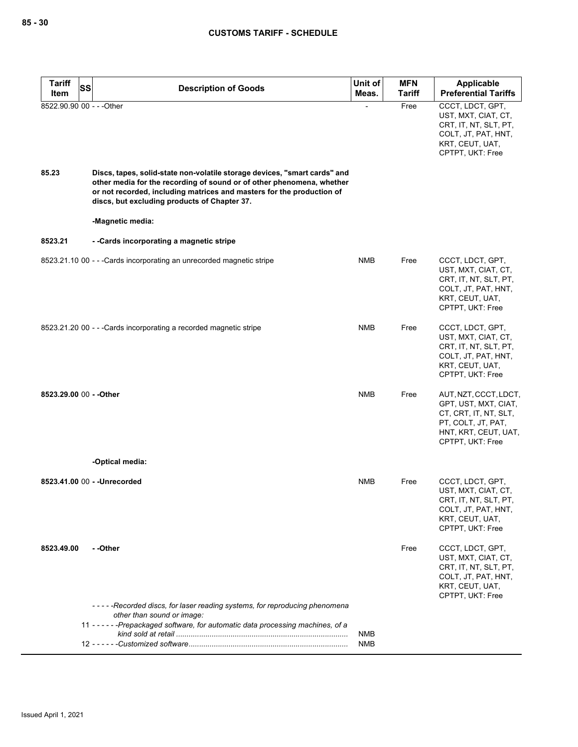| Tariff Item | SS | Description of Goods | Unit of Meas. | MFN Tariff | Applicable Preferential Tariffs |
|---|---|---|---|---|---|
| 8522.90.90 | 00 | - - -Other | - | Free | CCCT, LDCT, GPT, UST, MXT, CIAT, CT, CRT, IT, NT, SLT, PT, COLT, JT, PAT, HNT, KRT, CEUT, UAT, CPTPT, UKT: Free |
| **85.23** | | **Discs, tapes, solid-state non-volatile storage devices, "smart cards" and other media for the recording of sound or of other phenomena, whether or not recorded, including matrices and masters for the production of discs, but excluding products of Chapter 37.** | | | |
| | | **-Magnetic media:** | | | |
| **8523.21** | | **- -Cards incorporating a magnetic stripe** | | | |
| 8523.21.10 | 00 | - - -Cards incorporating an unrecorded magnetic stripe | NMB | Free | CCCT, LDCT, GPT, UST, MXT, CIAT, CT, CRT, IT, NT, SLT, PT, COLT, JT, PAT, HNT, KRT, CEUT, UAT, CPTPT, UKT: Free |
| 8523.21.20 | 00 | - - -Cards incorporating a recorded magnetic stripe | NMB | Free | CCCT, LDCT, GPT, UST, MXT, CIAT, CT, CRT, IT, NT, SLT, PT, COLT, JT, PAT, HNT, KRT, CEUT, UAT, CPTPT, UKT: Free |
| **8523.29.00** | 00 | **- -Other** | NMB | Free | AUT, NZT, CCCT, LDCT, GPT, UST, MXT, CIAT, CT, CRT, IT, NT, SLT, PT, COLT, JT, PAT, HNT, KRT, CEUT, UAT, CPTPT, UKT: Free |
| | | **-Optical media:** | | | |
| **8523.41.00** | 00 | **- -Unrecorded** | NMB | Free | CCCT, LDCT, GPT, UST, MXT, CIAT, CT, CRT, IT, NT, SLT, PT, COLT, JT, PAT, HNT, KRT, CEUT, UAT, CPTPT, UKT: Free |
| **8523.49.00** | | **- -Other** | | Free | CCCT, LDCT, GPT, UST, MXT, CIAT, CT, CRT, IT, NT, SLT, PT, COLT, JT, PAT, HNT, KRT, CEUT, UAT, CPTPT, UKT: Free |
| | | *- - - - -Recorded discs, for laser reading systems, for reproducing phenomena other than sound or image:* | | | |
| | 11 | *- - - - - -Prepackaged software, for automatic data processing machines, of a kind sold at retail* | NMB | | |
| | 12 | *- - - - - -Customized software* | NMB | | |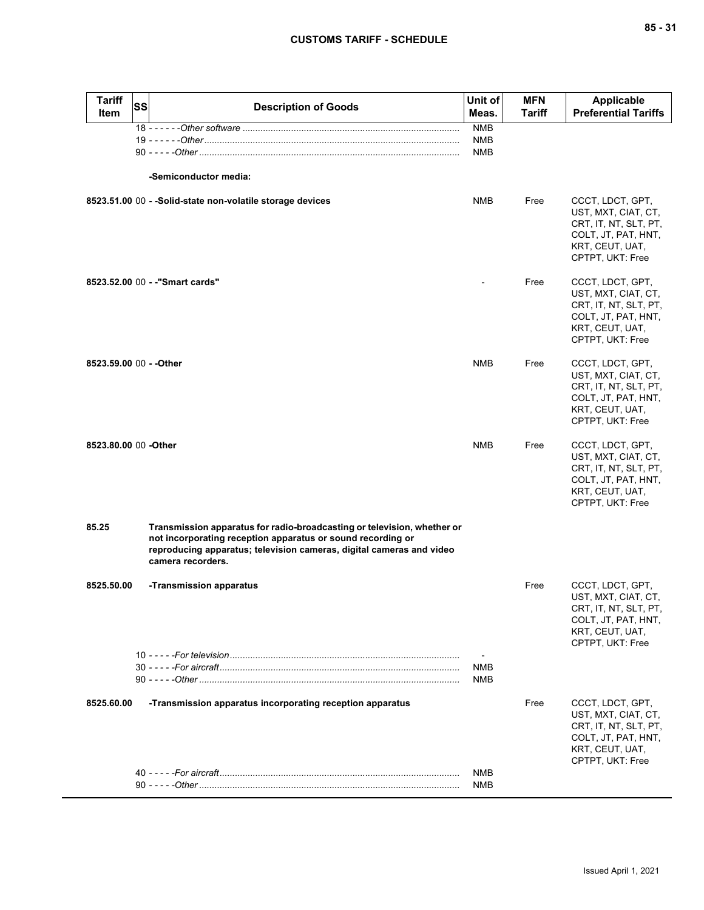| Tariff Item | SS | Description of Goods | Unit of Meas. | MFN Tariff | Applicable Preferential Tariffs |
|---|---|---|---|---|---|
| | | 18 - - - - - -*Other software* | NMB | | |
| | | 19 - - - - - -*Other* | NMB | | |
| | | 90 - - - - -*Other* | NMB | | |
| | | **-Semiconductor media:** | | | |
| **8523.51.00** | 00 | **- -Solid-state non-volatile storage devices** | NMB | Free | CCCT, LDCT, GPT, UST, MXT, CIAT, CT, CRT, IT, NT, SLT, PT, COLT, JT, PAT, HNT, KRT, CEUT, UAT, CPTPT, UKT: Free |
| **8523.52.00** | 00 | **- -"Smart cards"** | - | Free | CCCT, LDCT, GPT, UST, MXT, CIAT, CT, CRT, IT, NT, SLT, PT, COLT, JT, PAT, HNT, KRT, CEUT, UAT, CPTPT, UKT: Free |
| **8523.59.00** | 00 | **- -Other** | NMB | Free | CCCT, LDCT, GPT, UST, MXT, CIAT, CT, CRT, IT, NT, SLT, PT, COLT, JT, PAT, HNT, KRT, CEUT, UAT, CPTPT, UKT: Free |
| **8523.80.00** | 00 | **-Other** | NMB | Free | CCCT, LDCT, GPT, UST, MXT, CIAT, CT, CRT, IT, NT, SLT, PT, COLT, JT, PAT, HNT, KRT, CEUT, UAT, CPTPT, UKT: Free |
| **85.25** | | **Transmission apparatus for radio-broadcasting or television, whether or not incorporating reception apparatus or sound recording or reproducing apparatus; television cameras, digital cameras and video camera recorders.** | | | |
| **8525.50.00** | | **-Transmission apparatus** | | Free | CCCT, LDCT, GPT, UST, MXT, CIAT, CT, CRT, IT, NT, SLT, PT, COLT, JT, PAT, HNT, KRT, CEUT, UAT, CPTPT, UKT: Free |
| | | 10 - - - - -*For television* | - | | |
| | | 30 - - - - -*For aircraft* | NMB | | |
| | | 90 - - - - -*Other* | NMB | | |
| **8525.60.00** | | **-Transmission apparatus incorporating reception apparatus** | | Free | CCCT, LDCT, GPT, UST, MXT, CIAT, CT, CRT, IT, NT, SLT, PT, COLT, JT, PAT, HNT, KRT, CEUT, UAT, CPTPT, UKT: Free |
| | | 40 - - - - -*For aircraft* | NMB | | |
| | | 90 - - - - -*Other* | NMB | | |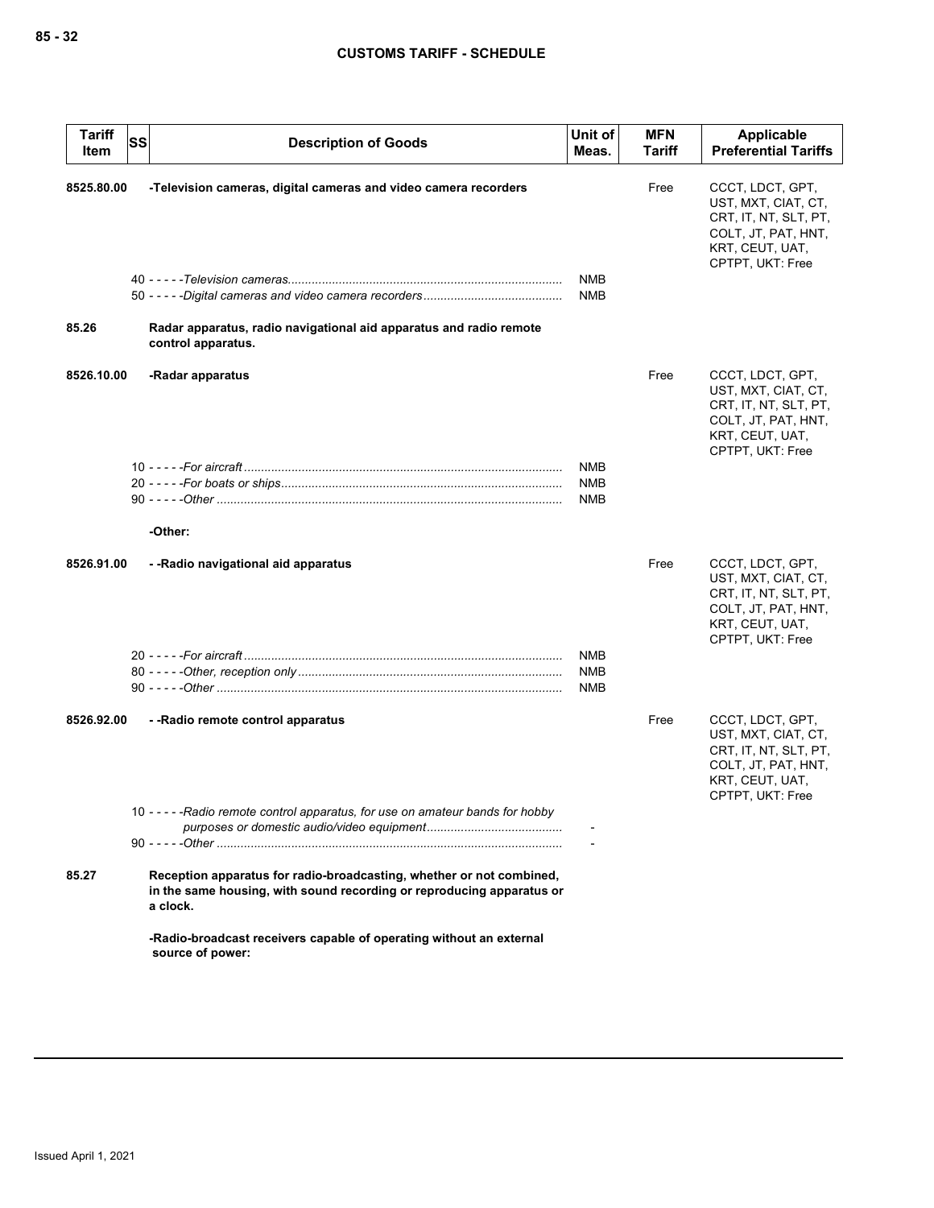| Tariff Item | SS | Description of Goods | Unit of Meas. | MFN Tariff | Applicable Preferential Tariffs |
|---|---|---|---|---|---|
| 8525.80.00 | | **-Television cameras, digital cameras and video camera recorders** | | Free | CCCT, LDCT, GPT, UST, MXT, CIAT, CT, CRT, IT, NT, SLT, PT, COLT, JT, PAT, HNT, KRT, CEUT, UAT, CPTPT, UKT: Free |
| | | 40 - - - - -*Television cameras* | NMB | | |
| | | 50 - - - - -*Digital cameras and video camera recorders* | NMB | | |
| 85.26 | | **Radar apparatus, radio navigational aid apparatus and radio remote control apparatus.** | | | |
| 8526.10.00 | | **-Radar apparatus** | | Free | CCCT, LDCT, GPT, UST, MXT, CIAT, CT, CRT, IT, NT, SLT, PT, COLT, JT, PAT, HNT, KRT, CEUT, UAT, CPTPT, UKT: Free |
| | | 10 - - - - -*For aircraft* | NMB | | |
| | | 20 - - - - -*For boats or ships* | NMB | | |
| | | 90 - - - - -*Other* | NMB | | |
| | | **-Other:** | | | |
| 8526.91.00 | | **- -Radio navigational aid apparatus** | | Free | CCCT, LDCT, GPT, UST, MXT, CIAT, CT, CRT, IT, NT, SLT, PT, COLT, JT, PAT, HNT, KRT, CEUT, UAT, CPTPT, UKT: Free |
| | | 20 - - - - -*For aircraft* | NMB | | |
| | | 80 - - - - -*Other, reception only* | NMB | | |
| | | 90 - - - - -*Other* | NMB | | |
| 8526.92.00 | | **- -Radio remote control apparatus** | | Free | CCCT, LDCT, GPT, UST, MXT, CIAT, CT, CRT, IT, NT, SLT, PT, COLT, JT, PAT, HNT, KRT, CEUT, UAT, CPTPT, UKT: Free |
| | | 10 - - - - -*Radio remote control apparatus, for use on amateur bands for hobby purposes or domestic audio/video equipment* | - | | |
| | | 90 - - - - -*Other* | - | | |
| 85.27 | | **Reception apparatus for radio-broadcasting, whether or not combined, in the same housing, with sound recording or reproducing apparatus or a clock.** | | | |
| | | **-Radio-broadcast receivers capable of operating without an external source of power:** | | | |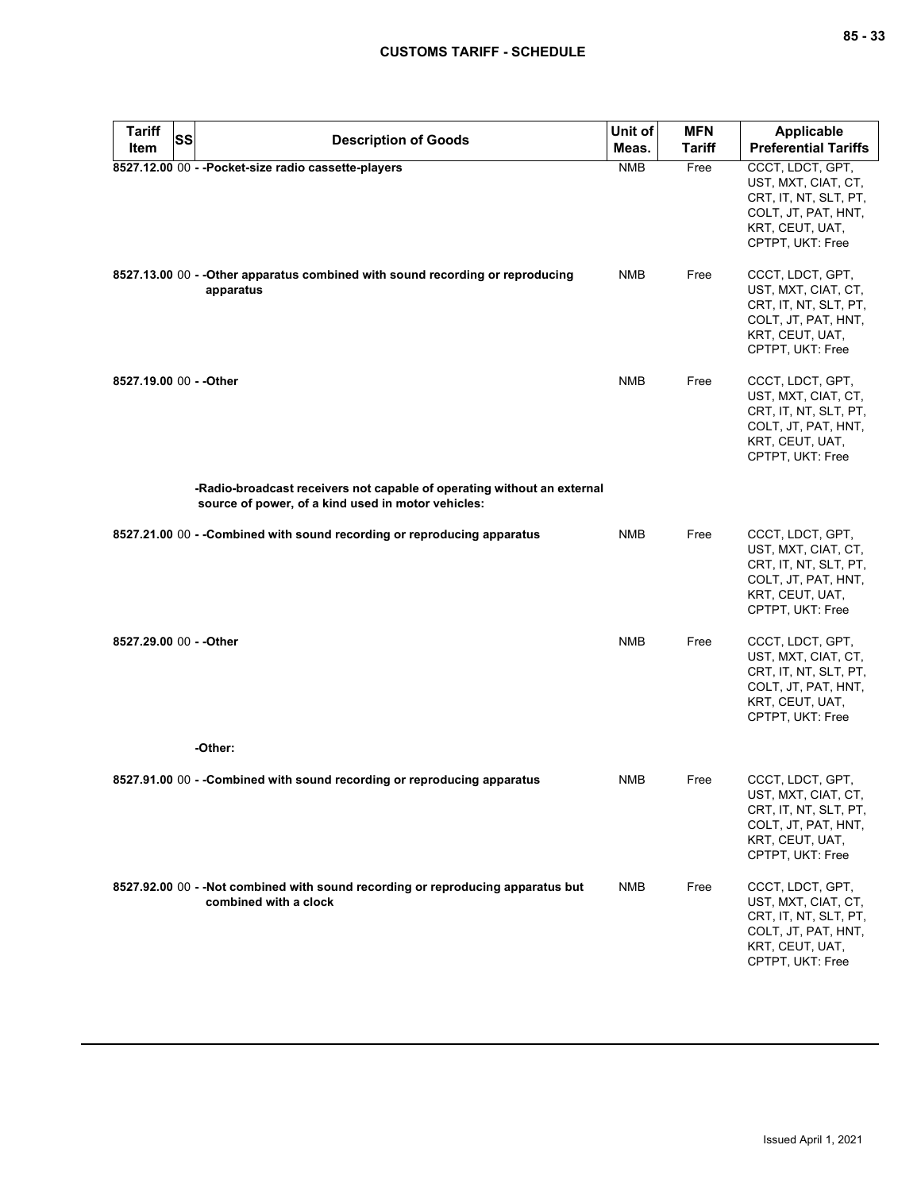| Tariff Item | SS | Description of Goods | Unit of Meas. | MFN Tariff | Applicable Preferential Tariffs |
|---|---|---|---|---|---|
| 8527.12.00 | 00 | - -Pocket-size radio cassette-players | NMB | Free | CCCT, LDCT, GPT, UST, MXT, CIAT, CT, CRT, IT, NT, SLT, PT, COLT, JT, PAT, HNT, KRT, CEUT, UAT, CPTPT, UKT: Free |
| 8527.13.00 | 00 | - -Other apparatus combined with sound recording or reproducing apparatus | NMB | Free | CCCT, LDCT, GPT, UST, MXT, CIAT, CT, CRT, IT, NT, SLT, PT, COLT, JT, PAT, HNT, KRT, CEUT, UAT, CPTPT, UKT: Free |
| 8527.19.00 | 00 | - -Other | NMB | Free | CCCT, LDCT, GPT, UST, MXT, CIAT, CT, CRT, IT, NT, SLT, PT, COLT, JT, PAT, HNT, KRT, CEUT, UAT, CPTPT, UKT: Free |
| | | -Radio-broadcast receivers not capable of operating without an external source of power, of a kind used in motor vehicles: | | | |
| 8527.21.00 | 00 | - -Combined with sound recording or reproducing apparatus | NMB | Free | CCCT, LDCT, GPT, UST, MXT, CIAT, CT, CRT, IT, NT, SLT, PT, COLT, JT, PAT, HNT, KRT, CEUT, UAT, CPTPT, UKT: Free |
| 8527.29.00 | 00 | - -Other | NMB | Free | CCCT, LDCT, GPT, UST, MXT, CIAT, CT, CRT, IT, NT, SLT, PT, COLT, JT, PAT, HNT, KRT, CEUT, UAT, CPTPT, UKT: Free |
| | | -Other: | | | |
| 8527.91.00 | 00 | - -Combined with sound recording or reproducing apparatus | NMB | Free | CCCT, LDCT, GPT, UST, MXT, CIAT, CT, CRT, IT, NT, SLT, PT, COLT, JT, PAT, HNT, KRT, CEUT, UAT, CPTPT, UKT: Free |
| 8527.92.00 | 00 | - -Not combined with sound recording or reproducing apparatus but combined with a clock | NMB | Free | CCCT, LDCT, GPT, UST, MXT, CIAT, CT, CRT, IT, NT, SLT, PT, COLT, JT, PAT, HNT, KRT, CEUT, UAT, CPTPT, UKT: Free |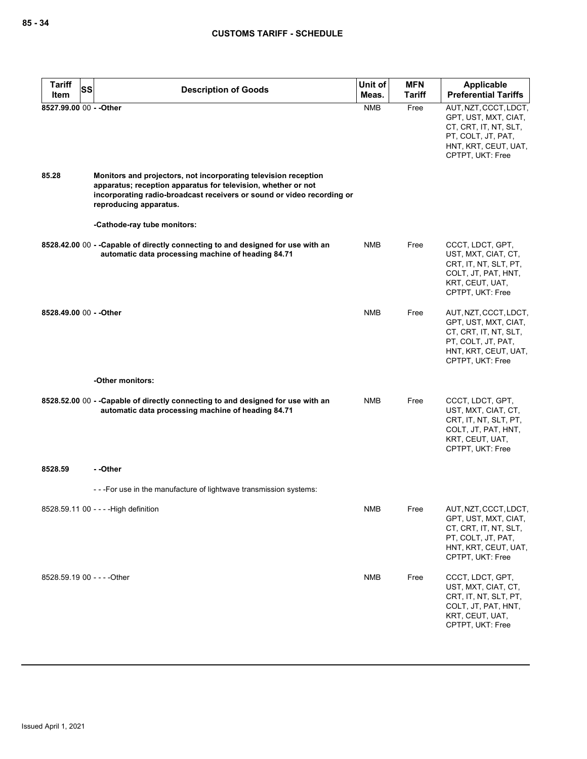| Tariff Item | SS | Description of Goods | Unit of Meas. | MFN Tariff | Applicable Preferential Tariffs |
|---|---|---|---|---|---|
| 8527.99.00 | 00 | - -Other | NMB | Free | AUT, NZT, CCCT, LDCT, GPT, UST, MXT, CIAT, CT, CRT, IT, NT, SLT, PT, COLT, JT, PAT, HNT, KRT, CEUT, UAT, CPTPT, UKT: Free |
| 85.28 | | Monitors and projectors, not incorporating television reception apparatus; reception apparatus for television, whether or not incorporating radio-broadcast receivers or sound or video recording or reproducing apparatus. | | | |
| | | -Cathode-ray tube monitors: | | | |
| 8528.42.00 | 00 | - -Capable of directly connecting to and designed for use with an automatic data processing machine of heading 84.71 | NMB | Free | CCCT, LDCT, GPT, UST, MXT, CIAT, CT, CRT, IT, NT, SLT, PT, COLT, JT, PAT, HNT, KRT, CEUT, UAT, CPTPT, UKT: Free |
| 8528.49.00 | 00 | - -Other | NMB | Free | AUT, NZT, CCCT, LDCT, GPT, UST, MXT, CIAT, CT, CRT, IT, NT, SLT, PT, COLT, JT, PAT, HNT, KRT, CEUT, UAT, CPTPT, UKT: Free |
| | | -Other monitors: | | | |
| 8528.52.00 | 00 | - -Capable of directly connecting to and designed for use with an automatic data processing machine of heading 84.71 | NMB | Free | CCCT, LDCT, GPT, UST, MXT, CIAT, CT, CRT, IT, NT, SLT, PT, COLT, JT, PAT, HNT, KRT, CEUT, UAT, CPTPT, UKT: Free |
| 8528.59 | | - -Other | | | |
| | | - - -For use in the manufacture of lightwave transmission systems: | | | |
| 8528.59.11 | 00 | - - - -High definition | NMB | Free | AUT, NZT, CCCT, LDCT, GPT, UST, MXT, CIAT, CT, CRT, IT, NT, SLT, PT, COLT, JT, PAT, HNT, KRT, CEUT, UAT, CPTPT, UKT: Free |
| 8528.59.19 | 00 | - - - -Other | NMB | Free | CCCT, LDCT, GPT, UST, MXT, CIAT, CT, CRT, IT, NT, SLT, PT, COLT, JT, PAT, HNT, KRT, CEUT, UAT, CPTPT, UKT: Free |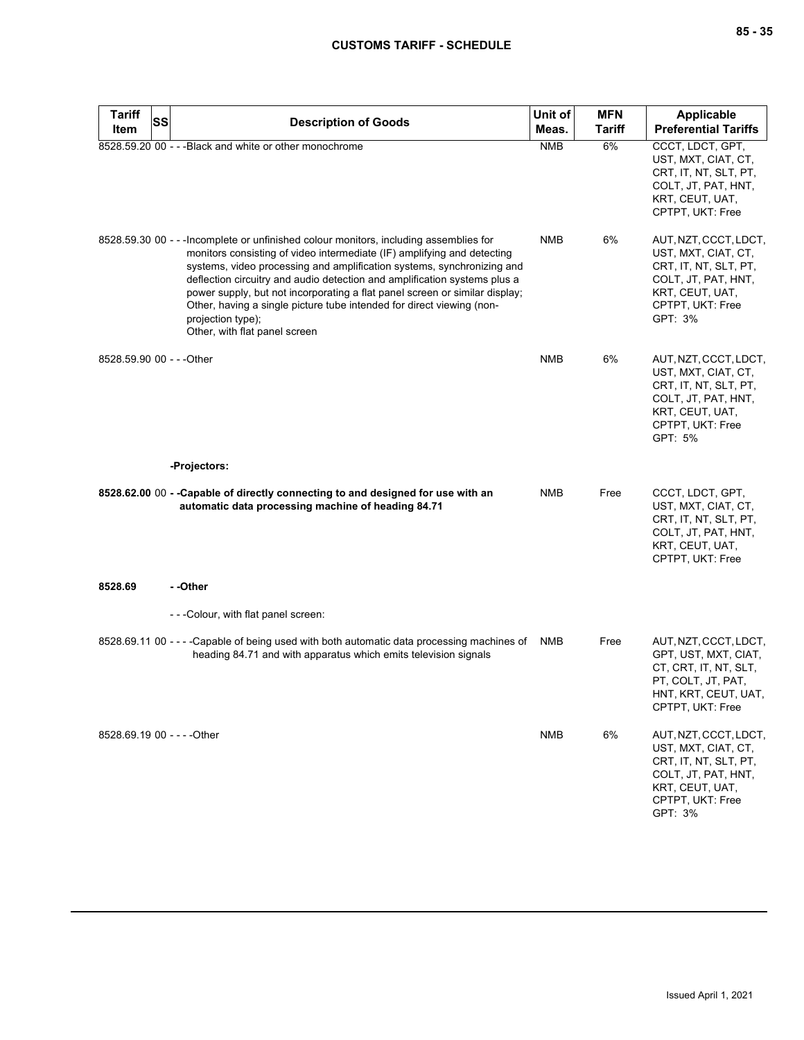| Tariff Item | SS | Description of Goods | Unit of Meas. | MFN Tariff | Applicable Preferential Tariffs |
|---|---|---|---|---|---|
| 8528.59.20 | 00 | - - -Black and white or other monochrome | NMB | 6% | CCCT, LDCT, GPT, UST, MXT, CIAT, CT, CRT, IT, NT, SLT, PT, COLT, JT, PAT, HNT, KRT, CEUT, UAT, CPTPT, UKT: Free |
| 8528.59.30 | 00 | - - -Incomplete or unfinished colour monitors, including assemblies for monitors consisting of video intermediate (IF) amplifying and detecting systems, video processing and amplification systems, synchronizing and deflection circuitry and audio detection and amplification systems plus a power supply, but not incorporating a flat panel screen or similar display; Other, having a single picture tube intended for direct viewing (non-projection type); Other, with flat panel screen | NMB | 6% | AUT, NZT, CCCT, LDCT, UST, MXT, CIAT, CT, CRT, IT, NT, SLT, PT, COLT, JT, PAT, HNT, KRT, CEUT, UAT, CPTPT, UKT: Free GPT: 3% |
| 8528.59.90 | 00 | - - -Other | NMB | 6% | AUT, NZT, CCCT, LDCT, UST, MXT, CIAT, CT, CRT, IT, NT, SLT, PT, COLT, JT, PAT, HNT, KRT, CEUT, UAT, CPTPT, UKT: Free GPT: 5% |
| | | **-Projectors:** | | | |
| **8528.62.00** | 00 | **- -Capable of directly connecting to and designed for use with an automatic data processing machine of heading 84.71** | NMB | Free | CCCT, LDCT, GPT, UST, MXT, CIAT, CT, CRT, IT, NT, SLT, PT, COLT, JT, PAT, HNT, KRT, CEUT, UAT, CPTPT, UKT: Free |
| **8528.69** | | **- -Other** | | | |
| | | - - -Colour, with flat panel screen: | | | |
| 8528.69.11 | 00 | - - - -Capable of being used with both automatic data processing machines of heading 84.71 and with apparatus which emits television signals | NMB | Free | AUT, NZT, CCCT, LDCT, GPT, UST, MXT, CIAT, CT, CRT, IT, NT, SLT, PT, COLT, JT, PAT, HNT, KRT, CEUT, UAT, CPTPT, UKT: Free |
| 8528.69.19 | 00 | - - - -Other | NMB | 6% | AUT, NZT, CCCT, LDCT, UST, MXT, CIAT, CT, CRT, IT, NT, SLT, PT, COLT, JT, PAT, HNT, KRT, CEUT, UAT, CPTPT, UKT: Free GPT: 3% |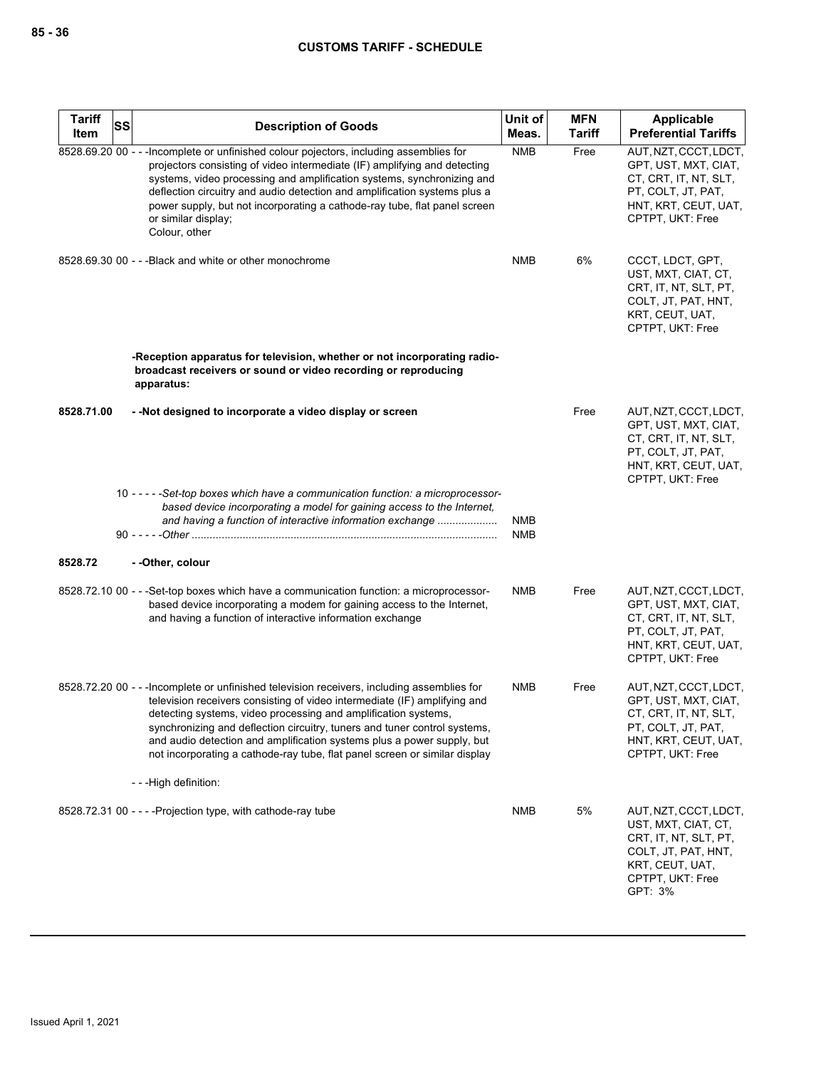| Tariff Item | SS | Description of Goods | Unit of Meas. | MFN Tariff | Applicable Preferential Tariffs |
|---|---|---|---|---|---|
| 8528.69.20 | 00 | - - -Incomplete or unfinished colour pojectors, including assemblies for projectors consisting of video intermediate (IF) amplifying and detecting systems, video processing and amplification systems, synchronizing and deflection circuitry and audio detection and amplification systems plus a power supply, but not incorporating a cathode-ray tube, flat panel screen or similar display;<br>Colour, other | NMB | Free | AUT, NZT, CCCT, LDCT, GPT, UST, MXT, CIAT, CT, CRT, IT, NT, SLT, PT, COLT, JT, PAT, HNT, KRT, CEUT, UAT, CPTPT, UKT: Free |
| 8528.69.30 | 00 | - - -Black and white or other monochrome | NMB | 6% | CCCT, LDCT, GPT, UST, MXT, CIAT, CT, CRT, IT, NT, SLT, PT, COLT, JT, PAT, HNT, KRT, CEUT, UAT, CPTPT, UKT: Free |
| | | **-Reception apparatus for television, whether or not incorporating radio-broadcast receivers or sound or video recording or reproducing apparatus:** | | | |
| **8528.71.00** | | **- -Not designed to incorporate a video display or screen** | | Free | AUT, NZT, CCCT, LDCT, GPT, UST, MXT, CIAT, CT, CRT, IT, NT, SLT, PT, COLT, JT, PAT, HNT, KRT, CEUT, UAT, CPTPT, UKT: Free |
| | 10 | - - - - -*Set-top boxes which have a communication function: a microprocessor-based device incorporating a model for gaining access to the Internet, and having a function of interactive information exchange* | NMB | | |
| | 90 | - - - - -*Other* | NMB | | |
| **8528.72** | | **- -Other, colour** | | | |
| 8528.72.10 | 00 | - - -Set-top boxes which have a communication function: a microprocessor-based device incorporating a modem for gaining access to the Internet, and having a function of interactive information exchange | NMB | Free | AUT, NZT, CCCT, LDCT, GPT, UST, MXT, CIAT, CT, CRT, IT, NT, SLT, PT, COLT, JT, PAT, HNT, KRT, CEUT, UAT, CPTPT, UKT: Free |
| 8528.72.20 | 00 | - - -Incomplete or unfinished television receivers, including assemblies for television receivers consisting of video intermediate (IF) amplifying and detecting systems, video processing and amplification systems, synchronizing and deflection circuitry, tuners and tuner control systems, and audio detection and amplification systems plus a power supply, but not incorporating a cathode-ray tube, flat panel screen or similar display | NMB | Free | AUT, NZT, CCCT, LDCT, GPT, UST, MXT, CIAT, CT, CRT, IT, NT, SLT, PT, COLT, JT, PAT, HNT, KRT, CEUT, UAT, CPTPT, UKT: Free |
| | | - - -High definition: | | | |
| 8528.72.31 | 00 | - - - -Projection type, with cathode-ray tube | NMB | 5% | AUT, NZT, CCCT, LDCT, UST, MXT, CIAT, CT, CRT, IT, NT, SLT, PT, COLT, JT, PAT, HNT, KRT, CEUT, UAT, CPTPT, UKT: Free<br>GPT: 3% |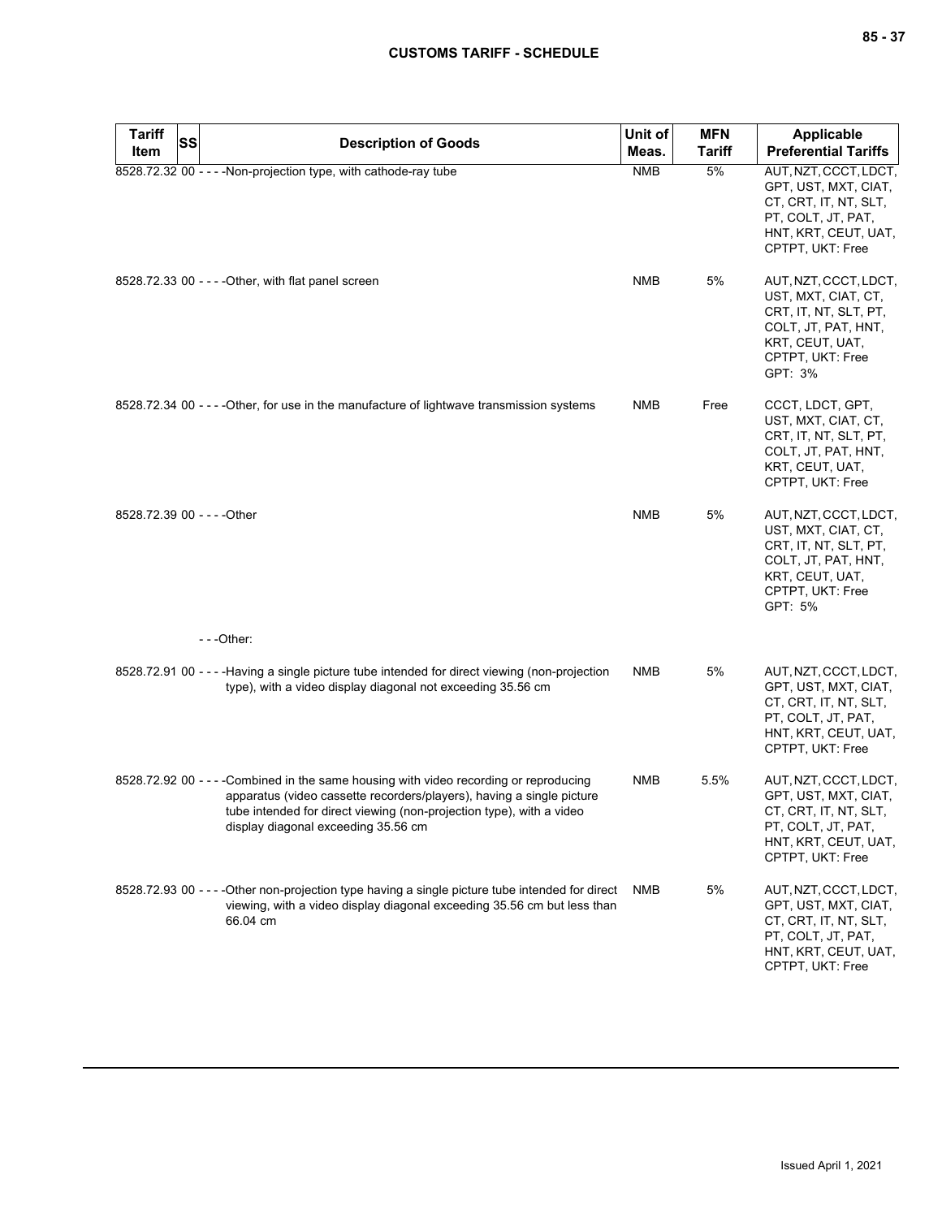| Tariff Item | SS | Description of Goods | Unit of Meas. | MFN Tariff | Applicable Preferential Tariffs |
|---|---|---|---|---|---|
| 8528.72.32 | 00 | - - - -Non-projection type, with cathode-ray tube | NMB | 5% | AUT, NZT, CCCT, LDCT, GPT, UST, MXT, CIAT, CT, CRT, IT, NT, SLT, PT, COLT, JT, PAT, HNT, KRT, CEUT, UAT, CPTPT, UKT: Free |
| 8528.72.33 | 00 | - - - -Other, with flat panel screen | NMB | 5% | AUT, NZT, CCCT, LDCT, UST, MXT, CIAT, CT, CRT, IT, NT, SLT, PT, COLT, JT, PAT, HNT, KRT, CEUT, UAT, CPTPT, UKT: Free<br>GPT: 3% |
| 8528.72.34 | 00 | - - - -Other, for use in the manufacture of lightwave transmission systems | NMB | Free | CCCT, LDCT, GPT, UST, MXT, CIAT, CT, CRT, IT, NT, SLT, PT, COLT, JT, PAT, HNT, KRT, CEUT, UAT, CPTPT, UKT: Free |
| 8528.72.39 | 00 | - - - -Other | NMB | 5% | AUT, NZT, CCCT, LDCT, UST, MXT, CIAT, CT, CRT, IT, NT, SLT, PT, COLT, JT, PAT, HNT, KRT, CEUT, UAT, CPTPT, UKT: Free<br>GPT: 5% |
| | | - - -Other: | | | |
| 8528.72.91 | 00 | - - - -Having a single picture tube intended for direct viewing (non-projection type), with a video display diagonal not exceeding 35.56 cm | NMB | 5% | AUT, NZT, CCCT, LDCT, GPT, UST, MXT, CIAT, CT, CRT, IT, NT, SLT, PT, COLT, JT, PAT, HNT, KRT, CEUT, UAT, CPTPT, UKT: Free |
| 8528.72.92 | 00 | - - - -Combined in the same housing with video recording or reproducing apparatus (video cassette recorders/players), having a single picture tube intended for direct viewing (non-projection type), with a video display diagonal exceeding 35.56 cm | NMB | 5.5% | AUT, NZT, CCCT, LDCT, GPT, UST, MXT, CIAT, CT, CRT, IT, NT, SLT, PT, COLT, JT, PAT, HNT, KRT, CEUT, UAT, CPTPT, UKT: Free |
| 8528.72.93 | 00 | - - - -Other non-projection type having a single picture tube intended for direct viewing, with a video display diagonal exceeding 35.56 cm but less than 66.04 cm | NMB | 5% | AUT, NZT, CCCT, LDCT, GPT, UST, MXT, CIAT, CT, CRT, IT, NT, SLT, PT, COLT, JT, PAT, HNT, KRT, CEUT, UAT, CPTPT, UKT: Free |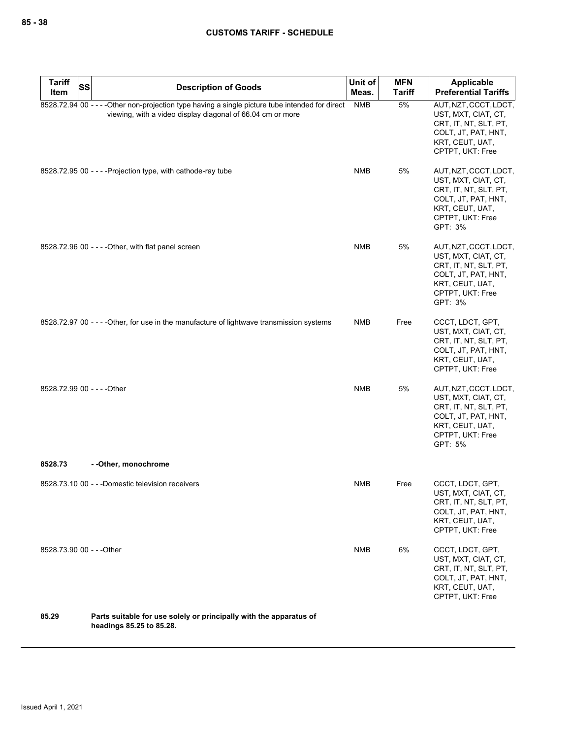| Tariff Item | SS | Description of Goods | Unit of Meas. | MFN Tariff | Applicable Preferential Tariffs |
|---|---|---|---|---|---|
| 8528.72.94 | 00 | - - - -Other non-projection type having a single picture tube intended for direct viewing, with a video display diagonal of 66.04 cm or more | NMB | 5% | AUT, NZT, CCCT, LDCT, UST, MXT, CIAT, CT, CRT, IT, NT, SLT, PT, COLT, JT, PAT, HNT, KRT, CEUT, UAT, CPTPT, UKT: Free |
| 8528.72.95 | 00 | - - - -Projection type, with cathode-ray tube | NMB | 5% | AUT, NZT, CCCT, LDCT, UST, MXT, CIAT, CT, CRT, IT, NT, SLT, PT, COLT, JT, PAT, HNT, KRT, CEUT, UAT, CPTPT, UKT: Free<br>GPT: 3% |
| 8528.72.96 | 00 | - - - -Other, with flat panel screen | NMB | 5% | AUT, NZT, CCCT, LDCT, UST, MXT, CIAT, CT, CRT, IT, NT, SLT, PT, COLT, JT, PAT, HNT, KRT, CEUT, UAT, CPTPT, UKT: Free<br>GPT: 3% |
| 8528.72.97 | 00 | - - - -Other, for use in the manufacture of lightwave transmission systems | NMB | Free | CCCT, LDCT, GPT, UST, MXT, CIAT, CT, CRT, IT, NT, SLT, PT, COLT, JT, PAT, HNT, KRT, CEUT, UAT, CPTPT, UKT: Free |
| 8528.72.99 | 00 | - - - -Other | NMB | 5% | AUT, NZT, CCCT, LDCT, UST, MXT, CIAT, CT, CRT, IT, NT, SLT, PT, COLT, JT, PAT, HNT, KRT, CEUT, UAT, CPTPT, UKT: Free<br>GPT: 5% |
| **8528.73** | | **- -Other, monochrome** | | | |
| 8528.73.10 | 00 | - - -Domestic television receivers | NMB | Free | CCCT, LDCT, GPT, UST, MXT, CIAT, CT, CRT, IT, NT, SLT, PT, COLT, JT, PAT, HNT, KRT, CEUT, UAT, CPTPT, UKT: Free |
| 8528.73.90 | 00 | - - -Other | NMB | 6% | CCCT, LDCT, GPT, UST, MXT, CIAT, CT, CRT, IT, NT, SLT, PT, COLT, JT, PAT, HNT, KRT, CEUT, UAT, CPTPT, UKT: Free |
| **85.29** | | **Parts suitable for use solely or principally with the apparatus of headings 85.25 to 85.28.** | | | |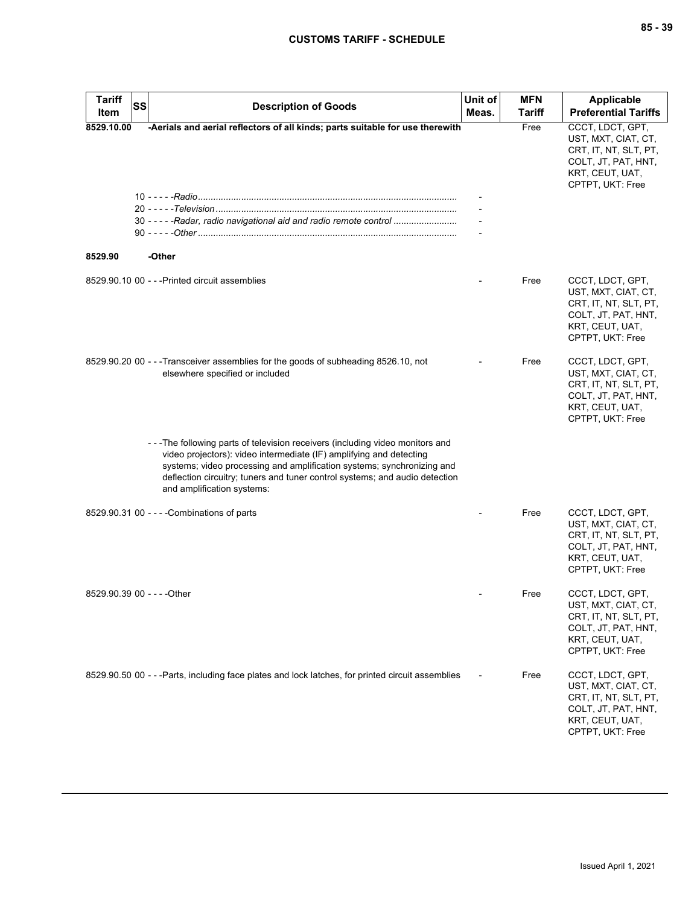| Tariff Item | SS | Description of Goods | Unit of Meas. | MFN Tariff | Applicable Preferential Tariffs |
|---|---|---|---|---|---|
| **8529.10.00** | | **-Aerials and aerial reflectors of all kinds; parts suitable for use therewith** | | Free | CCCT, LDCT, GPT, UST, MXT, CIAT, CT, CRT, IT, NT, SLT, PT, COLT, JT, PAT, HNT, KRT, CEUT, UAT, CPTPT, UKT: Free |
| | | 10 - - - - -*Radio* | - | | |
| | | 20 - - - - -*Television* | - | | |
| | | 30 - - - - -*Radar, radio navigational aid and radio remote control* | - | | |
| | | 90 - - - - -*Other* | - | | |
| **8529.90** | | **-Other** | | | |
| 8529.90.10 | 00 | - - -Printed circuit assemblies | - | Free | CCCT, LDCT, GPT, UST, MXT, CIAT, CT, CRT, IT, NT, SLT, PT, COLT, JT, PAT, HNT, KRT, CEUT, UAT, CPTPT, UKT: Free |
| 8529.90.20 | 00 | - - -Transceiver assemblies for the goods of subheading 8526.10, not elsewhere specified or included | - | Free | CCCT, LDCT, GPT, UST, MXT, CIAT, CT, CRT, IT, NT, SLT, PT, COLT, JT, PAT, HNT, KRT, CEUT, UAT, CPTPT, UKT: Free |
| | | - - -The following parts of television receivers (including video monitors and video projectors): video intermediate (IF) amplifying and detecting systems; video processing and amplification systems; synchronizing and deflection circuitry; tuners and tuner control systems; and audio detection and amplification systems: | | | |
| 8529.90.31 | 00 | - - - -Combinations of parts | - | Free | CCCT, LDCT, GPT, UST, MXT, CIAT, CT, CRT, IT, NT, SLT, PT, COLT, JT, PAT, HNT, KRT, CEUT, UAT, CPTPT, UKT: Free |
| 8529.90.39 | 00 | - - - -Other | - | Free | CCCT, LDCT, GPT, UST, MXT, CIAT, CT, CRT, IT, NT, SLT, PT, COLT, JT, PAT, HNT, KRT, CEUT, UAT, CPTPT, UKT: Free |
| 8529.90.50 | 00 | - - -Parts, including face plates and lock latches, for printed circuit assemblies | - | Free | CCCT, LDCT, GPT, UST, MXT, CIAT, CT, CRT, IT, NT, SLT, PT, COLT, JT, PAT, HNT, KRT, CEUT, UAT, CPTPT, UKT: Free |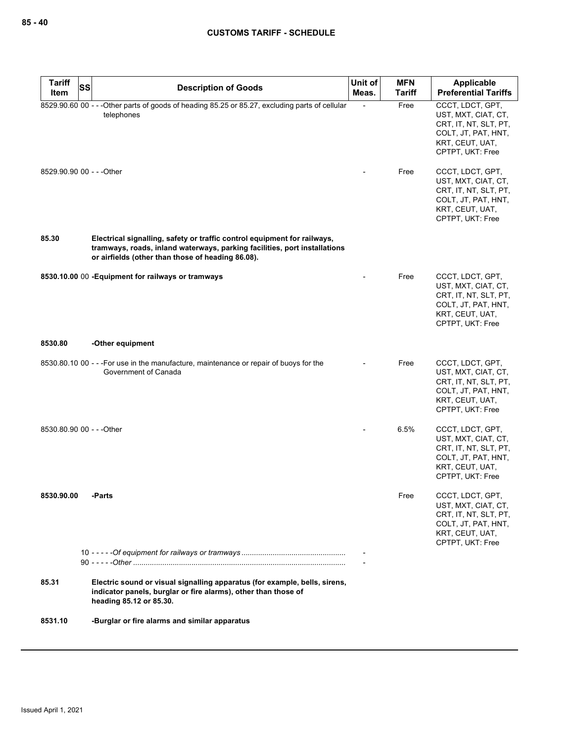| Tariff Item | SS | Description of Goods | Unit of Meas. | MFN Tariff | Applicable Preferential Tariffs |
|---|---|---|---|---|---|
| 8529.90.60 | 00 | - - -Other parts of goods of heading 85.25 or 85.27, excluding parts of cellular telephones | - | Free | CCCT, LDCT, GPT, UST, MXT, CIAT, CT, CRT, IT, NT, SLT, PT, COLT, JT, PAT, HNT, KRT, CEUT, UAT, CPTPT, UKT: Free |
| 8529.90.90 | 00 | - - -Other | - | Free | CCCT, LDCT, GPT, UST, MXT, CIAT, CT, CRT, IT, NT, SLT, PT, COLT, JT, PAT, HNT, KRT, CEUT, UAT, CPTPT, UKT: Free |
| **85.30** | | **Electrical signalling, safety or traffic control equipment for railways, tramways, roads, inland waterways, parking facilities, port installations or airfields (other than those of heading 86.08).** | | | |
| **8530.10.00** | 00 | **-Equipment for railways or tramways** | - | Free | CCCT, LDCT, GPT, UST, MXT, CIAT, CT, CRT, IT, NT, SLT, PT, COLT, JT, PAT, HNT, KRT, CEUT, UAT, CPTPT, UKT: Free |
| **8530.80** | | **-Other equipment** | | | |
| 8530.80.10 | 00 | - - -For use in the manufacture, maintenance or repair of buoys for the Government of Canada | - | Free | CCCT, LDCT, GPT, UST, MXT, CIAT, CT, CRT, IT, NT, SLT, PT, COLT, JT, PAT, HNT, KRT, CEUT, UAT, CPTPT, UKT: Free |
| 8530.80.90 | 00 | - - -Other | - | 6.5% | CCCT, LDCT, GPT, UST, MXT, CIAT, CT, CRT, IT, NT, SLT, PT, COLT, JT, PAT, HNT, KRT, CEUT, UAT, CPTPT, UKT: Free |
| **8530.90.00** | | **-Parts** | | Free | CCCT, LDCT, GPT, UST, MXT, CIAT, CT, CRT, IT, NT, SLT, PT, COLT, JT, PAT, HNT, KRT, CEUT, UAT, CPTPT, UKT: Free |
| | 10 | - - - - -*Of equipment for railways or tramways* | - | | |
| | 90 | - - - - -*Other* | - | | |
| **85.31** | | **Electric sound or visual signalling apparatus (for example, bells, sirens, indicator panels, burglar or fire alarms), other than those of heading 85.12 or 85.30.** | | | |
| **8531.10** | | **-Burglar or fire alarms and similar apparatus** | | | |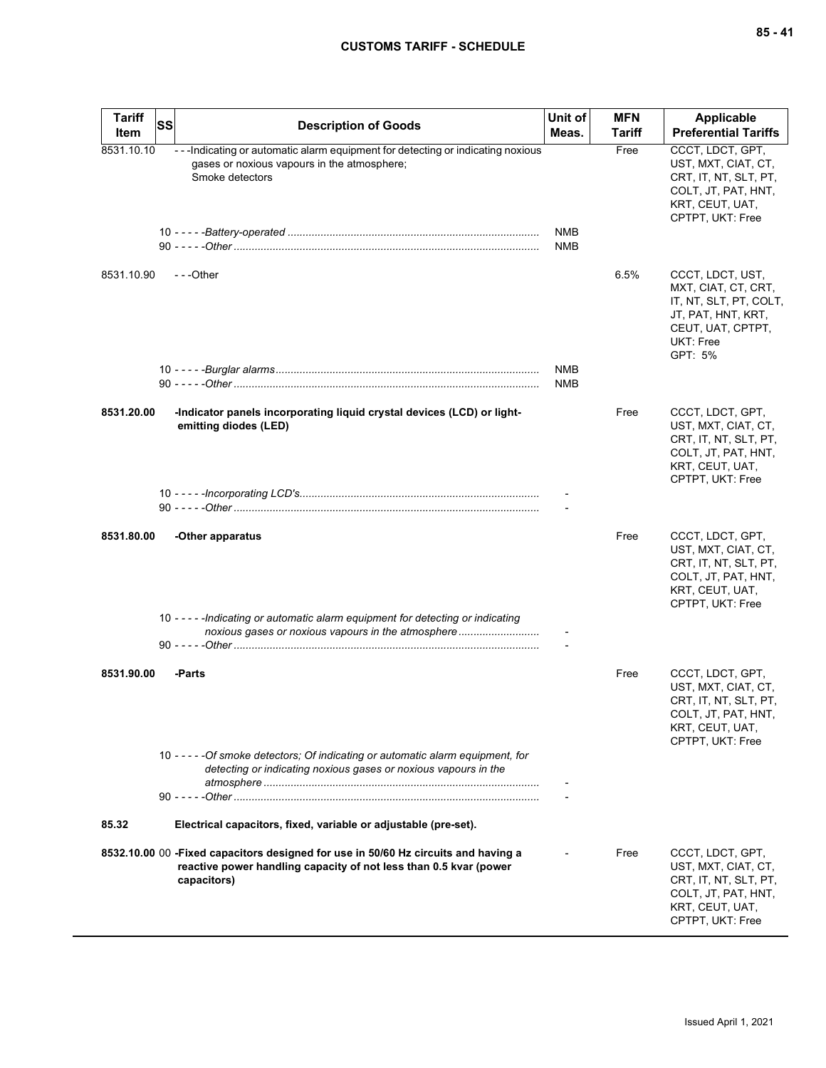| Tariff Item | SS | Description of Goods | Unit of Meas. | MFN Tariff | Applicable Preferential Tariffs |
|---|---|---|---|---|---|
| 8531.10.10 | | ---Indicating or automatic alarm equipment for detecting or indicating noxious gases or noxious vapours in the atmosphere; Smoke detectors | | Free | CCCT, LDCT, GPT, UST, MXT, CIAT, CT, CRT, IT, NT, SLT, PT, COLT, JT, PAT, HNT, KRT, CEUT, UAT, CPTPT, UKT: Free |
| | | 10 - - - - -*Battery-operated* | NMB | | |
| | | 90 - - - - -*Other* | NMB | | |
| 8531.10.90 | | ---Other | | 6.5% | CCCT, LDCT, UST, MXT, CIAT, CT, CRT, IT, NT, SLT, PT, COLT, JT, PAT, HNT, KRT, CEUT, UAT, CPTPT, UKT: Free GPT: 5% |
| | | 10 - - - - -*Burglar alarms* | NMB | | |
| | | 90 - - - - -*Other* | NMB | | |
| **8531.20.00** | | **-Indicator panels incorporating liquid crystal devices (LCD) or light-emitting diodes (LED)** | | Free | CCCT, LDCT, GPT, UST, MXT, CIAT, CT, CRT, IT, NT, SLT, PT, COLT, JT, PAT, HNT, KRT, CEUT, UAT, CPTPT, UKT: Free |
| | | 10 - - - - -*Incorporating LCD's* | - | | |
| | | 90 - - - - -*Other* | - | | |
| **8531.80.00** | | **-Other apparatus** | | Free | CCCT, LDCT, GPT, UST, MXT, CIAT, CT, CRT, IT, NT, SLT, PT, COLT, JT, PAT, HNT, KRT, CEUT, UAT, CPTPT, UKT: Free |
| | | 10 - - - - -*Indicating or automatic alarm equipment for detecting or indicating noxious gases or noxious vapours in the atmosphere* | - | | |
| | | 90 - - - - -*Other* | - | | |
| **8531.90.00** | | **-Parts** | | Free | CCCT, LDCT, GPT, UST, MXT, CIAT, CT, CRT, IT, NT, SLT, PT, COLT, JT, PAT, HNT, KRT, CEUT, UAT, CPTPT, UKT: Free |
| | | 10 - - - - -*Of smoke detectors; Of indicating or automatic alarm equipment, for detecting or indicating noxious gases or noxious vapours in the atmosphere* | - | | |
| | | 90 - - - - -*Other* | - | | |
| **85.32** | | **Electrical capacitors, fixed, variable or adjustable (pre-set).** | | | |
| **8532.10.00** | 00 | **-Fixed capacitors designed for use in 50/60 Hz circuits and having a reactive power handling capacity of not less than 0.5 kvar (power capacitors)** | - | Free | CCCT, LDCT, GPT, UST, MXT, CIAT, CT, CRT, IT, NT, SLT, PT, COLT, JT, PAT, HNT, KRT, CEUT, UAT, CPTPT, UKT: Free |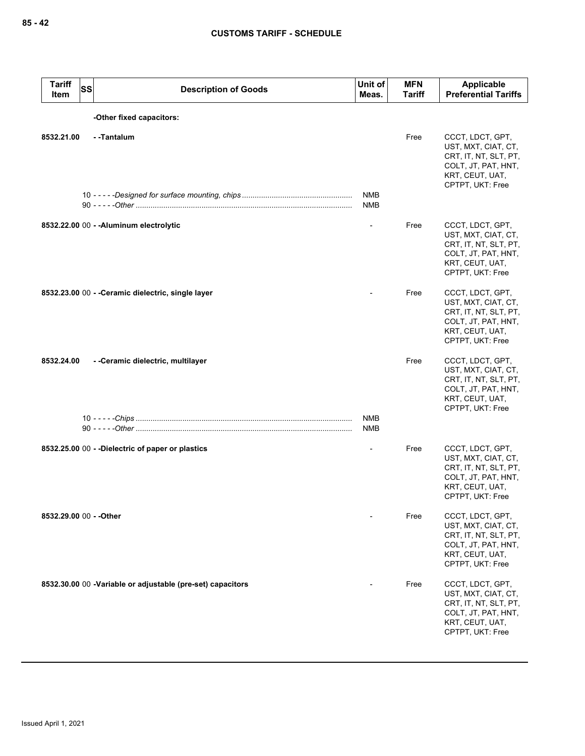| Tariff Item | SS | Description of Goods | Unit of Meas. | MFN Tariff | Applicable Preferential Tariffs |
|---|---|---|---|---|---|
| | | **-Other fixed capacitors:** | | | |
| **8532.21.00** | | **- -Tantalum** | | Free | CCCT, LDCT, GPT, UST, MXT, CIAT, CT, CRT, IT, NT, SLT, PT, COLT, JT, PAT, HNT, KRT, CEUT, UAT, CPTPT, UKT: Free |
| | 10 | - - - - -*Designed for surface mounting, chips* | NMB | | |
| | 90 | - - - - -*Other* | NMB | | |
| **8532.22.00** | 00 | **- -Aluminum electrolytic** | - | Free | CCCT, LDCT, GPT, UST, MXT, CIAT, CT, CRT, IT, NT, SLT, PT, COLT, JT, PAT, HNT, KRT, CEUT, UAT, CPTPT, UKT: Free |
| **8532.23.00** | 00 | **- -Ceramic dielectric, single layer** | - | Free | CCCT, LDCT, GPT, UST, MXT, CIAT, CT, CRT, IT, NT, SLT, PT, COLT, JT, PAT, HNT, KRT, CEUT, UAT, CPTPT, UKT: Free |
| **8532.24.00** | | **- -Ceramic dielectric, multilayer** | | Free | CCCT, LDCT, GPT, UST, MXT, CIAT, CT, CRT, IT, NT, SLT, PT, COLT, JT, PAT, HNT, KRT, CEUT, UAT, CPTPT, UKT: Free |
| | 10 | - - - - -*Chips* | NMB | | |
| | 90 | - - - - -*Other* | NMB | | |
| **8532.25.00** | 00 | **- -Dielectric of paper or plastics** | - | Free | CCCT, LDCT, GPT, UST, MXT, CIAT, CT, CRT, IT, NT, SLT, PT, COLT, JT, PAT, HNT, KRT, CEUT, UAT, CPTPT, UKT: Free |
| **8532.29.00** | 00 | **- -Other** | - | Free | CCCT, LDCT, GPT, UST, MXT, CIAT, CT, CRT, IT, NT, SLT, PT, COLT, JT, PAT, HNT, KRT, CEUT, UAT, CPTPT, UKT: Free |
| **8532.30.00** | 00 | **-Variable or adjustable (pre-set) capacitors** | - | Free | CCCT, LDCT, GPT, UST, MXT, CIAT, CT, CRT, IT, NT, SLT, PT, COLT, JT, PAT, HNT, KRT, CEUT, UAT, CPTPT, UKT: Free |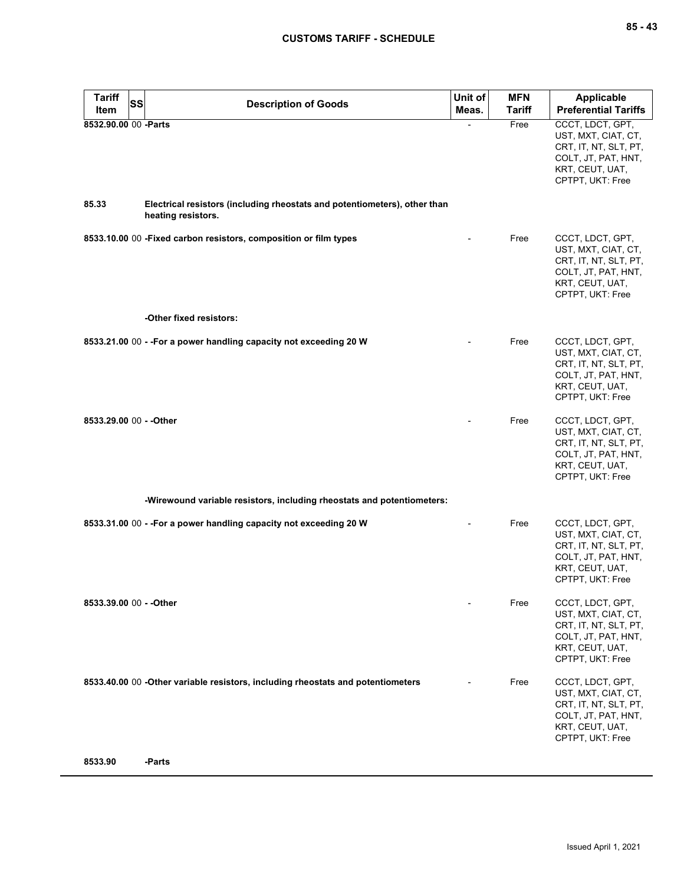| Tariff Item | SS | Description of Goods | Unit of Meas. | MFN Tariff | Applicable Preferential Tariffs |
|---|---|---|---|---|---|
| 8532.90.00 | 00 | **-Parts** | - | Free | CCCT, LDCT, GPT, UST, MXT, CIAT, CT, CRT, IT, NT, SLT, PT, COLT, JT, PAT, HNT, KRT, CEUT, UAT, CPTPT, UKT: Free |
| **85.33** | | **Electrical resistors (including rheostats and potentiometers), other than heating resistors.** | | | |
| 8533.10.00 | 00 | **-Fixed carbon resistors, composition or film types** | - | Free | CCCT, LDCT, GPT, UST, MXT, CIAT, CT, CRT, IT, NT, SLT, PT, COLT, JT, PAT, HNT, KRT, CEUT, UAT, CPTPT, UKT: Free |
| | | **-Other fixed resistors:** | | | |
| 8533.21.00 | 00 | **- -For a power handling capacity not exceeding 20 W** | - | Free | CCCT, LDCT, GPT, UST, MXT, CIAT, CT, CRT, IT, NT, SLT, PT, COLT, JT, PAT, HNT, KRT, CEUT, UAT, CPTPT, UKT: Free |
| 8533.29.00 | 00 | **- -Other** | - | Free | CCCT, LDCT, GPT, UST, MXT, CIAT, CT, CRT, IT, NT, SLT, PT, COLT, JT, PAT, HNT, KRT, CEUT, UAT, CPTPT, UKT: Free |
| | | **-Wirewound variable resistors, including rheostats and potentiometers:** | | | |
| 8533.31.00 | 00 | **- -For a power handling capacity not exceeding 20 W** | - | Free | CCCT, LDCT, GPT, UST, MXT, CIAT, CT, CRT, IT, NT, SLT, PT, COLT, JT, PAT, HNT, KRT, CEUT, UAT, CPTPT, UKT: Free |
| 8533.39.00 | 00 | **- -Other** | - | Free | CCCT, LDCT, GPT, UST, MXT, CIAT, CT, CRT, IT, NT, SLT, PT, COLT, JT, PAT, HNT, KRT, CEUT, UAT, CPTPT, UKT: Free |
| 8533.40.00 | 00 | **-Other variable resistors, including rheostats and potentiometers** | - | Free | CCCT, LDCT, GPT, UST, MXT, CIAT, CT, CRT, IT, NT, SLT, PT, COLT, JT, PAT, HNT, KRT, CEUT, UAT, CPTPT, UKT: Free |
| **8533.90** | | **-Parts** | | | |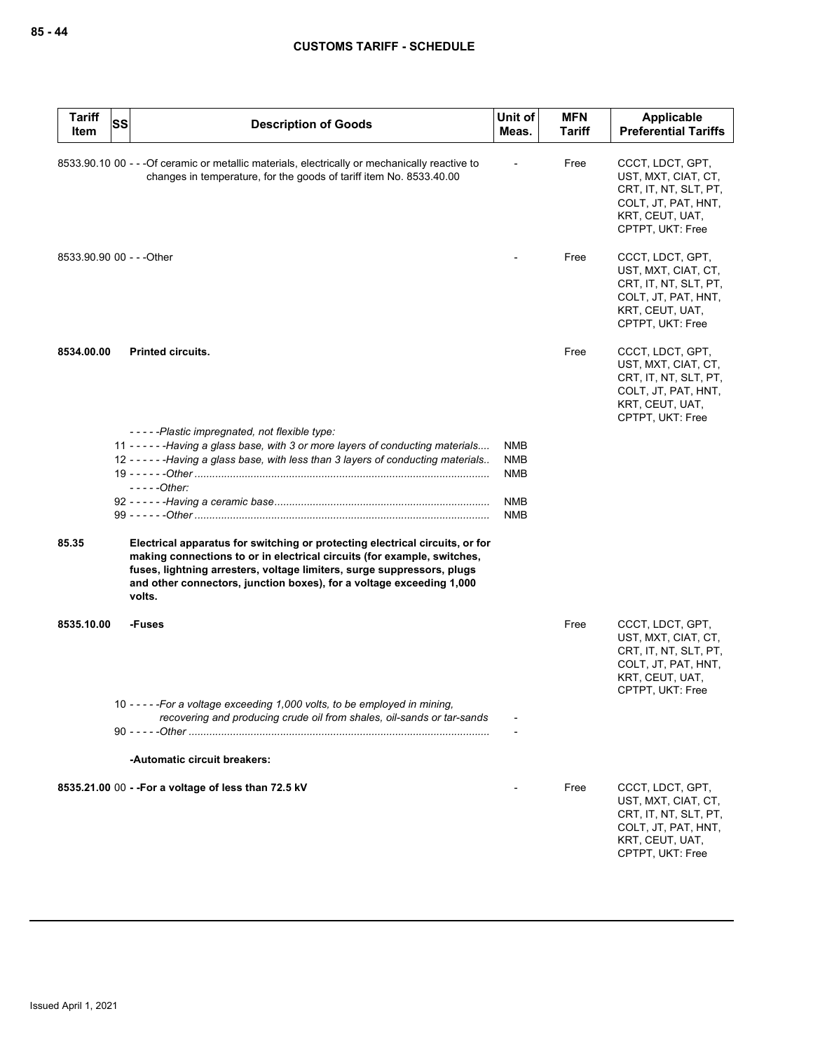| Tariff Item | SS | Description of Goods | Unit of Meas. | MFN Tariff | Applicable Preferential Tariffs |
|---|---|---|---|---|---|
| 8533.90.10 | 00 | - - -Of ceramic or metallic materials, electrically or mechanically reactive to changes in temperature, for the goods of tariff item No. 8533.40.00 | - | Free | CCCT, LDCT, GPT, UST, MXT, CIAT, CT, CRT, IT, NT, SLT, PT, COLT, JT, PAT, HNT, KRT, CEUT, UAT, CPTPT, UKT: Free |
| 8533.90.90 | 00 | - - -Other | - | Free | CCCT, LDCT, GPT, UST, MXT, CIAT, CT, CRT, IT, NT, SLT, PT, COLT, JT, PAT, HNT, KRT, CEUT, UAT, CPTPT, UKT: Free |
| **8534.00.00** | | **Printed circuits.** | | Free | CCCT, LDCT, GPT, UST, MXT, CIAT, CT, CRT, IT, NT, SLT, PT, COLT, JT, PAT, HNT, KRT, CEUT, UAT, CPTPT, UKT: Free |
| | | *- - - - -Plastic impregnated, not flexible type:* | | | |
| | 11 | *- - - - - -Having a glass base, with 3 or more layers of conducting materials....* | NMB | | |
| | 12 | *- - - - - -Having a glass base, with less than 3 layers of conducting materials..* | NMB | | |
| | 19 | *- - - - - -Other* | NMB | | |
| | | *- - - - -Other:* | | | |
| | 92 | *- - - - - -Having a ceramic base* | NMB | | |
| | 99 | *- - - - - -Other* | NMB | | |
| **85.35** | | **Electrical apparatus for switching or protecting electrical circuits, or for making connections to or in electrical circuits (for example, switches, fuses, lightning arresters, voltage limiters, surge suppressors, plugs and other connectors, junction boxes), for a voltage exceeding 1,000 volts.** | | | |
| **8535.10.00** | | **-Fuses** | | Free | CCCT, LDCT, GPT, UST, MXT, CIAT, CT, CRT, IT, NT, SLT, PT, COLT, JT, PAT, HNT, KRT, CEUT, UAT, CPTPT, UKT: Free |
| | 10 | *- - - - -For a voltage exceeding 1,000 volts, to be employed in mining, recovering and producing crude oil from shales, oil-sands or tar-sands* | - | | |
| | 90 | *- - - - -Other* | - | | |
| | | **-Automatic circuit breakers:** | | | |
| **8535.21.00** | 00 | **- -For a voltage of less than 72.5 kV** | - | Free | CCCT, LDCT, GPT, UST, MXT, CIAT, CT, CRT, IT, NT, SLT, PT, COLT, JT, PAT, HNT, KRT, CEUT, UAT, CPTPT, UKT: Free |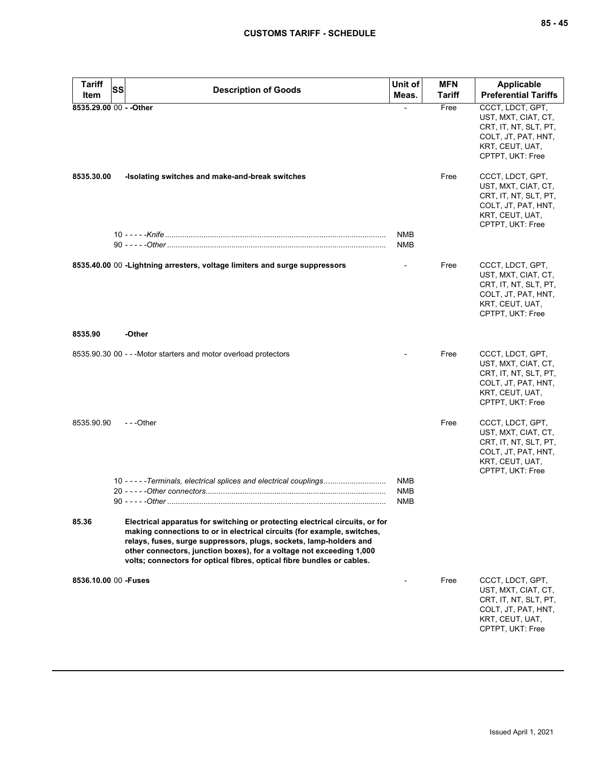| Tariff Item | SS | Description of Goods | Unit of Meas. | MFN Tariff | Applicable Preferential Tariffs |
|---|---|---|---|---|---|
| **8535.29.00** | 00 | **- -Other** | - | Free | CCCT, LDCT, GPT, UST, MXT, CIAT, CT, CRT, IT, NT, SLT, PT, COLT, JT, PAT, HNT, KRT, CEUT, UAT, CPTPT, UKT: Free |
| **8535.30.00** | | **-Isolating switches and make-and-break switches** | | Free | CCCT, LDCT, GPT, UST, MXT, CIAT, CT, CRT, IT, NT, SLT, PT, COLT, JT, PAT, HNT, KRT, CEUT, UAT, CPTPT, UKT: Free |
| | 10 | - - - - -*Knife* | NMB | | |
| | 90 | - - - - -*Other* | NMB | | |
| **8535.40.00** | 00 | **-Lightning arresters, voltage limiters and surge suppressors** | - | Free | CCCT, LDCT, GPT, UST, MXT, CIAT, CT, CRT, IT, NT, SLT, PT, COLT, JT, PAT, HNT, KRT, CEUT, UAT, CPTPT, UKT: Free |
| **8535.90** | | **-Other** | | | |
| 8535.90.30 | 00 | - - -Motor starters and motor overload protectors | - | Free | CCCT, LDCT, GPT, UST, MXT, CIAT, CT, CRT, IT, NT, SLT, PT, COLT, JT, PAT, HNT, KRT, CEUT, UAT, CPTPT, UKT: Free |
| 8535.90.90 | | - - -Other | | Free | CCCT, LDCT, GPT, UST, MXT, CIAT, CT, CRT, IT, NT, SLT, PT, COLT, JT, PAT, HNT, KRT, CEUT, UAT, CPTPT, UKT: Free |
| | 10 | - - - - -*Terminals, electrical splices and electrical couplings* | NMB | | |
| | 20 | - - - - -*Other connectors* | NMB | | |
| | 90 | - - - - -*Other* | NMB | | |
| **85.36** | | **Electrical apparatus for switching or protecting electrical circuits, or for making connections to or in electrical circuits (for example, switches, relays, fuses, surge suppressors, plugs, sockets, lamp-holders and other connectors, junction boxes), for a voltage not exceeding 1,000 volts; connectors for optical fibres, optical fibre bundles or cables.** | | | |
| **8536.10.00** | 00 | **-Fuses** | - | Free | CCCT, LDCT, GPT, UST, MXT, CIAT, CT, CRT, IT, NT, SLT, PT, COLT, JT, PAT, HNT, KRT, CEUT, UAT, CPTPT, UKT: Free |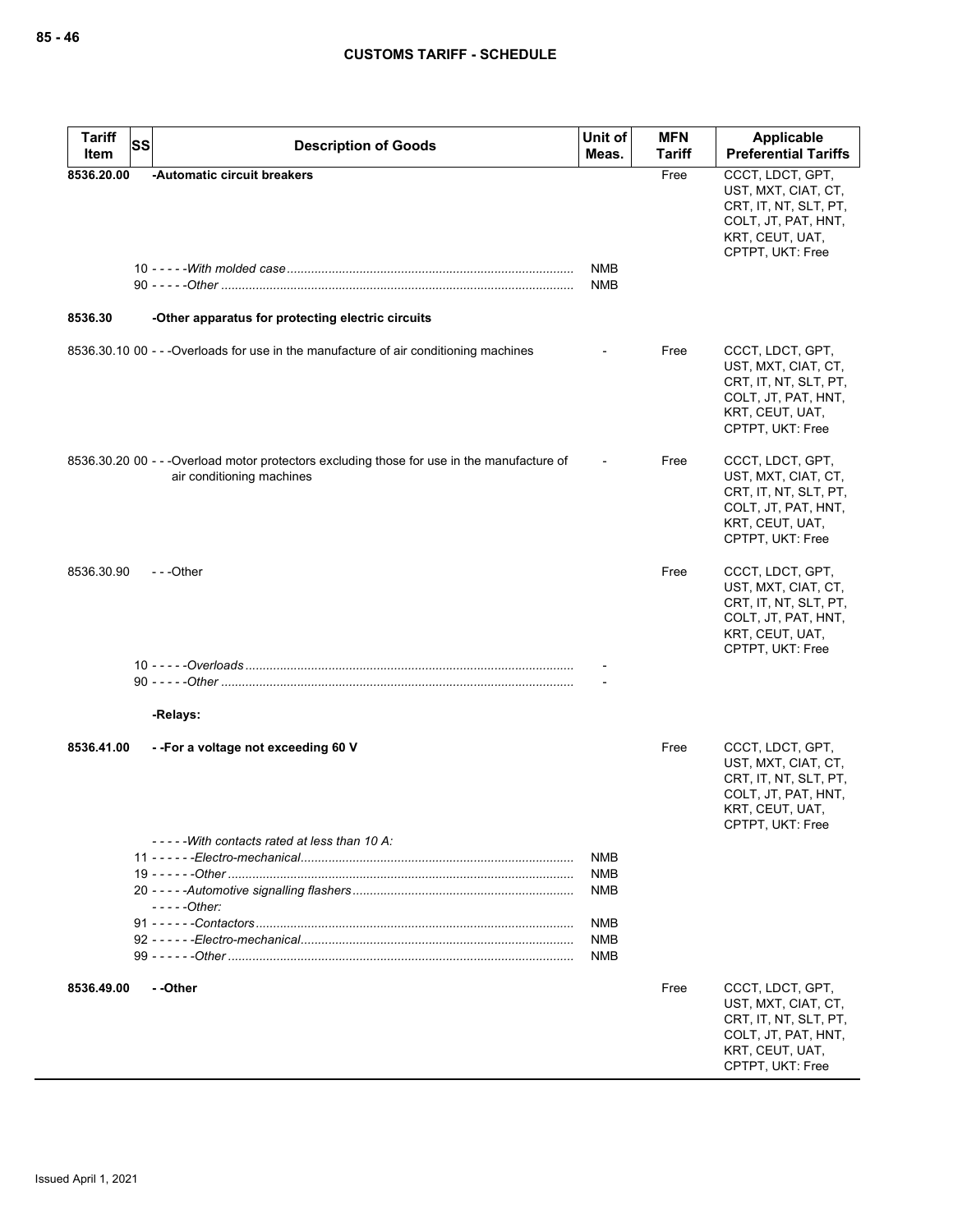| Tariff Item | SS | Description of Goods | Unit of Meas. | MFN Tariff | Applicable Preferential Tariffs |
|---|---|---|---|---|---|
| **8536.20.00** | | **-Automatic circuit breakers** | | Free | CCCT, LDCT, GPT, UST, MXT, CIAT, CT, CRT, IT, NT, SLT, PT, COLT, JT, PAT, HNT, KRT, CEUT, UAT, CPTPT, UKT: Free |
| | | 10 - - - - -*With molded case* | NMB | | |
| | | 90 - - - - -*Other* | NMB | | |
| **8536.30** | | **-Other apparatus for protecting electric circuits** | | | |
| 8536.30.10 | 00 | - - -Overloads for use in the manufacture of air conditioning machines | - | Free | CCCT, LDCT, GPT, UST, MXT, CIAT, CT, CRT, IT, NT, SLT, PT, COLT, JT, PAT, HNT, KRT, CEUT, UAT, CPTPT, UKT: Free |
| 8536.30.20 | 00 | - - -Overload motor protectors excluding those for use in the manufacture of air conditioning machines | - | Free | CCCT, LDCT, GPT, UST, MXT, CIAT, CT, CRT, IT, NT, SLT, PT, COLT, JT, PAT, HNT, KRT, CEUT, UAT, CPTPT, UKT: Free |
| 8536.30.90 | | - - -Other | | Free | CCCT, LDCT, GPT, UST, MXT, CIAT, CT, CRT, IT, NT, SLT, PT, COLT, JT, PAT, HNT, KRT, CEUT, UAT, CPTPT, UKT: Free |
| | | 10 - - - - -*Overloads* | - | | |
| | | 90 - - - - -*Other* | - | | |
| | | **-Relays:** | | | |
| **8536.41.00** | | **- -For a voltage not exceeding 60 V** | | Free | CCCT, LDCT, GPT, UST, MXT, CIAT, CT, CRT, IT, NT, SLT, PT, COLT, JT, PAT, HNT, KRT, CEUT, UAT, CPTPT, UKT: Free |
| | | - - - - -*With contacts rated at less than 10 A:* | | | |
| | | 11 - - - - - -*Electro-mechanical* | NMB | | |
| | | 19 - - - - - -*Other* | NMB | | |
| | | 20 - - - - -*Automotive signalling flashers* | NMB | | |
| | | - - - - -*Other:* | | | |
| | | 91 - - - - - -*Contactors* | NMB | | |
| | | 92 - - - - - -*Electro-mechanical* | NMB | | |
| | | 99 - - - - - -*Other* | NMB | | |
| **8536.49.00** | | **- -Other** | | Free | CCCT, LDCT, GPT, UST, MXT, CIAT, CT, CRT, IT, NT, SLT, PT, COLT, JT, PAT, HNT, KRT, CEUT, UAT, CPTPT, UKT: Free |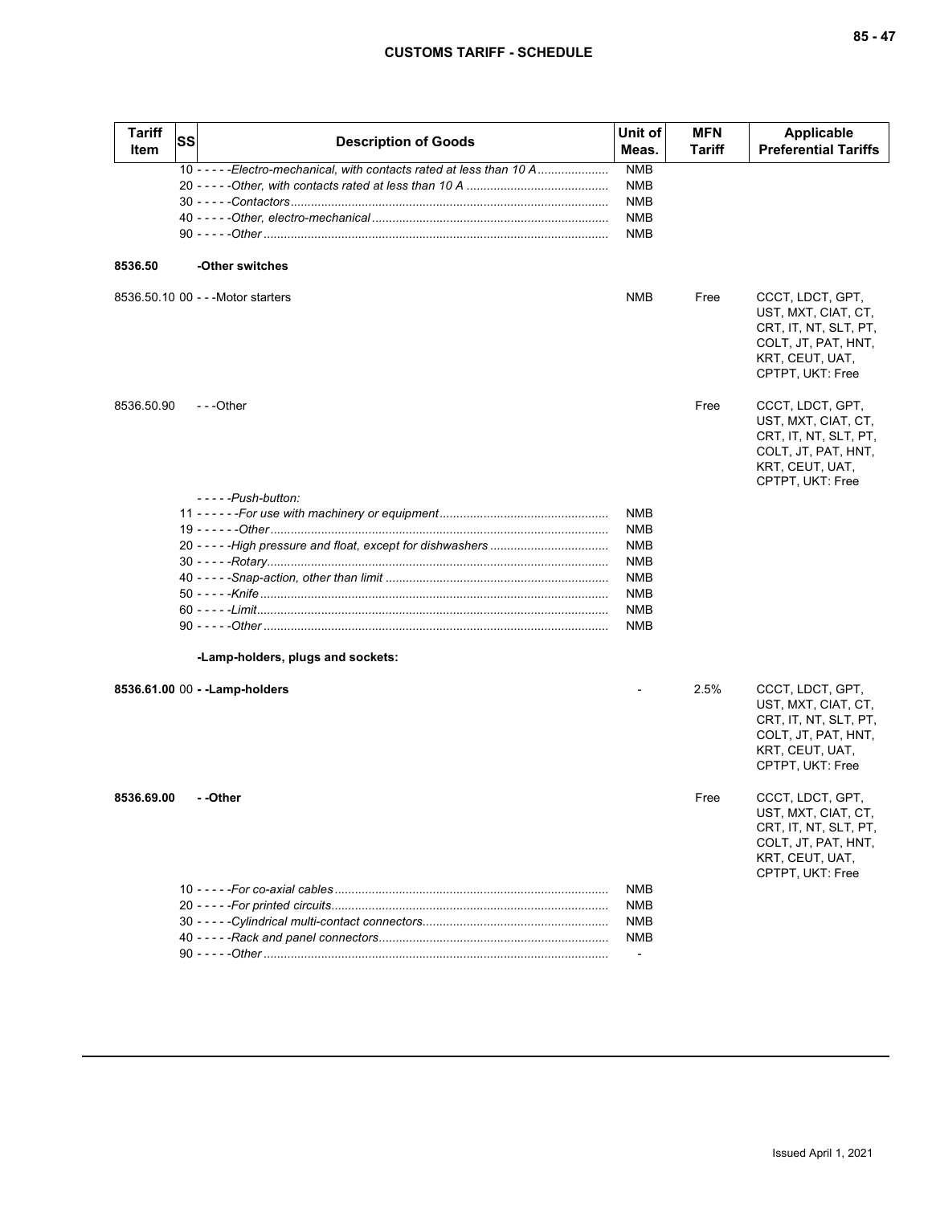| Tariff Item | SS | Description of Goods | Unit of Meas. | MFN Tariff | Applicable Preferential Tariffs |
|---|---|---|---|---|---|
| | | 10 - - - - -*Electro-mechanical, with contacts rated at less than 10 A* | NMB | | |
| | | 20 - - - - -*Other, with contacts rated at less than 10 A* | NMB | | |
| | | 30 - - - - -*Contactors* | NMB | | |
| | | 40 - - - - -*Other, electro-mechanical* | NMB | | |
| | | 90 - - - - -*Other* | NMB | | |
| **8536.50** | | **-Other switches** | | | |
| 8536.50.10 | 00 | - - -Motor starters | NMB | Free | CCCT, LDCT, GPT, UST, MXT, CIAT, CT, CRT, IT, NT, SLT, PT, COLT, JT, PAT, HNT, KRT, CEUT, UAT, CPTPT, UKT: Free |
| 8536.50.90 | | - - -Other | | Free | CCCT, LDCT, GPT, UST, MXT, CIAT, CT, CRT, IT, NT, SLT, PT, COLT, JT, PAT, HNT, KRT, CEUT, UAT, CPTPT, UKT: Free |
| | | - - - - -*Push-button:* | | | |
| | | 11 - - - - - -*For use with machinery or equipment* | NMB | | |
| | | 19 - - - - - -*Other* | NMB | | |
| | | 20 - - - - -*High pressure and float, except for dishwashers* | NMB | | |
| | | 30 - - - - -*Rotary* | NMB | | |
| | | 40 - - - - -*Snap-action, other than limit* | NMB | | |
| | | 50 - - - - -*Knife* | NMB | | |
| | | 60 - - - - -*Limit* | NMB | | |
| | | 90 - - - - -*Other* | NMB | | |
| | | **-Lamp-holders, plugs and sockets:** | | | |
| **8536.61.00** | 00 | **- -Lamp-holders** | - | 2.5% | CCCT, LDCT, GPT, UST, MXT, CIAT, CT, CRT, IT, NT, SLT, PT, COLT, JT, PAT, HNT, KRT, CEUT, UAT, CPTPT, UKT: Free |
| **8536.69.00** | | **- -Other** | | Free | CCCT, LDCT, GPT, UST, MXT, CIAT, CT, CRT, IT, NT, SLT, PT, COLT, JT, PAT, HNT, KRT, CEUT, UAT, CPTPT, UKT: Free |
| | | 10 - - - - -*For co-axial cables* | NMB | | |
| | | 20 - - - - -*For printed circuits* | NMB | | |
| | | 30 - - - - -*Cylindrical multi-contact connectors* | NMB | | |
| | | 40 - - - - -*Rack and panel connectors* | NMB | | |
| | | 90 - - - - -*Other* | - | | |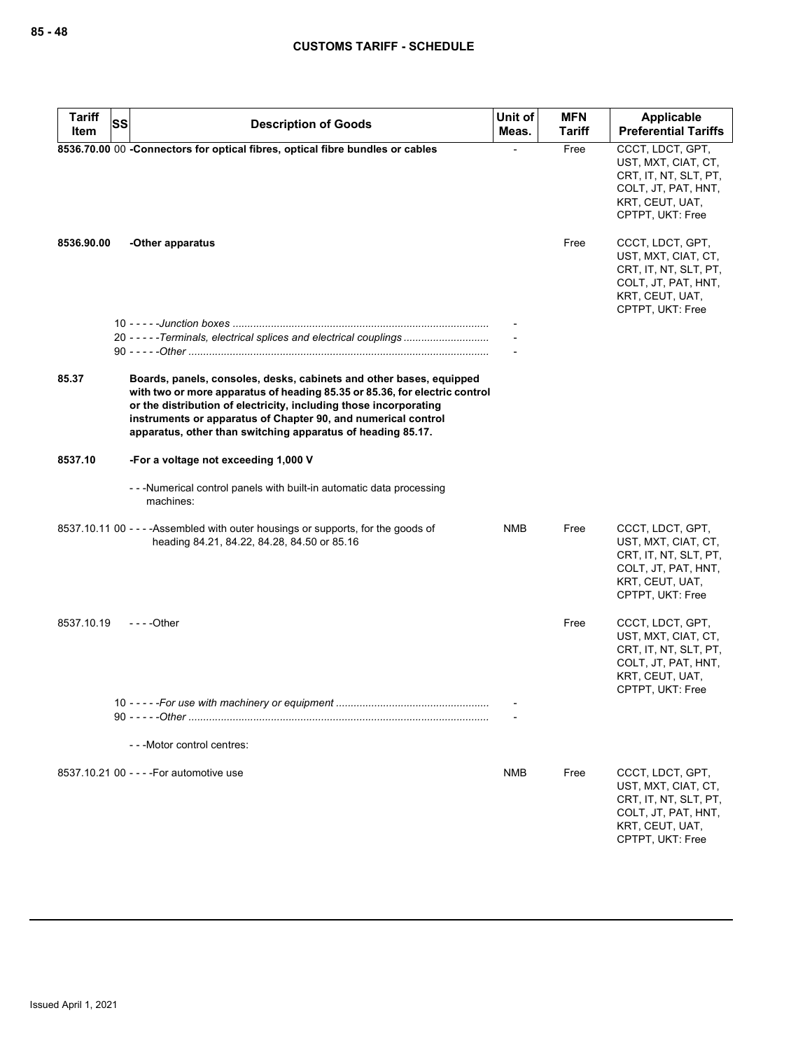# CUSTOMS TARIFF - SCHEDULE

| Tariff Item | SS | Description of Goods | Unit of Meas. | MFN Tariff | Applicable Preferential Tariffs |
|---|---|---|---|---|---|
| 8536.70.00 | 00 | **-Connectors for optical fibres, optical fibre bundles or cables** | - | Free | CCCT, LDCT, GPT, UST, MXT, CIAT, CT, CRT, IT, NT, SLT, PT, COLT, JT, PAT, HNT, KRT, CEUT, UAT, CPTPT, UKT: Free |
| 8536.90.00 | | **-Other apparatus** | | Free | CCCT, LDCT, GPT, UST, MXT, CIAT, CT, CRT, IT, NT, SLT, PT, COLT, JT, PAT, HNT, KRT, CEUT, UAT, CPTPT, UKT: Free |
| | 10 | - - - - -*Junction boxes* | - | | |
| | 20 | - - - - -*Terminals, electrical splices and electrical couplings* | - | | |
| | 90 | - - - - -*Other* | - | | |
| 85.37 | | **Boards, panels, consoles, desks, cabinets and other bases, equipped with two or more apparatus of heading 85.35 or 85.36, for electric control or the distribution of electricity, including those incorporating instruments or apparatus of Chapter 90, and numerical control apparatus, other than switching apparatus of heading 85.17.** | | | |
| 8537.10 | | **-For a voltage not exceeding 1,000 V** | | | |
| | | - - -Numerical control panels with built-in automatic data processing machines: | | | |
| 8537.10.11 | 00 | - - - -Assembled with outer housings or supports, for the goods of heading 84.21, 84.22, 84.28, 84.50 or 85.16 | NMB | Free | CCCT, LDCT, GPT, UST, MXT, CIAT, CT, CRT, IT, NT, SLT, PT, COLT, JT, PAT, HNT, KRT, CEUT, UAT, CPTPT, UKT: Free |
| 8537.10.19 | | - - - -Other | | Free | CCCT, LDCT, GPT, UST, MXT, CIAT, CT, CRT, IT, NT, SLT, PT, COLT, JT, PAT, HNT, KRT, CEUT, UAT, CPTPT, UKT: Free |
| | 10 | - - - - -*For use with machinery or equipment* | - | | |
| | 90 | - - - - -*Other* | - | | |
| | | - - -Motor control centres: | | | |
| 8537.10.21 | 00 | - - - -For automotive use | NMB | Free | CCCT, LDCT, GPT, UST, MXT, CIAT, CT, CRT, IT, NT, SLT, PT, COLT, JT, PAT, HNT, KRT, CEUT, UAT, CPTPT, UKT: Free |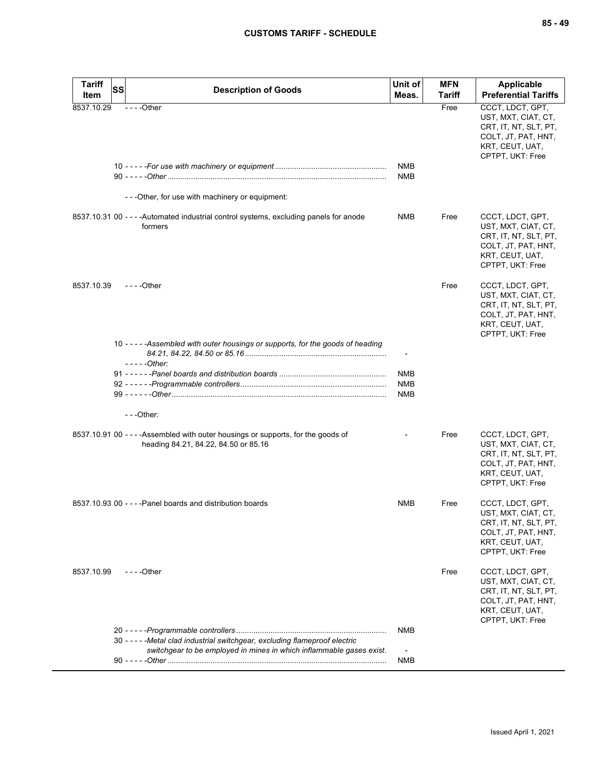| Tariff Item | SS | Description of Goods | Unit of Meas. | MFN Tariff | Applicable Preferential Tariffs |
|---|---|---|---|---|---|
| 8537.10.29 | | - - - -Other | | Free | CCCT, LDCT, GPT, UST, MXT, CIAT, CT, CRT, IT, NT, SLT, PT, COLT, JT, PAT, HNT, KRT, CEUT, UAT, CPTPT, UKT: Free |
| | 10 | - - - - -*For use with machinery or equipment* | NMB | | |
| | 90 | - - - - -*Other* | NMB | | |
| | | - - -Other, for use with machinery or equipment: | | | |
| 8537.10.31 | 00 | - - - -Automated industrial control systems, excluding panels for anode formers | NMB | Free | CCCT, LDCT, GPT, UST, MXT, CIAT, CT, CRT, IT, NT, SLT, PT, COLT, JT, PAT, HNT, KRT, CEUT, UAT, CPTPT, UKT: Free |
| 8537.10.39 | | - - - -Other | | Free | CCCT, LDCT, GPT, UST, MXT, CIAT, CT, CRT, IT, NT, SLT, PT, COLT, JT, PAT, HNT, KRT, CEUT, UAT, CPTPT, UKT: Free |
| | 10 | - - - - -*Assembled with outer housings or supports, for the goods of heading 84.21, 84.22, 84.50 or 85.16* | - | | |
| | | - - - - -*Other:* | | | |
| | 91 | - - - - - -*Panel boards and distribution boards* | NMB | | |
| | 92 | - - - - - -*Programmable controllers* | NMB | | |
| | 99 | - - - - - -*Other* | NMB | | |
| | | - - -Other: | | | |
| 8537.10.91 | 00 | - - - -Assembled with outer housings or supports, for the goods of heading 84.21, 84.22, 84.50 or 85.16 | - | Free | CCCT, LDCT, GPT, UST, MXT, CIAT, CT, CRT, IT, NT, SLT, PT, COLT, JT, PAT, HNT, KRT, CEUT, UAT, CPTPT, UKT: Free |
| 8537.10.93 | 00 | - - - -Panel boards and distribution boards | NMB | Free | CCCT, LDCT, GPT, UST, MXT, CIAT, CT, CRT, IT, NT, SLT, PT, COLT, JT, PAT, HNT, KRT, CEUT, UAT, CPTPT, UKT: Free |
| 8537.10.99 | | - - - -Other | | Free | CCCT, LDCT, GPT, UST, MXT, CIAT, CT, CRT, IT, NT, SLT, PT, COLT, JT, PAT, HNT, KRT, CEUT, UAT, CPTPT, UKT: Free |
| | 20 | - - - - -*Programmable controllers* | NMB | | |
| | 30 | - - - - -*Metal clad industrial switchgear, excluding flameproof electric switchgear to be employed in mines in which inflammable gases exist.* | - | | |
| | 90 | - - - - -*Other* | NMB | | |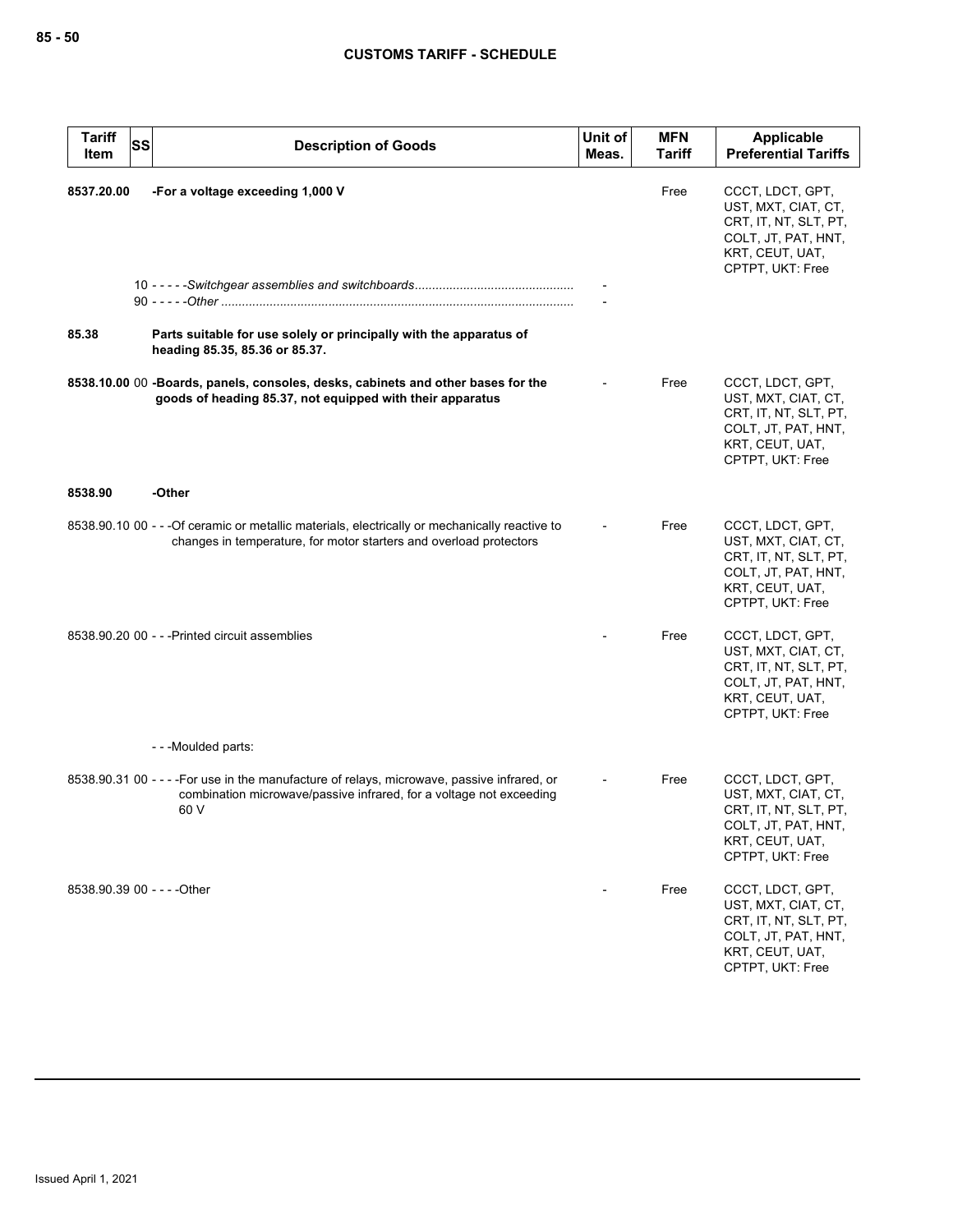| Tariff Item | SS | Description of Goods | Unit of Meas. | MFN Tariff | Applicable Preferential Tariffs |
|---|---|---|---|---|---|
| 8537.20.00 | | -For a voltage exceeding 1,000 V | | Free | CCCT, LDCT, GPT, UST, MXT, CIAT, CT, CRT, IT, NT, SLT, PT, COLT, JT, PAT, HNT, KRT, CEUT, UAT, CPTPT, UKT: Free |
| | | 10 - - - - -*Switchgear assemblies and switchboards* | - | | |
| | | 90 - - - - -*Other* | - | | |
| 85.38 | | **Parts suitable for use solely or principally with the apparatus of heading 85.35, 85.36 or 85.37.** | | | |
| 8538.10.00 | 00 | -Boards, panels, consoles, desks, cabinets and other bases for the goods of heading 85.37, not equipped with their apparatus | - | Free | CCCT, LDCT, GPT, UST, MXT, CIAT, CT, CRT, IT, NT, SLT, PT, COLT, JT, PAT, HNT, KRT, CEUT, UAT, CPTPT, UKT: Free |
| 8538.90 | | -Other | | | |
| 8538.90.10 | 00 | - - -Of ceramic or metallic materials, electrically or mechanically reactive to changes in temperature, for motor starters and overload protectors | - | Free | CCCT, LDCT, GPT, UST, MXT, CIAT, CT, CRT, IT, NT, SLT, PT, COLT, JT, PAT, HNT, KRT, CEUT, UAT, CPTPT, UKT: Free |
| 8538.90.20 | 00 | - - -Printed circuit assemblies | - | Free | CCCT, LDCT, GPT, UST, MXT, CIAT, CT, CRT, IT, NT, SLT, PT, COLT, JT, PAT, HNT, KRT, CEUT, UAT, CPTPT, UKT: Free |
| | | - - -Moulded parts: | | | |
| 8538.90.31 | 00 | - - - -For use in the manufacture of relays, microwave, passive infrared, or combination microwave/passive infrared, for a voltage not exceeding 60 V | - | Free | CCCT, LDCT, GPT, UST, MXT, CIAT, CT, CRT, IT, NT, SLT, PT, COLT, JT, PAT, HNT, KRT, CEUT, UAT, CPTPT, UKT: Free |
| 8538.90.39 | 00 | - - - -Other | - | Free | CCCT, LDCT, GPT, UST, MXT, CIAT, CT, CRT, IT, NT, SLT, PT, COLT, JT, PAT, HNT, KRT, CEUT, UAT, CPTPT, UKT: Free |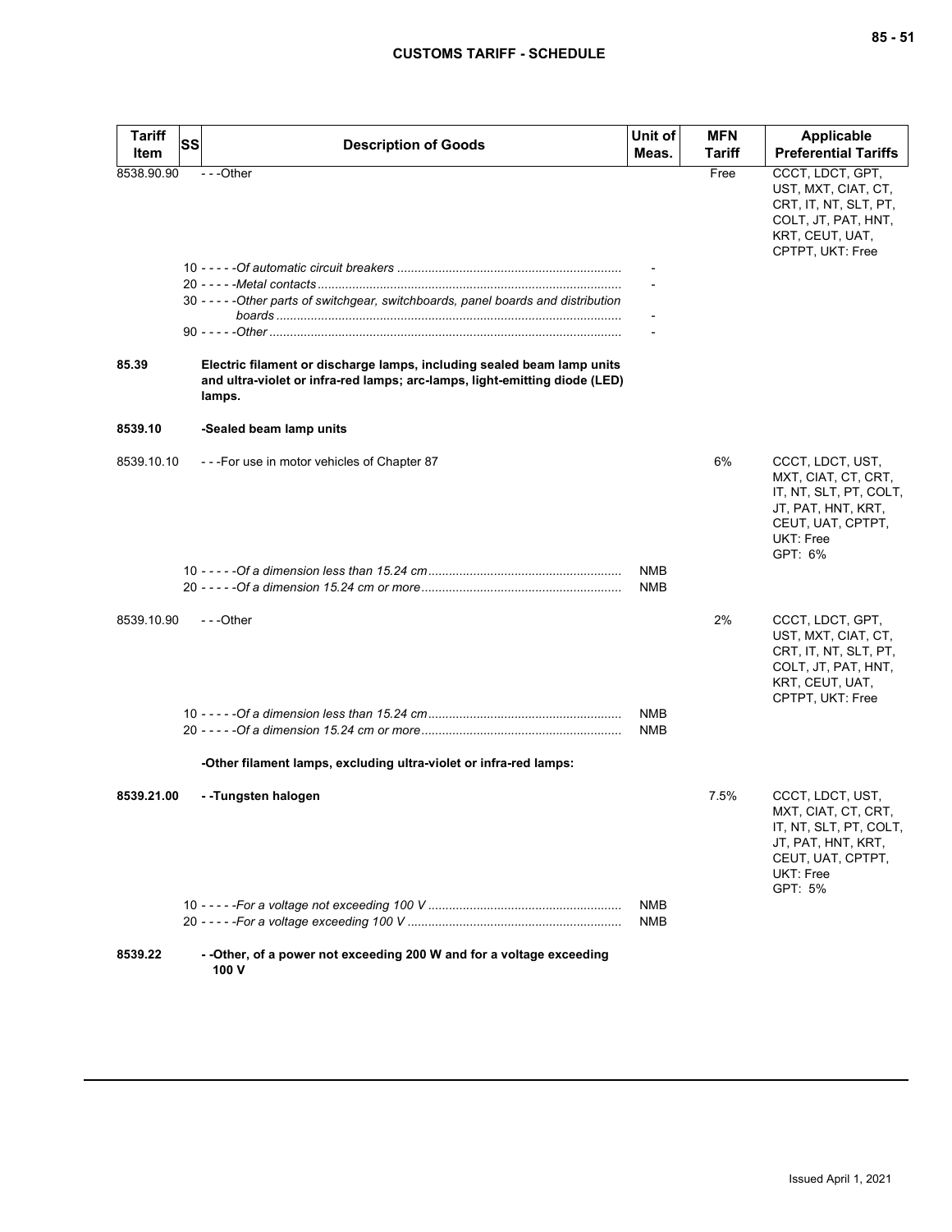| Tariff Item | SS | Description of Goods | Unit of Meas. | MFN Tariff | Applicable Preferential Tariffs |
|---|---|---|---|---|---|
| 8538.90.90 | | - - -Other | | Free | CCCT, LDCT, GPT, UST, MXT, CIAT, CT, CRT, IT, NT, SLT, PT, COLT, JT, PAT, HNT, KRT, CEUT, UAT, CPTPT, UKT: Free |
| | | 10 - - - - -*Of automatic circuit breakers* | - | | |
| | | 20 - - - - -*Metal contacts* | - | | |
| | | 30 - - - - -*Other parts of switchgear, switchboards, panel boards and distribution boards* | - | | |
| | | 90 - - - - -*Other* | - | | |
| **85.39** | | **Electric filament or discharge lamps, including sealed beam lamp units and ultra-violet or infra-red lamps; arc-lamps, light-emitting diode (LED) lamps.** | | | |
| **8539.10** | | **-Sealed beam lamp units** | | | |
| 8539.10.10 | | - - -For use in motor vehicles of Chapter 87 | | 6% | CCCT, LDCT, UST, MXT, CIAT, CT, CRT, IT, NT, SLT, PT, COLT, JT, PAT, HNT, KRT, CEUT, UAT, CPTPT, UKT: Free<br>GPT: 6% |
| | | 10 - - - - -*Of a dimension less than 15.24 cm* | NMB | | |
| | | 20 - - - - -*Of a dimension 15.24 cm or more* | NMB | | |
| 8539.10.90 | | - - -Other | | 2% | CCCT, LDCT, GPT, UST, MXT, CIAT, CT, CRT, IT, NT, SLT, PT, COLT, JT, PAT, HNT, KRT, CEUT, UAT, CPTPT, UKT: Free |
| | | 10 - - - - -*Of a dimension less than 15.24 cm* | NMB | | |
| | | 20 - - - - -*Of a dimension 15.24 cm or more* | NMB | | |
| | | **-Other filament lamps, excluding ultra-violet or infra-red lamps:** | | | |
| **8539.21.00** | | **- -Tungsten halogen** | | 7.5% | CCCT, LDCT, UST, MXT, CIAT, CT, CRT, IT, NT, SLT, PT, COLT, JT, PAT, HNT, KRT, CEUT, UAT, CPTPT, UKT: Free<br>GPT: 5% |
| | | 10 - - - - -*For a voltage not exceeding 100 V* | NMB | | |
| | | 20 - - - - -*For a voltage exceeding 100 V* | NMB | | |
| **8539.22** | | **- -Other, of a power not exceeding 200 W and for a voltage exceeding 100 V** | | | |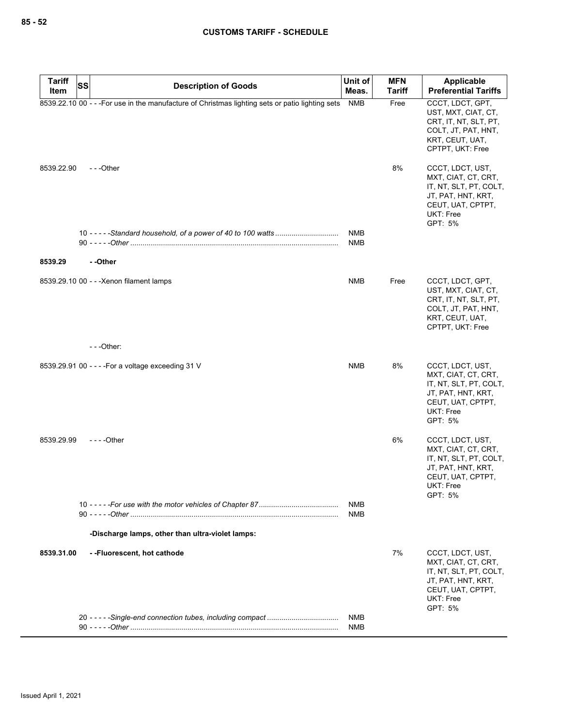| Tariff Item | SS | Description of Goods | Unit of Meas. | MFN Tariff | Applicable Preferential Tariffs |
|---|---|---|---|---|---|
| 8539.22.10 | 00 | - - -For use in the manufacture of Christmas lighting sets or patio lighting sets | NMB | Free | CCCT, LDCT, GPT, UST, MXT, CIAT, CT, CRT, IT, NT, SLT, PT, COLT, JT, PAT, HNT, KRT, CEUT, UAT, CPTPT, UKT: Free |
| 8539.22.90 | | - - -Other | | 8% | CCCT, LDCT, UST, MXT, CIAT, CT, CRT, IT, NT, SLT, PT, COLT, JT, PAT, HNT, KRT, CEUT, UAT, CPTPT, UKT: Free GPT: 5% |
| | 10 | - - - - -*Standard household, of a power of 40 to 100 watts* | NMB | | |
| | 90 | - - - - -*Other* | NMB | | |
| **8539.29** | | **- -Other** | | | |
| 8539.29.10 | 00 | - - -Xenon filament lamps | NMB | Free | CCCT, LDCT, GPT, UST, MXT, CIAT, CT, CRT, IT, NT, SLT, PT, COLT, JT, PAT, HNT, KRT, CEUT, UAT, CPTPT, UKT: Free |
| | | - - -Other: | | | |
| 8539.29.91 | 00 | - - - -For a voltage exceeding 31 V | NMB | 8% | CCCT, LDCT, UST, MXT, CIAT, CT, CRT, IT, NT, SLT, PT, COLT, JT, PAT, HNT, KRT, CEUT, UAT, CPTPT, UKT: Free GPT: 5% |
| 8539.29.99 | | - - - -Other | | 6% | CCCT, LDCT, UST, MXT, CIAT, CT, CRT, IT, NT, SLT, PT, COLT, JT, PAT, HNT, KRT, CEUT, UAT, CPTPT, UKT: Free GPT: 5% |
| | 10 | - - - - -*For use with the motor vehicles of Chapter 87* | NMB | | |
| | 90 | - - - - -*Other* | NMB | | |
| | | **-Discharge lamps, other than ultra-violet lamps:** | | | |
| **8539.31.00** | | **- -Fluorescent, hot cathode** | | 7% | CCCT, LDCT, UST, MXT, CIAT, CT, CRT, IT, NT, SLT, PT, COLT, JT, PAT, HNT, KRT, CEUT, UAT, CPTPT, UKT: Free GPT: 5% |
| | 20 | - - - - -*Single-end connection tubes, including compact* | NMB | | |
| | 90 | - - - - -*Other* | NMB | | |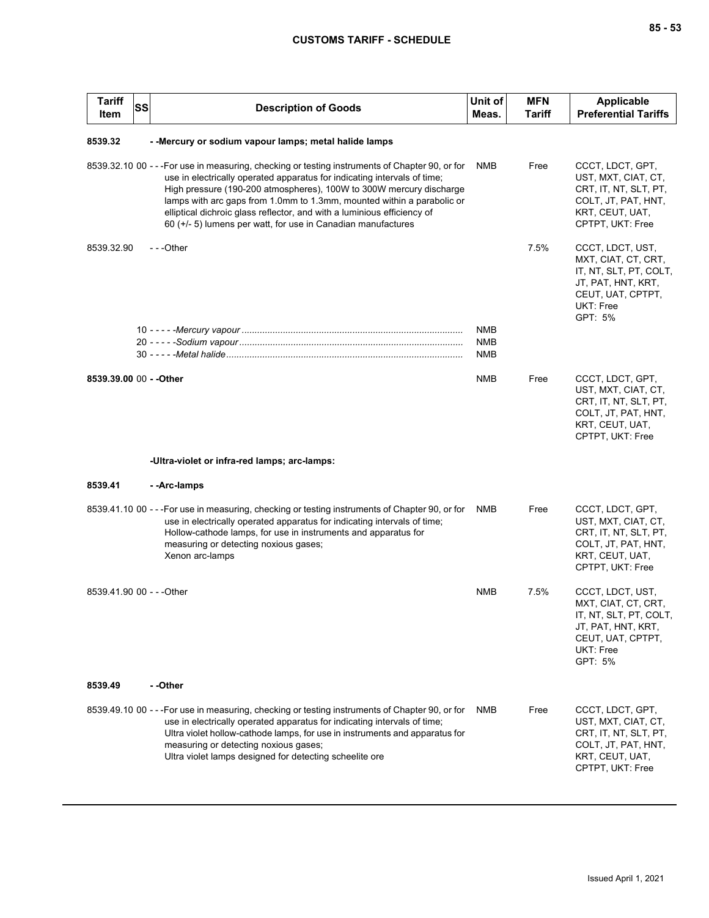| Tariff Item | SS | Description of Goods | Unit of Meas. | MFN Tariff | Applicable Preferential Tariffs |
|---|---|---|---|---|---|
| **8539.32** | | **- -Mercury or sodium vapour lamps; metal halide lamps** | | | |
| 8539.32.10 | 00 | - - -For use in measuring, checking or testing instruments of Chapter 90, or for use in electrically operated apparatus for indicating intervals of time;<br>High pressure (190-200 atmospheres), 100W to 300W mercury discharge lamps with arc gaps from 1.0mm to 1.3mm, mounted within a parabolic or elliptical dichroic glass reflector, and with a luminious efficiency of 60 (+/- 5) lumens per watt, for use in Canadian manufactures | NMB | Free | CCCT, LDCT, GPT, UST, MXT, CIAT, CT, CRT, IT, NT, SLT, PT, COLT, JT, PAT, HNT, KRT, CEUT, UAT, CPTPT, UKT: Free |
| 8539.32.90 | | - - -Other | | 7.5% | CCCT, LDCT, UST, MXT, CIAT, CT, CRT, IT, NT, SLT, PT, COLT, JT, PAT, HNT, KRT, CEUT, UAT, CPTPT, UKT: Free<br>GPT: 5% |
| | 10 | - - - - -*Mercury vapour* | NMB | | |
| | 20 | - - - - -*Sodium vapour* | NMB | | |
| | 30 | - - - - -*Metal halide* | NMB | | |
| **8539.39.00** | **00** | **- -Other** | NMB | Free | CCCT, LDCT, GPT, UST, MXT, CIAT, CT, CRT, IT, NT, SLT, PT, COLT, JT, PAT, HNT, KRT, CEUT, UAT, CPTPT, UKT: Free |
| | | **-Ultra-violet or infra-red lamps; arc-lamps:** | | | |
| **8539.41** | | **- -Arc-lamps** | | | |
| 8539.41.10 | 00 | - - -For use in measuring, checking or testing instruments of Chapter 90, or for use in electrically operated apparatus for indicating intervals of time;<br>Hollow-cathode lamps, for use in instruments and apparatus for measuring or detecting noxious gases;<br>Xenon arc-lamps | NMB | Free | CCCT, LDCT, GPT, UST, MXT, CIAT, CT, CRT, IT, NT, SLT, PT, COLT, JT, PAT, HNT, KRT, CEUT, UAT, CPTPT, UKT: Free |
| 8539.41.90 | 00 | - - -Other | NMB | 7.5% | CCCT, LDCT, UST, MXT, CIAT, CT, CRT, IT, NT, SLT, PT, COLT, JT, PAT, HNT, KRT, CEUT, UAT, CPTPT, UKT: Free<br>GPT: 5% |
| **8539.49** | | **- -Other** | | | |
| 8539.49.10 | 00 | - - -For use in measuring, checking or testing instruments of Chapter 90, or for use in electrically operated apparatus for indicating intervals of time;<br>Ultra violet hollow-cathode lamps, for use in instruments and apparatus for measuring or detecting noxious gases;<br>Ultra violet lamps designed for detecting scheelite ore | NMB | Free | CCCT, LDCT, GPT, UST, MXT, CIAT, CT, CRT, IT, NT, SLT, PT, COLT, JT, PAT, HNT, KRT, CEUT, UAT, CPTPT, UKT: Free |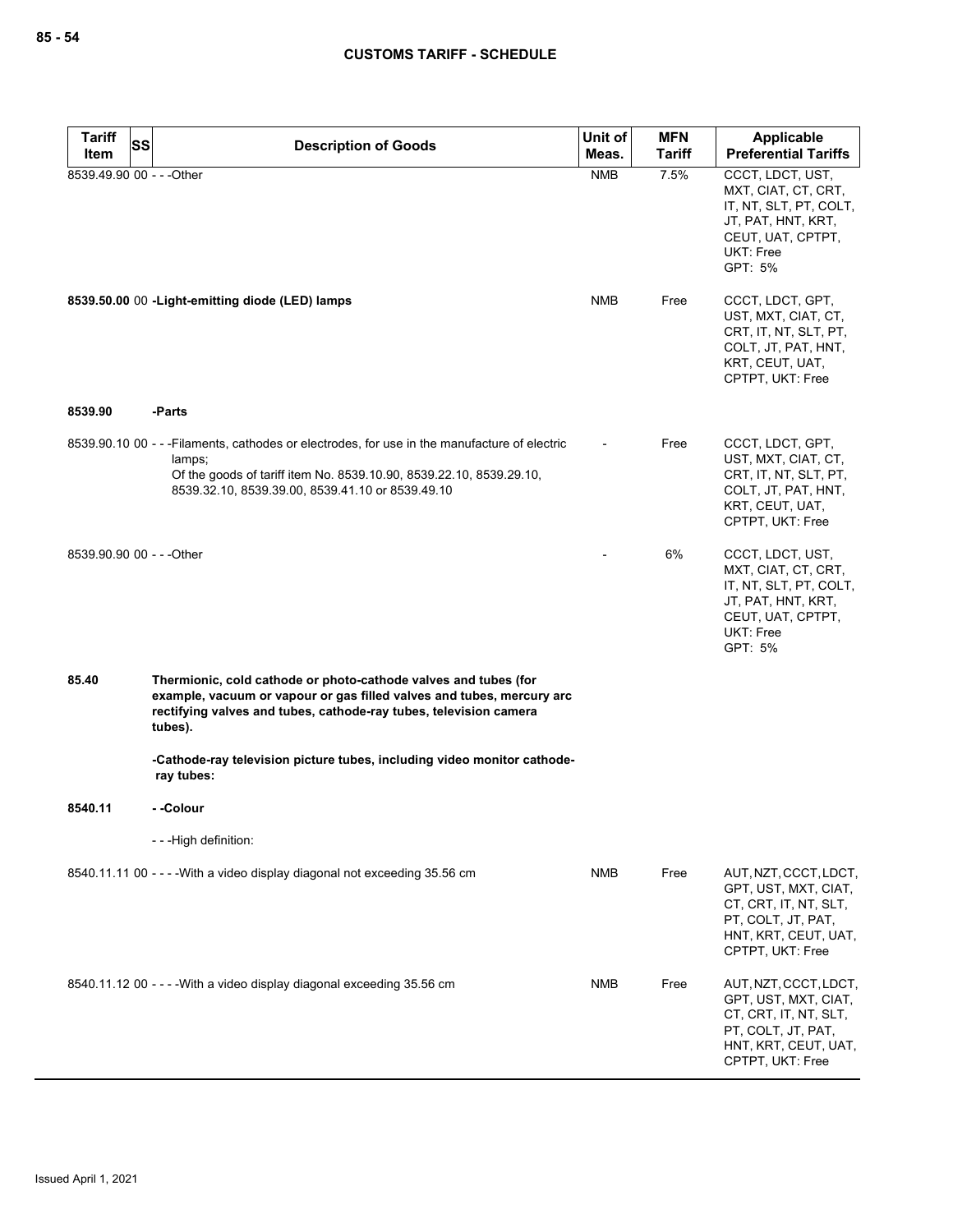| Tariff Item | SS | Description of Goods | Unit of Meas. | MFN Tariff | Applicable Preferential Tariffs |
|---|---|---|---|---|---|
| 8539.49.90 | 00 | - - -Other | NMB | 7.5% | CCCT, LDCT, UST, MXT, CIAT, CT, CRT, IT, NT, SLT, PT, COLT, JT, PAT, HNT, KRT, CEUT, UAT, CPTPT, UKT: Free<br>GPT: 5% |
| **8539.50.00** | 00 | **-Light-emitting diode (LED) lamps** | NMB | Free | CCCT, LDCT, GPT, UST, MXT, CIAT, CT, CRT, IT, NT, SLT, PT, COLT, JT, PAT, HNT, KRT, CEUT, UAT, CPTPT, UKT: Free |
| **8539.90** | | **-Parts** | | | |
| 8539.90.10 | 00 | - - -Filaments, cathodes or electrodes, for use in the manufacture of electric lamps;<br>Of the goods of tariff item No. 8539.10.90, 8539.22.10, 8539.29.10, 8539.32.10, 8539.39.00, 8539.41.10 or 8539.49.10 | - | Free | CCCT, LDCT, GPT, UST, MXT, CIAT, CT, CRT, IT, NT, SLT, PT, COLT, JT, PAT, HNT, KRT, CEUT, UAT, CPTPT, UKT: Free |
| 8539.90.90 | 00 | - - -Other | - | 6% | CCCT, LDCT, UST, MXT, CIAT, CT, CRT, IT, NT, SLT, PT, COLT, JT, PAT, HNT, KRT, CEUT, UAT, CPTPT, UKT: Free<br>GPT: 5% |
| **85.40** | | **Thermionic, cold cathode or photo-cathode valves and tubes (for example, vacuum or vapour or gas filled valves and tubes, mercury arc rectifying valves and tubes, cathode-ray tubes, television camera tubes).** | | | |
| | | **-Cathode-ray television picture tubes, including video monitor cathode-ray tubes:** | | | |
| **8540.11** | | **- -Colour** | | | |
| | | - - -High definition: | | | |
| 8540.11.11 | 00 | - - - -With a video display diagonal not exceeding 35.56 cm | NMB | Free | AUT, NZT, CCCT, LDCT, GPT, UST, MXT, CIAT, CT, CRT, IT, NT, SLT, PT, COLT, JT, PAT, HNT, KRT, CEUT, UAT, CPTPT, UKT: Free |
| 8540.11.12 | 00 | - - - -With a video display diagonal exceeding 35.56 cm | NMB | Free | AUT, NZT, CCCT, LDCT, GPT, UST, MXT, CIAT, CT, CRT, IT, NT, SLT, PT, COLT, JT, PAT, HNT, KRT, CEUT, UAT, CPTPT, UKT: Free |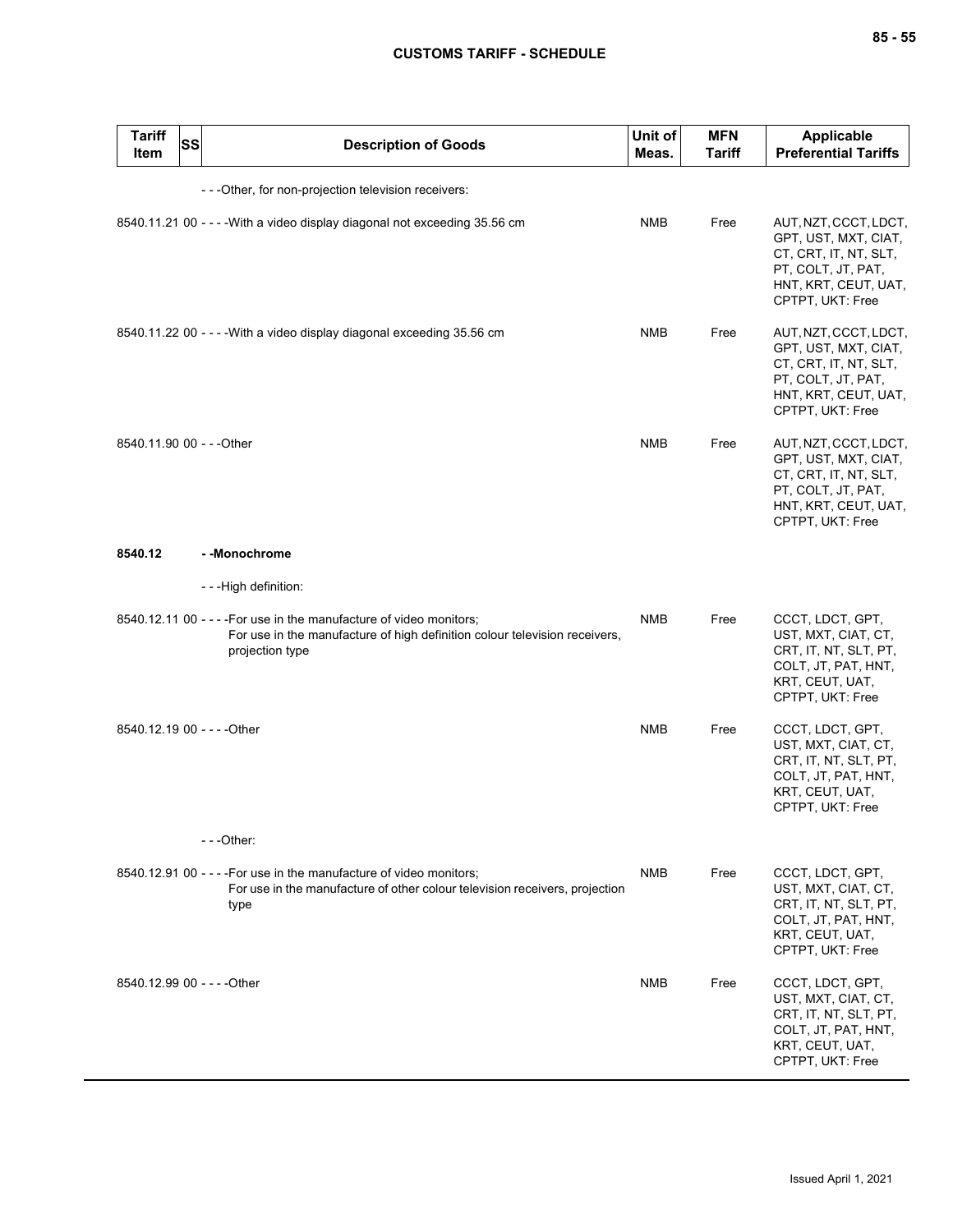| Tariff Item | SS | Description of Goods | Unit of Meas. | MFN Tariff | Applicable Preferential Tariffs |
|---|---|---|---|---|---|
| | | ---Other, for non-projection television receivers: | | | |
| 8540.11.21 | 00 | ----With a video display diagonal not exceeding 35.56 cm | NMB | Free | AUT, NZT, CCCT, LDCT, GPT, UST, MXT, CIAT, CT, CRT, IT, NT, SLT, PT, COLT, JT, PAT, HNT, KRT, CEUT, UAT, CPTPT, UKT: Free |
| 8540.11.22 | 00 | ----With a video display diagonal exceeding 35.56 cm | NMB | Free | AUT, NZT, CCCT, LDCT, GPT, UST, MXT, CIAT, CT, CRT, IT, NT, SLT, PT, COLT, JT, PAT, HNT, KRT, CEUT, UAT, CPTPT, UKT: Free |
| 8540.11.90 | 00 | ---Other | NMB | Free | AUT, NZT, CCCT, LDCT, GPT, UST, MXT, CIAT, CT, CRT, IT, NT, SLT, PT, COLT, JT, PAT, HNT, KRT, CEUT, UAT, CPTPT, UKT: Free |
| **8540.12** | | **--Monochrome** | | | |
| | | ---High definition: | | | |
| 8540.12.11 | 00 | ----For use in the manufacture of video monitors;<br>For use in the manufacture of high definition colour television receivers, projection type | NMB | Free | CCCT, LDCT, GPT, UST, MXT, CIAT, CT, CRT, IT, NT, SLT, PT, COLT, JT, PAT, HNT, KRT, CEUT, UAT, CPTPT, UKT: Free |
| 8540.12.19 | 00 | ----Other | NMB | Free | CCCT, LDCT, GPT, UST, MXT, CIAT, CT, CRT, IT, NT, SLT, PT, COLT, JT, PAT, HNT, KRT, CEUT, UAT, CPTPT, UKT: Free |
| | | ---Other: | | | |
| 8540.12.91 | 00 | ----For use in the manufacture of video monitors;<br>For use in the manufacture of other colour television receivers, projection type | NMB | Free | CCCT, LDCT, GPT, UST, MXT, CIAT, CT, CRT, IT, NT, SLT, PT, COLT, JT, PAT, HNT, KRT, CEUT, UAT, CPTPT, UKT: Free |
| 8540.12.99 | 00 | ----Other | NMB | Free | CCCT, LDCT, GPT, UST, MXT, CIAT, CT, CRT, IT, NT, SLT, PT, COLT, JT, PAT, HNT, KRT, CEUT, UAT, CPTPT, UKT: Free |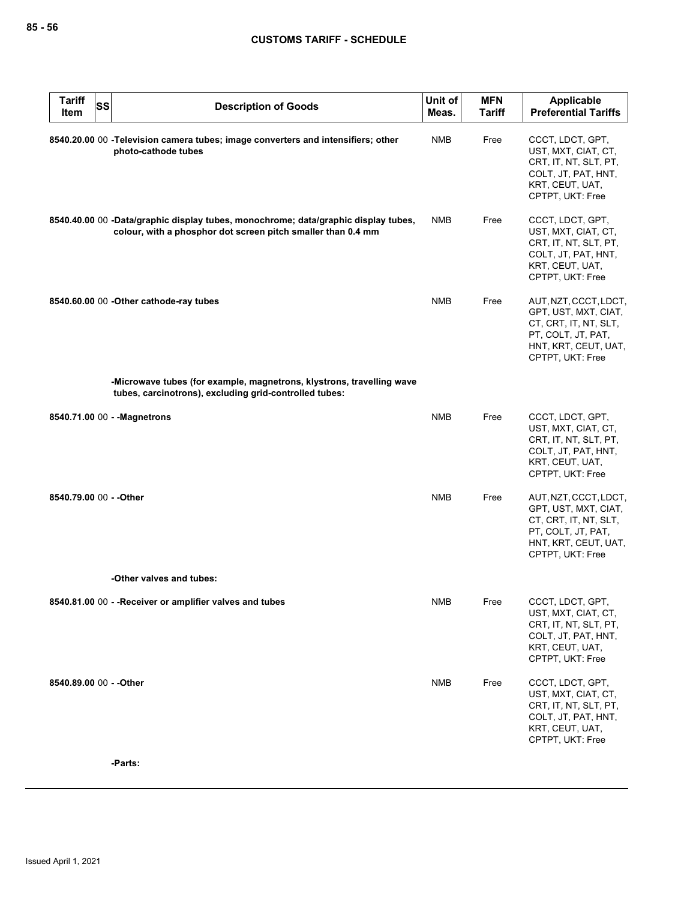| Tariff Item | SS | Description of Goods | Unit of Meas. | MFN Tariff | Applicable Preferential Tariffs |
|---|---|---|---|---|---|
| 8540.20.00 | 00 | **-Television camera tubes; image converters and intensifiers; other photo-cathode tubes** | NMB | Free | CCCT, LDCT, GPT, UST, MXT, CIAT, CT, CRT, IT, NT, SLT, PT, COLT, JT, PAT, HNT, KRT, CEUT, UAT, CPTPT, UKT: Free |
| 8540.40.00 | 00 | **-Data/graphic display tubes, monochrome; data/graphic display tubes, colour, with a phosphor dot screen pitch smaller than 0.4 mm** | NMB | Free | CCCT, LDCT, GPT, UST, MXT, CIAT, CT, CRT, IT, NT, SLT, PT, COLT, JT, PAT, HNT, KRT, CEUT, UAT, CPTPT, UKT: Free |
| 8540.60.00 | 00 | **-Other cathode-ray tubes** | NMB | Free | AUT, NZT, CCCT, LDCT, GPT, UST, MXT, CIAT, CT, CRT, IT, NT, SLT, PT, COLT, JT, PAT, HNT, KRT, CEUT, UAT, CPTPT, UKT: Free |
| | | **-Microwave tubes (for example, magnetrons, klystrons, travelling wave tubes, carcinotrons), excluding grid-controlled tubes:** | | | |
| 8540.71.00 | 00 | **- -Magnetrons** | NMB | Free | CCCT, LDCT, GPT, UST, MXT, CIAT, CT, CRT, IT, NT, SLT, PT, COLT, JT, PAT, HNT, KRT, CEUT, UAT, CPTPT, UKT: Free |
| 8540.79.00 | 00 | **- -Other** | NMB | Free | AUT, NZT, CCCT, LDCT, GPT, UST, MXT, CIAT, CT, CRT, IT, NT, SLT, PT, COLT, JT, PAT, HNT, KRT, CEUT, UAT, CPTPT, UKT: Free |
| | | **-Other valves and tubes:** | | | |
| 8540.81.00 | 00 | **- -Receiver or amplifier valves and tubes** | NMB | Free | CCCT, LDCT, GPT, UST, MXT, CIAT, CT, CRT, IT, NT, SLT, PT, COLT, JT, PAT, HNT, KRT, CEUT, UAT, CPTPT, UKT: Free |
| 8540.89.00 | 00 | **- -Other** | NMB | Free | CCCT, LDCT, GPT, UST, MXT, CIAT, CT, CRT, IT, NT, SLT, PT, COLT, JT, PAT, HNT, KRT, CEUT, UAT, CPTPT, UKT: Free |
| | | **-Parts:** | | | |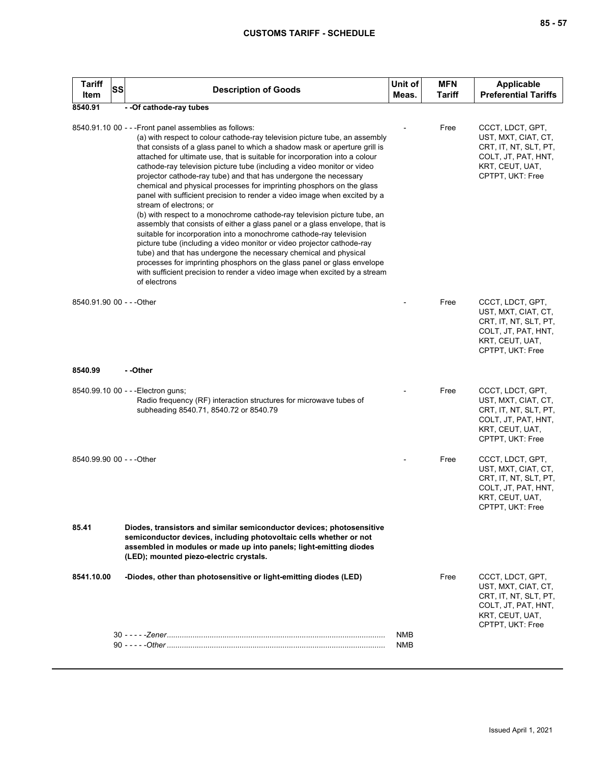| Tariff Item | SS | Description of Goods | Unit of Meas. | MFN Tariff | Applicable Preferential Tariffs |
|---|---|---|---|---|---|
| **8540.91** | | **- -Of cathode-ray tubes** | | | |
| 8540.91.10 | 00 | - - -Front panel assemblies as follows:<br>(a) with respect to colour cathode-ray television picture tube, an assembly that consists of a glass panel to which a shadow mask or aperture grill is attached for ultimate use, that is suitable for incorporation into a colour cathode-ray television picture tube (including a video monitor or video projector cathode-ray tube) and that has undergone the necessary chemical and physical processes for imprinting phosphors on the glass panel with sufficient precision to render a video image when excited by a stream of electrons; or<br>(b) with respect to a monochrome cathode-ray television picture tube, an assembly that consists of either a glass panel or a glass envelope, that is suitable for incorporation into a monochrome cathode-ray television picture tube (including a video monitor or video projector cathode-ray tube) and that has undergone the necessary chemical and physical processes for imprinting phosphors on the glass panel or glass envelope with sufficient precision to render a video image when excited by a stream of electrons | - | Free | CCCT, LDCT, GPT, UST, MXT, CIAT, CT, CRT, IT, NT, SLT, PT, COLT, JT, PAT, HNT, KRT, CEUT, UAT, CPTPT, UKT: Free |
| 8540.91.90 | 00 | - - -Other | - | Free | CCCT, LDCT, GPT, UST, MXT, CIAT, CT, CRT, IT, NT, SLT, PT, COLT, JT, PAT, HNT, KRT, CEUT, UAT, CPTPT, UKT: Free |
| **8540.99** | | **- -Other** | | | |
| 8540.99.10 | 00 | - - -Electron guns;<br>Radio frequency (RF) interaction structures for microwave tubes of subheading 8540.71, 8540.72 or 8540.79 | - | Free | CCCT, LDCT, GPT, UST, MXT, CIAT, CT, CRT, IT, NT, SLT, PT, COLT, JT, PAT, HNT, KRT, CEUT, UAT, CPTPT, UKT: Free |
| 8540.99.90 | 00 | - - -Other | - | Free | CCCT, LDCT, GPT, UST, MXT, CIAT, CT, CRT, IT, NT, SLT, PT, COLT, JT, PAT, HNT, KRT, CEUT, UAT, CPTPT, UKT: Free |
| **85.41** | | **Diodes, transistors and similar semiconductor devices; photosensitive semiconductor devices, including photovoltaic cells whether or not assembled in modules or made up into panels; light-emitting diodes (LED); mounted piezo-electric crystals.** | | | |
| **8541.10.00** | | **-Diodes, other than photosensitive or light-emitting diodes (LED)** | | Free | CCCT, LDCT, GPT, UST, MXT, CIAT, CT, CRT, IT, NT, SLT, PT, COLT, JT, PAT, HNT, KRT, CEUT, UAT, CPTPT, UKT: Free |
| | 30 | - - - - -*Zener* | NMB | | |
| | 90 | - - - - -*Other* | NMB | | |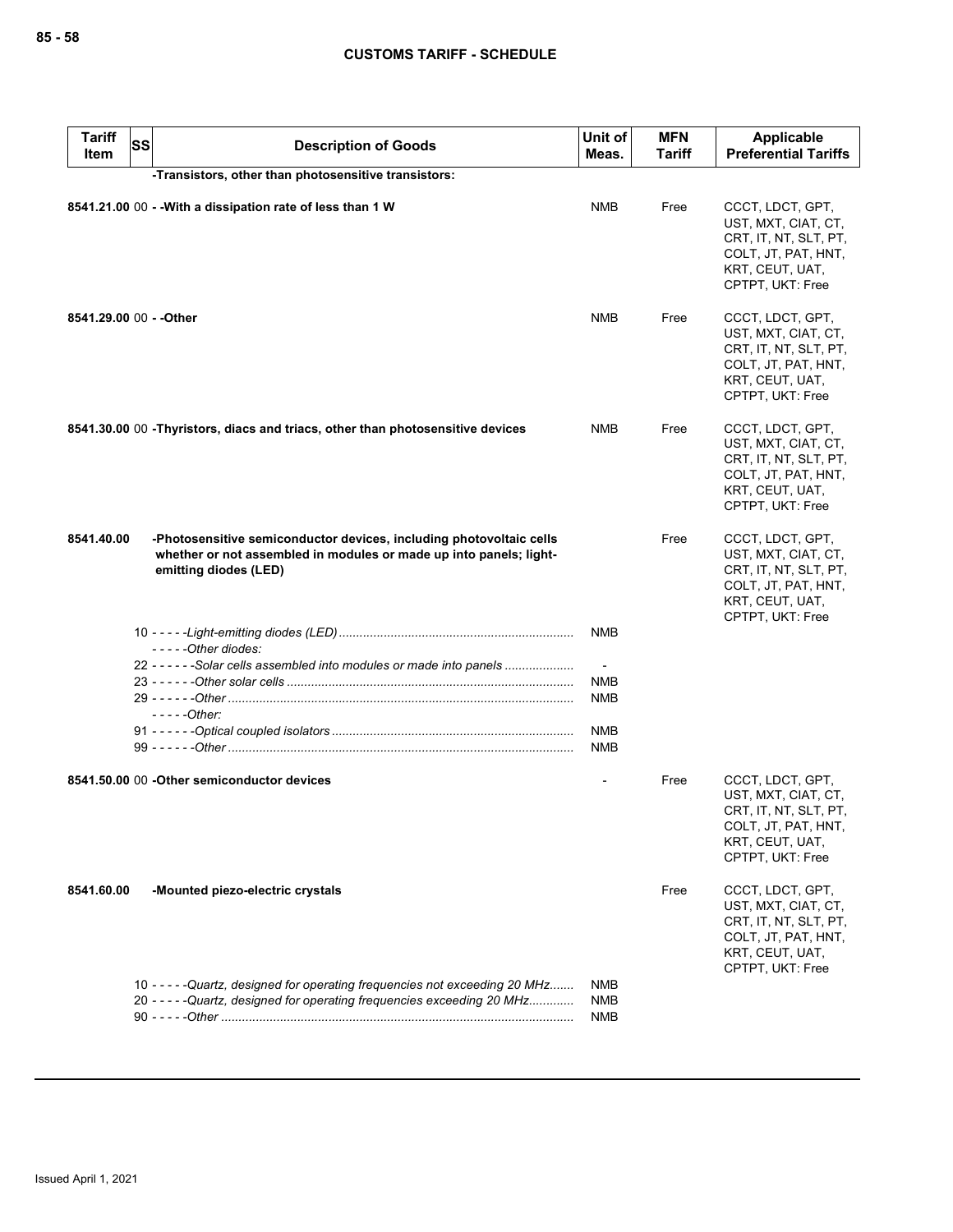| Tariff Item | SS | Description of Goods | Unit of Meas. | MFN Tariff | Applicable Preferential Tariffs |
|---|---|---|---|---|---|
| | | **-Transistors, other than photosensitive transistors:** | | | |
| **8541.21.00** | 00 | **- -With a dissipation rate of less than 1 W** | NMB | Free | CCCT, LDCT, GPT, UST, MXT, CIAT, CT, CRT, IT, NT, SLT, PT, COLT, JT, PAT, HNT, KRT, CEUT, UAT, CPTPT, UKT: Free |
| **8541.29.00** | 00 | **- -Other** | NMB | Free | CCCT, LDCT, GPT, UST, MXT, CIAT, CT, CRT, IT, NT, SLT, PT, COLT, JT, PAT, HNT, KRT, CEUT, UAT, CPTPT, UKT: Free |
| **8541.30.00** | 00 | **-Thyristors, diacs and triacs, other than photosensitive devices** | NMB | Free | CCCT, LDCT, GPT, UST, MXT, CIAT, CT, CRT, IT, NT, SLT, PT, COLT, JT, PAT, HNT, KRT, CEUT, UAT, CPTPT, UKT: Free |
| **8541.40.00** | | **-Photosensitive semiconductor devices, including photovoltaic cells whether or not assembled in modules or made up into panels; light-emitting diodes (LED)** | | Free | CCCT, LDCT, GPT, UST, MXT, CIAT, CT, CRT, IT, NT, SLT, PT, COLT, JT, PAT, HNT, KRT, CEUT, UAT, CPTPT, UKT: Free |
| | 10 | *- - - - -Light-emitting diodes (LED)* | NMB | | |
| | | *- - - - -Other diodes:* | | | |
| | 22 | *- - - - - -Solar cells assembled into modules or made into panels* | - | | |
| | 23 | *- - - - - -Other solar cells* | NMB | | |
| | 29 | *- - - - - -Other* | NMB | | |
| | | *- - - - -Other:* | | | |
| | 91 | *- - - - - -Optical coupled isolators* | NMB | | |
| | 99 | *- - - - - -Other* | NMB | | |
| **8541.50.00** | 00 | **-Other semiconductor devices** | - | Free | CCCT, LDCT, GPT, UST, MXT, CIAT, CT, CRT, IT, NT, SLT, PT, COLT, JT, PAT, HNT, KRT, CEUT, UAT, CPTPT, UKT: Free |
| **8541.60.00** | | **-Mounted piezo-electric crystals** | | Free | CCCT, LDCT, GPT, UST, MXT, CIAT, CT, CRT, IT, NT, SLT, PT, COLT, JT, PAT, HNT, KRT, CEUT, UAT, CPTPT, UKT: Free |
| | 10 | *- - - - -Quartz, designed for operating frequencies not exceeding 20 MHz* | NMB | | |
| | 20 | *- - - - -Quartz, designed for operating frequencies exceeding 20 MHz* | NMB | | |
| | 90 | *- - - - -Other* | NMB | | |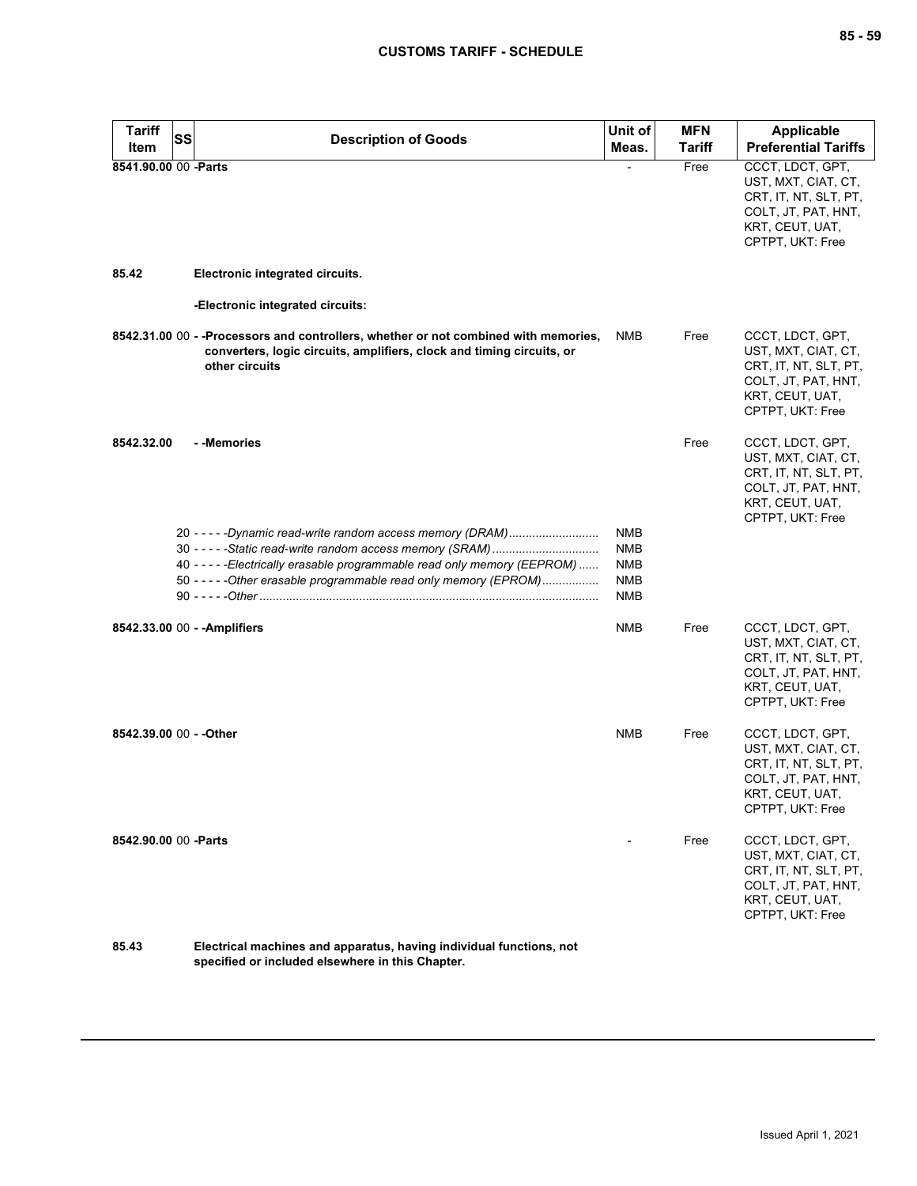| Tariff Item | SS | Description of Goods | Unit of Meas. | MFN Tariff | Applicable Preferential Tariffs |
|---|---|---|---|---|---|
| 8541.90.00 | 00 | **-Parts** | - | Free | CCCT, LDCT, GPT, UST, MXT, CIAT, CT, CRT, IT, NT, SLT, PT, COLT, JT, PAT, HNT, KRT, CEUT, UAT, CPTPT, UKT: Free |
| **85.42** | | **Electronic integrated circuits.** | | | |
| | | **-Electronic integrated circuits:** | | | |
| 8542.31.00 | 00 | **- -Processors and controllers, whether or not combined with memories, converters, logic circuits, amplifiers, clock and timing circuits, or other circuits** | NMB | Free | CCCT, LDCT, GPT, UST, MXT, CIAT, CT, CRT, IT, NT, SLT, PT, COLT, JT, PAT, HNT, KRT, CEUT, UAT, CPTPT, UKT: Free |
| 8542.32.00 | | **- -Memories** | | Free | CCCT, LDCT, GPT, UST, MXT, CIAT, CT, CRT, IT, NT, SLT, PT, COLT, JT, PAT, HNT, KRT, CEUT, UAT, CPTPT, UKT: Free |
| | 20 | *- - - - -Dynamic read-write random access memory (DRAM)* | NMB | | |
| | 30 | *- - - - -Static read-write random access memory (SRAM)* | NMB | | |
| | 40 | *- - - - -Electrically erasable programmable read only memory (EEPROM)* | NMB | | |
| | 50 | *- - - - -Other erasable programmable read only memory (EPROM)* | NMB | | |
| | 90 | *- - - - -Other* | NMB | | |
| 8542.33.00 | 00 | **- -Amplifiers** | NMB | Free | CCCT, LDCT, GPT, UST, MXT, CIAT, CT, CRT, IT, NT, SLT, PT, COLT, JT, PAT, HNT, KRT, CEUT, UAT, CPTPT, UKT: Free |
| 8542.39.00 | 00 | **- -Other** | NMB | Free | CCCT, LDCT, GPT, UST, MXT, CIAT, CT, CRT, IT, NT, SLT, PT, COLT, JT, PAT, HNT, KRT, CEUT, UAT, CPTPT, UKT: Free |
| 8542.90.00 | 00 | **-Parts** | - | Free | CCCT, LDCT, GPT, UST, MXT, CIAT, CT, CRT, IT, NT, SLT, PT, COLT, JT, PAT, HNT, KRT, CEUT, UAT, CPTPT, UKT: Free |
| **85.43** | | **Electrical machines and apparatus, having individual functions, not specified or included elsewhere in this Chapter.** | | | |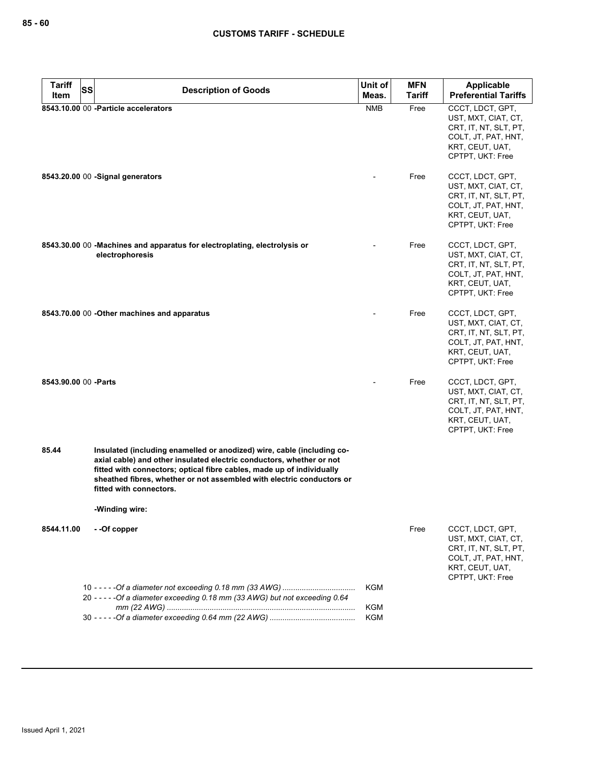| Tariff Item | SS | Description of Goods | Unit of Meas. | MFN Tariff | Applicable Preferential Tariffs |
|---|---|---|---|---|---|
| 8543.10.00 | 00 | **-Particle accelerators** | NMB | Free | CCCT, LDCT, GPT, UST, MXT, CIAT, CT, CRT, IT, NT, SLT, PT, COLT, JT, PAT, HNT, KRT, CEUT, UAT, CPTPT, UKT: Free |
| 8543.20.00 | 00 | **-Signal generators** | - | Free | CCCT, LDCT, GPT, UST, MXT, CIAT, CT, CRT, IT, NT, SLT, PT, COLT, JT, PAT, HNT, KRT, CEUT, UAT, CPTPT, UKT: Free |
| 8543.30.00 | 00 | **-Machines and apparatus for electroplating, electrolysis or electrophoresis** | - | Free | CCCT, LDCT, GPT, UST, MXT, CIAT, CT, CRT, IT, NT, SLT, PT, COLT, JT, PAT, HNT, KRT, CEUT, UAT, CPTPT, UKT: Free |
| 8543.70.00 | 00 | **-Other machines and apparatus** | - | Free | CCCT, LDCT, GPT, UST, MXT, CIAT, CT, CRT, IT, NT, SLT, PT, COLT, JT, PAT, HNT, KRT, CEUT, UAT, CPTPT, UKT: Free |
| 8543.90.00 | 00 | **-Parts** | - | Free | CCCT, LDCT, GPT, UST, MXT, CIAT, CT, CRT, IT, NT, SLT, PT, COLT, JT, PAT, HNT, KRT, CEUT, UAT, CPTPT, UKT: Free |
| 85.44 | | **Insulated (including enamelled or anodized) wire, cable (including co-axial cable) and other insulated electric conductors, whether or not fitted with connectors; optical fibre cables, made up of individually sheathed fibres, whether or not assembled with electric conductors or fitted with connectors.** | | | |
| | | **-Winding wire:** | | | |
| 8544.11.00 | | **- -Of copper** | | Free | CCCT, LDCT, GPT, UST, MXT, CIAT, CT, CRT, IT, NT, SLT, PT, COLT, JT, PAT, HNT, KRT, CEUT, UAT, CPTPT, UKT: Free |
| | 10 | *- - - - -Of a diameter not exceeding 0.18 mm (33 AWG)* | KGM | | |
| | 20 | *- - - - -Of a diameter exceeding 0.18 mm (33 AWG) but not exceeding 0.64 mm (22 AWG)* | KGM | | |
| | 30 | *- - - - -Of a diameter exceeding 0.64 mm (22 AWG)* | KGM | | |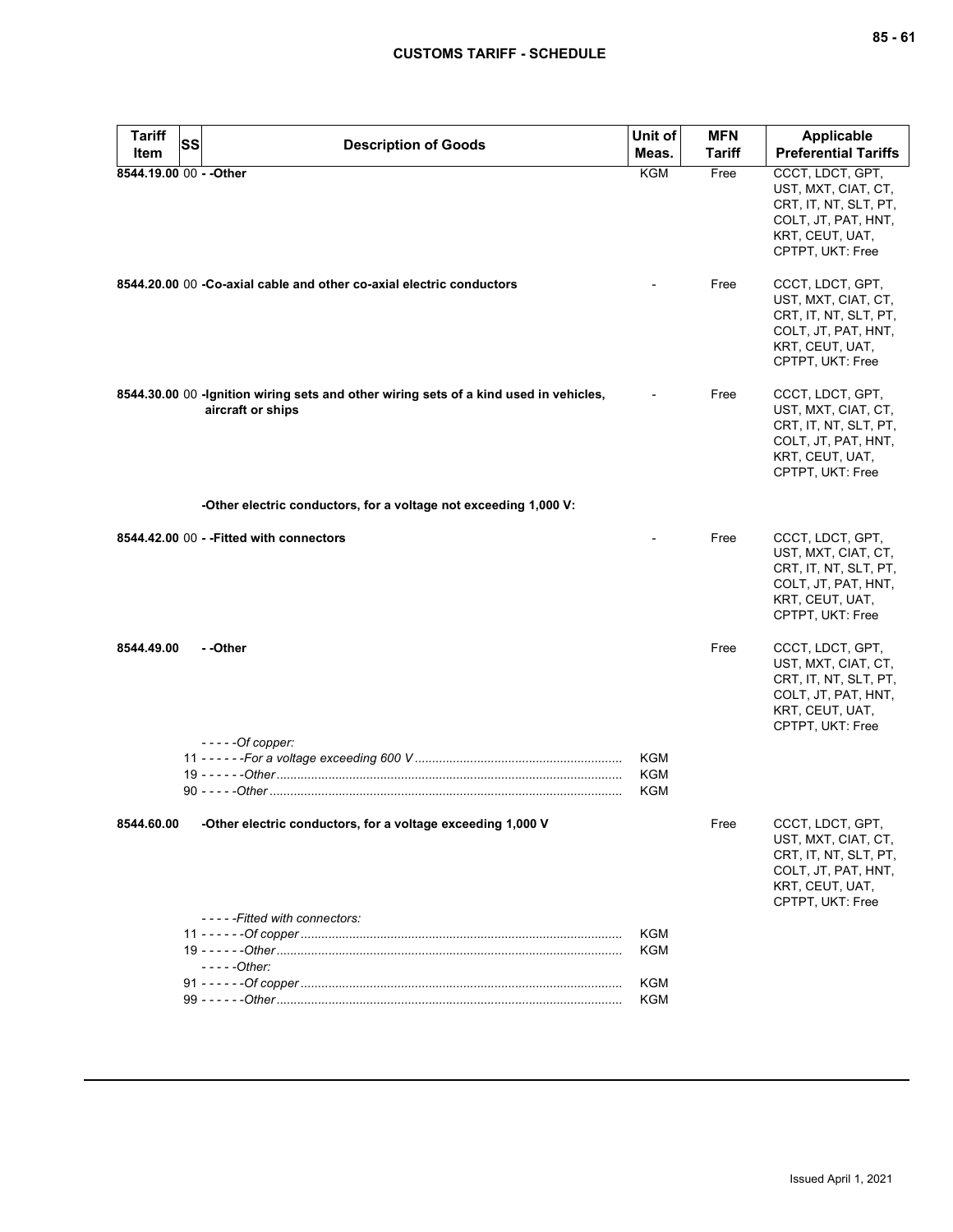| Tariff Item | SS | Description of Goods | Unit of Meas. | MFN Tariff | Applicable Preferential Tariffs |
|---|---|---|---|---|---|
| 8544.19.00 | 00 | **- -Other** | KGM | Free | CCCT, LDCT, GPT, UST, MXT, CIAT, CT, CRT, IT, NT, SLT, PT, COLT, JT, PAT, HNT, KRT, CEUT, UAT, CPTPT, UKT: Free |
| 8544.20.00 | 00 | **-Co-axial cable and other co-axial electric conductors** | - | Free | CCCT, LDCT, GPT, UST, MXT, CIAT, CT, CRT, IT, NT, SLT, PT, COLT, JT, PAT, HNT, KRT, CEUT, UAT, CPTPT, UKT: Free |
| 8544.30.00 | 00 | **-Ignition wiring sets and other wiring sets of a kind used in vehicles, aircraft or ships** | - | Free | CCCT, LDCT, GPT, UST, MXT, CIAT, CT, CRT, IT, NT, SLT, PT, COLT, JT, PAT, HNT, KRT, CEUT, UAT, CPTPT, UKT: Free |
| | | **-Other electric conductors, for a voltage not exceeding 1,000 V:** | | | |
| 8544.42.00 | 00 | **- -Fitted with connectors** | - | Free | CCCT, LDCT, GPT, UST, MXT, CIAT, CT, CRT, IT, NT, SLT, PT, COLT, JT, PAT, HNT, KRT, CEUT, UAT, CPTPT, UKT: Free |
| 8544.49.00 | | **- -Other** | | Free | CCCT, LDCT, GPT, UST, MXT, CIAT, CT, CRT, IT, NT, SLT, PT, COLT, JT, PAT, HNT, KRT, CEUT, UAT, CPTPT, UKT: Free |
| | | *- - - - -Of copper:* | | | |
| | 11 | *- - - - - -For a voltage exceeding 600 V* | KGM | | |
| | 19 | *- - - - - -Other* | KGM | | |
| | 90 | *- - - - -Other* | KGM | | |
| 8544.60.00 | | **-Other electric conductors, for a voltage exceeding 1,000 V** | | Free | CCCT, LDCT, GPT, UST, MXT, CIAT, CT, CRT, IT, NT, SLT, PT, COLT, JT, PAT, HNT, KRT, CEUT, UAT, CPTPT, UKT: Free |
| | | *- - - - -Fitted with connectors:* | | | |
| | 11 | *- - - - - -Of copper* | KGM | | |
| | 19 | *- - - - - -Other* | KGM | | |
| | | *- - - - -Other:* | | | |
| | 91 | *- - - - - -Of copper* | KGM | | |
| | 99 | *- - - - - -Other* | KGM | | |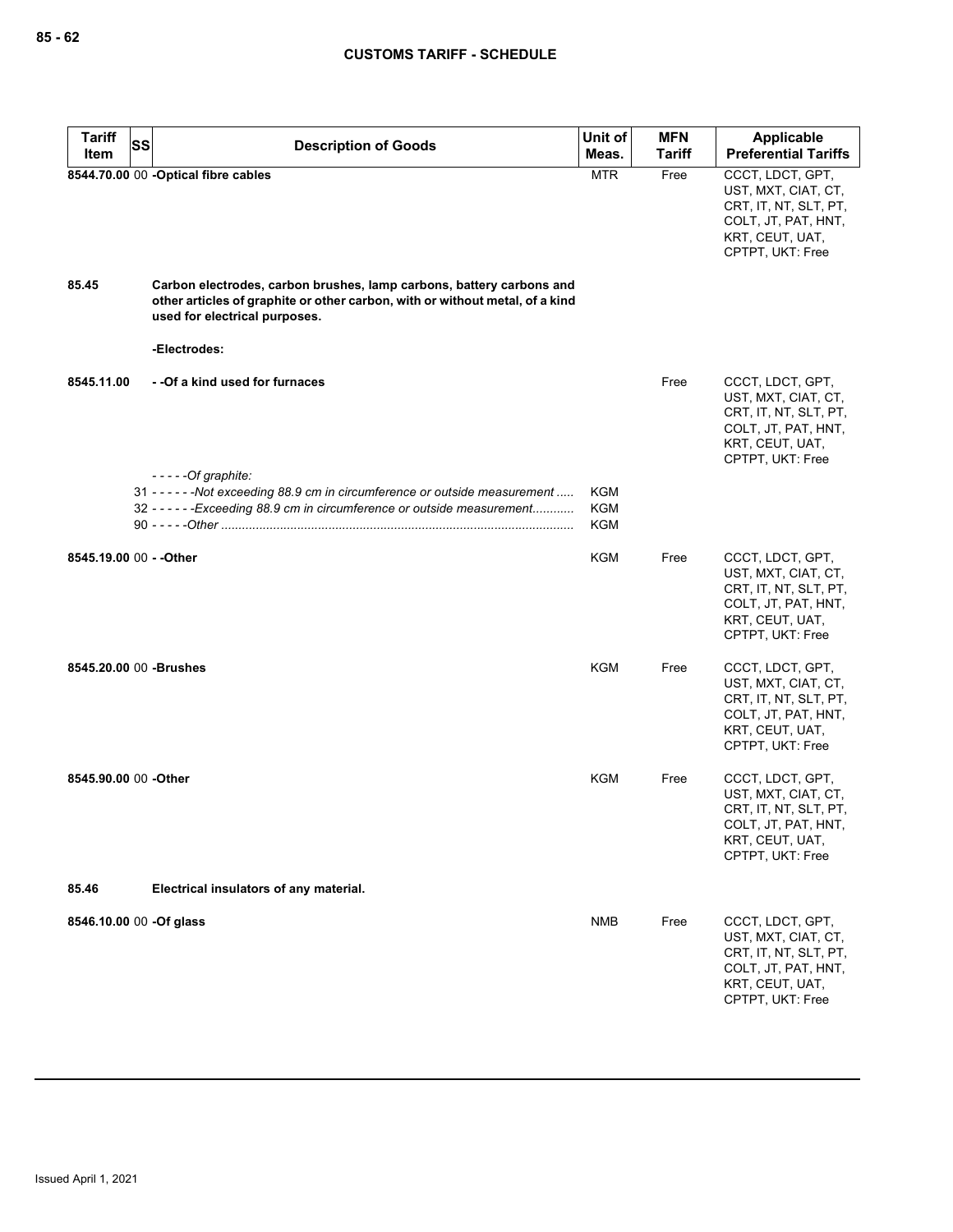| Tariff Item | SS | Description of Goods | Unit of Meas. | MFN Tariff | Applicable Preferential Tariffs |
|---|---|---|---|---|---|
| **8544.70.00** | 00 | **-Optical fibre cables** | MTR | Free | CCCT, LDCT, GPT, UST, MXT, CIAT, CT, CRT, IT, NT, SLT, PT, COLT, JT, PAT, HNT, KRT, CEUT, UAT, CPTPT, UKT: Free |
| **85.45** | | **Carbon electrodes, carbon brushes, lamp carbons, battery carbons and other articles of graphite or other carbon, with or without metal, of a kind used for electrical purposes.** | | | |
| | | **-Electrodes:** | | | |
| **8545.11.00** | | **- -Of a kind used for furnaces** | | Free | CCCT, LDCT, GPT, UST, MXT, CIAT, CT, CRT, IT, NT, SLT, PT, COLT, JT, PAT, HNT, KRT, CEUT, UAT, CPTPT, UKT: Free |
| | | *- - - - -Of graphite:* | | | |
| | 31 | *- - - - - -Not exceeding 88.9 cm in circumference or outside measurement* | KGM | | |
| | 32 | *- - - - - -Exceeding 88.9 cm in circumference or outside measurement* | KGM | | |
| | 90 | *- - - - -Other* | KGM | | |
| **8545.19.00** | 00 | **- -Other** | KGM | Free | CCCT, LDCT, GPT, UST, MXT, CIAT, CT, CRT, IT, NT, SLT, PT, COLT, JT, PAT, HNT, KRT, CEUT, UAT, CPTPT, UKT: Free |
| **8545.20.00** | 00 | **-Brushes** | KGM | Free | CCCT, LDCT, GPT, UST, MXT, CIAT, CT, CRT, IT, NT, SLT, PT, COLT, JT, PAT, HNT, KRT, CEUT, UAT, CPTPT, UKT: Free |
| **8545.90.00** | 00 | **-Other** | KGM | Free | CCCT, LDCT, GPT, UST, MXT, CIAT, CT, CRT, IT, NT, SLT, PT, COLT, JT, PAT, HNT, KRT, CEUT, UAT, CPTPT, UKT: Free |
| **85.46** | | **Electrical insulators of any material.** | | | |
| **8546.10.00** | 00 | **-Of glass** | NMB | Free | CCCT, LDCT, GPT, UST, MXT, CIAT, CT, CRT, IT, NT, SLT, PT, COLT, JT, PAT, HNT, KRT, CEUT, UAT, CPTPT, UKT: Free |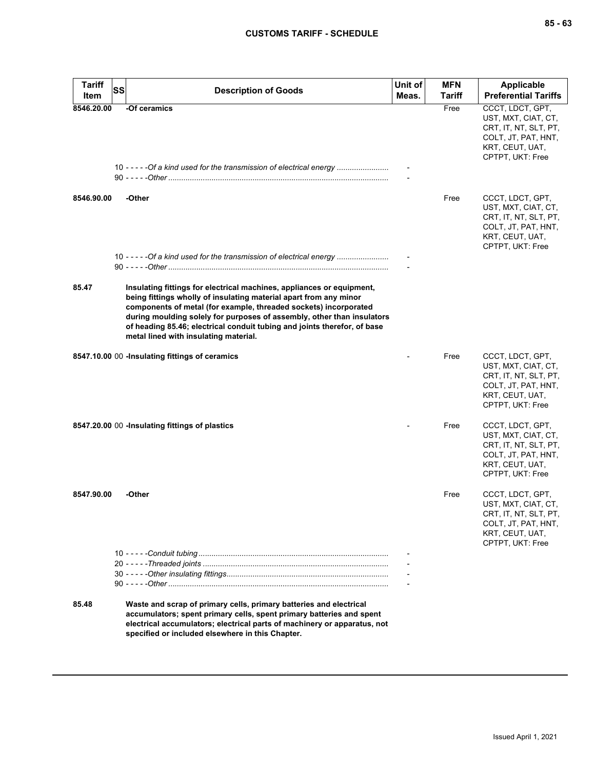| Tariff Item | SS | Description of Goods | Unit of Meas. | MFN Tariff | Applicable Preferential Tariffs |
|---|---|---|---|---|---|
| 8546.20.00 | | -Of ceramics | | Free | CCCT, LDCT, GPT, UST, MXT, CIAT, CT, CRT, IT, NT, SLT, PT, COLT, JT, PAT, HNT, KRT, CEUT, UAT, CPTPT, UKT: Free |
| | 10 | - - - - -*Of a kind used for the transmission of electrical energy* | - | | |
| | 90 | - - - - -*Other* | - | | |
| 8546.90.00 | | -Other | | Free | CCCT, LDCT, GPT, UST, MXT, CIAT, CT, CRT, IT, NT, SLT, PT, COLT, JT, PAT, HNT, KRT, CEUT, UAT, CPTPT, UKT: Free |
| | 10 | - - - - -*Of a kind used for the transmission of electrical energy* | - | | |
| | 90 | - - - - -*Other* | - | | |
| 85.47 | | **Insulating fittings for electrical machines, appliances or equipment, being fittings wholly of insulating material apart from any minor components of metal (for example, threaded sockets) incorporated during moulding solely for purposes of assembly, other than insulators of heading 85.46; electrical conduit tubing and joints therefor, of base metal lined with insulating material.** | | | |
| 8547.10.00 | 00 | -Insulating fittings of ceramics | - | Free | CCCT, LDCT, GPT, UST, MXT, CIAT, CT, CRT, IT, NT, SLT, PT, COLT, JT, PAT, HNT, KRT, CEUT, UAT, CPTPT, UKT: Free |
| 8547.20.00 | 00 | -Insulating fittings of plastics | - | Free | CCCT, LDCT, GPT, UST, MXT, CIAT, CT, CRT, IT, NT, SLT, PT, COLT, JT, PAT, HNT, KRT, CEUT, UAT, CPTPT, UKT: Free |
| 8547.90.00 | | -Other | | Free | CCCT, LDCT, GPT, UST, MXT, CIAT, CT, CRT, IT, NT, SLT, PT, COLT, JT, PAT, HNT, KRT, CEUT, UAT, CPTPT, UKT: Free |
| | 10 | - - - - -*Conduit tubing* | - | | |
| | 20 | - - - - -*Threaded joints* | - | | |
| | 30 | - - - - -*Other insulating fittings* | - | | |
| | 90 | - - - - -*Other* | - | | |
| 85.48 | | **Waste and scrap of primary cells, primary batteries and electrical accumulators; spent primary cells, spent primary batteries and spent electrical accumulators; electrical parts of machinery or apparatus, not specified or included elsewhere in this Chapter.** | | | |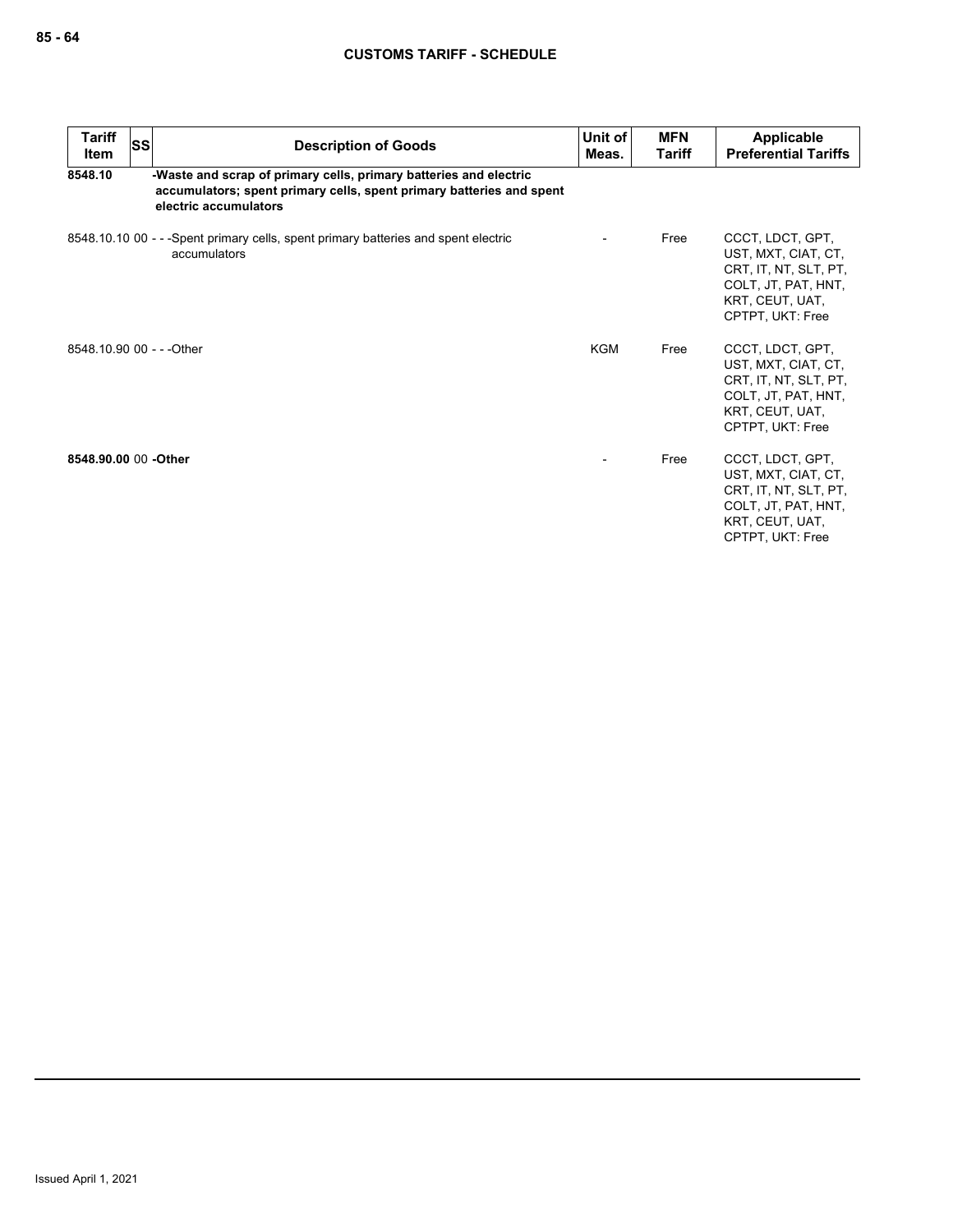| Tariff Item | SS | Description of Goods | Unit of Meas. | MFN Tariff | Applicable Preferential Tariffs |
|---|---|---|---|---|---|
| **8548.10** | | **-Waste and scrap of primary cells, primary batteries and electric accumulators; spent primary cells, spent primary batteries and spent electric accumulators** | | | |
| 8548.10.10 | 00 | - - -Spent primary cells, spent primary batteries and spent electric accumulators | - | Free | CCCT, LDCT, GPT, UST, MXT, CIAT, CT, CRT, IT, NT, SLT, PT, COLT, JT, PAT, HNT, KRT, CEUT, UAT, CPTPT, UKT: Free |
| 8548.10.90 | 00 | - - -Other | KGM | Free | CCCT, LDCT, GPT, UST, MXT, CIAT, CT, CRT, IT, NT, SLT, PT, COLT, JT, PAT, HNT, KRT, CEUT, UAT, CPTPT, UKT: Free |
| **8548.90.00** | 00 | **-Other** | - | Free | CCCT, LDCT, GPT, UST, MXT, CIAT, CT, CRT, IT, NT, SLT, PT, COLT, JT, PAT, HNT, KRT, CEUT, UAT, CPTPT, UKT: Free |